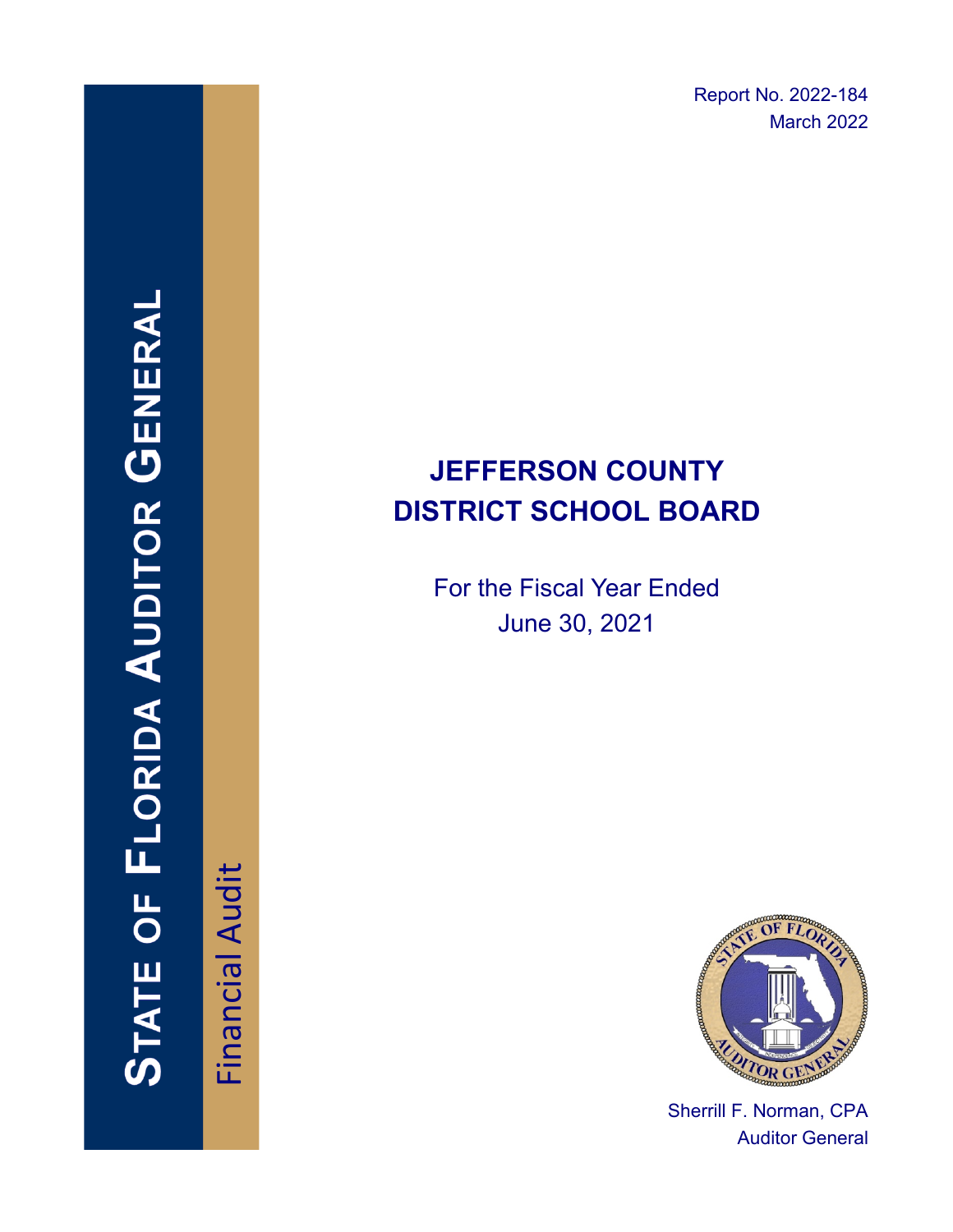Report No. 2022-184
March 2022

STATE OF FLORIDA AUDITOR GENERAL

Financial Audit

# JEFFERSON COUNTY DISTRICT SCHOOL BOARD

For the Fiscal Year Ended
June 30, 2021

Sherrill F. Norman, CPA
Auditor General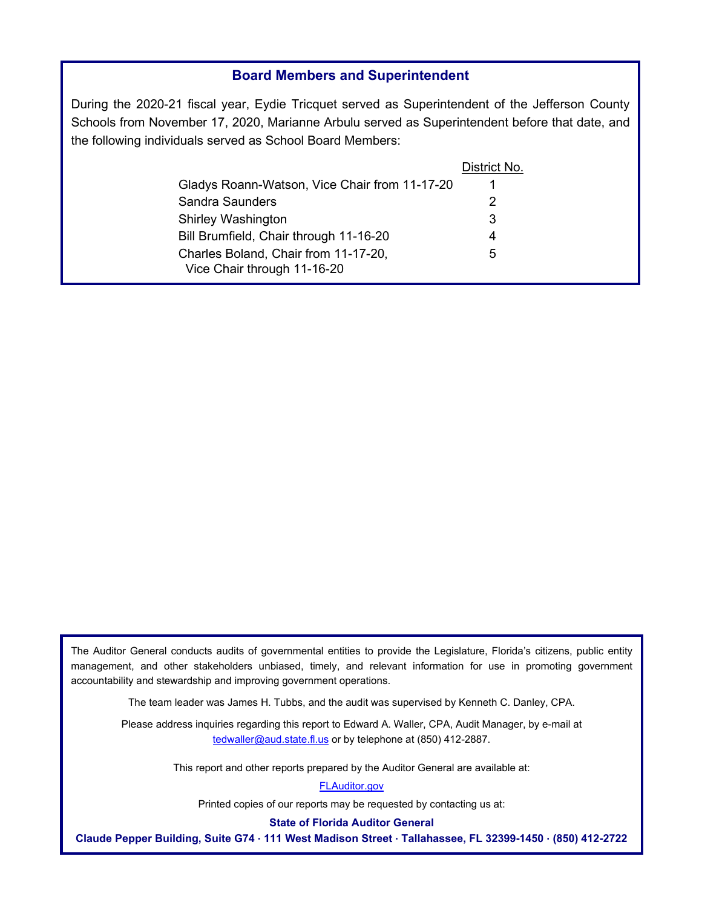## Board Members and Superintendent

During the 2020-21 fiscal year, Eydie Tricquet served as Superintendent of the Jefferson County Schools from November 17, 2020, Marianne Arbulu served as Superintendent before that date, and the following individuals served as School Board Members:

| | District No. |
|---|---|
| Gladys Roann-Watson, Vice Chair from 11-17-20 | 1 |
| Sandra Saunders | 2 |
| Shirley Washington | 3 |
| Bill Brumfield, Chair through 11-16-20 | 4 |
| Charles Boland, Chair from 11-17-20, Vice Chair through 11-16-20 | 5 |

The Auditor General conducts audits of governmental entities to provide the Legislature, Florida's citizens, public entity management, and other stakeholders unbiased, timely, and relevant information for use in promoting government accountability and stewardship and improving government operations.

The team leader was James H. Tubbs, and the audit was supervised by Kenneth C. Danley, CPA.

Please address inquiries regarding this report to Edward A. Waller, CPA, Audit Manager, by e-mail at tedwaller@aud.state.fl.us or by telephone at (850) 412-2887.

This report and other reports prepared by the Auditor General are available at:

FLAuditor.gov

Printed copies of our reports may be requested by contacting us at:

**State of Florida Auditor General**

**Claude Pepper Building, Suite G74 · 111 West Madison Street · Tallahassee, FL 32399-1450 · (850) 412-2722**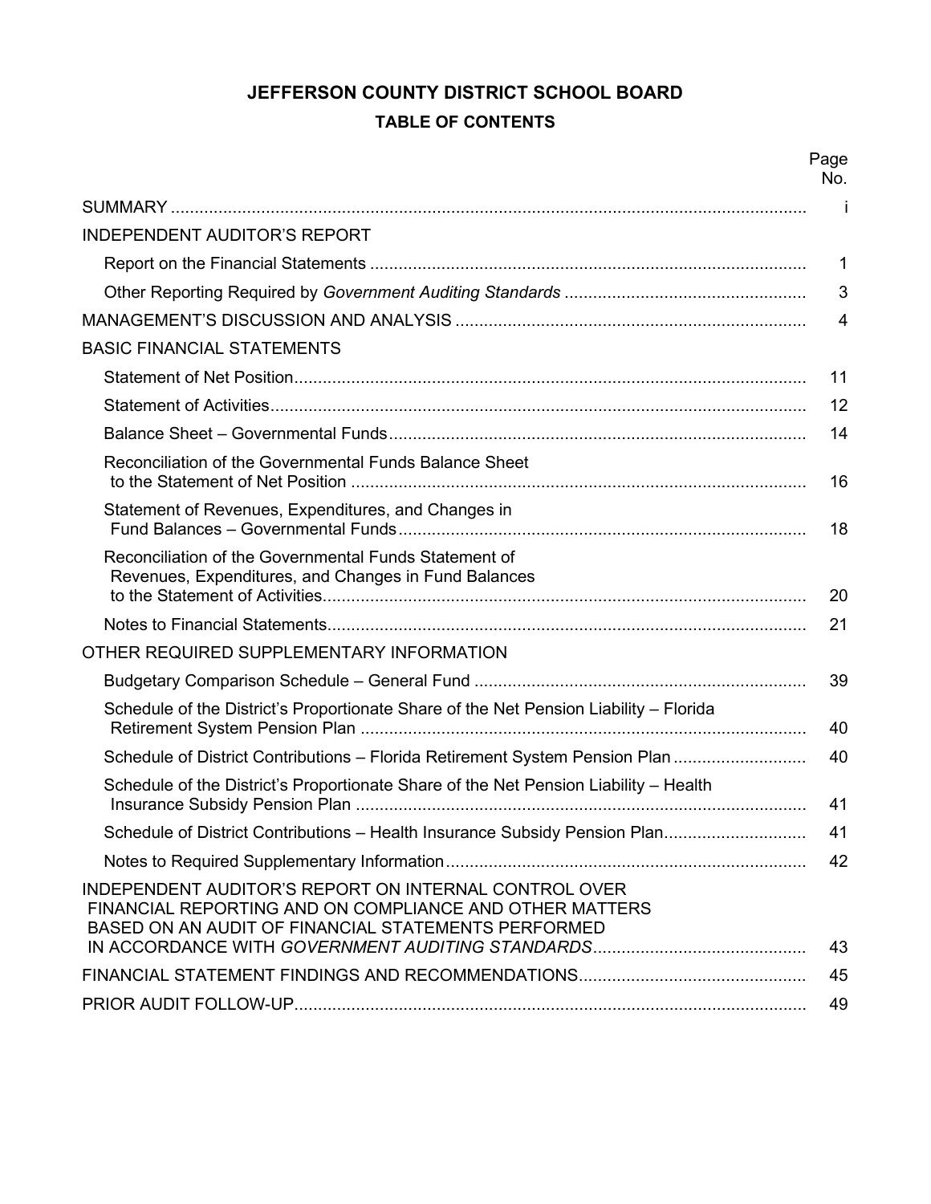# JEFFERSON COUNTY DISTRICT SCHOOL BOARD

## TABLE OF CONTENTS

| | Page No. |
|---|---|
| SUMMARY | i |
| INDEPENDENT AUDITOR'S REPORT | |
| Report on the Financial Statements | 1 |
| Other Reporting Required by *Government Auditing Standards* | 3 |
| MANAGEMENT'S DISCUSSION AND ANALYSIS | 4 |
| BASIC FINANCIAL STATEMENTS | |
| Statement of Net Position | 11 |
| Statement of Activities | 12 |
| Balance Sheet – Governmental Funds | 14 |
| Reconciliation of the Governmental Funds Balance Sheet to the Statement of Net Position | 16 |
| Statement of Revenues, Expenditures, and Changes in Fund Balances – Governmental Funds | 18 |
| Reconciliation of the Governmental Funds Statement of Revenues, Expenditures, and Changes in Fund Balances to the Statement of Activities | 20 |
| Notes to Financial Statements | 21 |
| OTHER REQUIRED SUPPLEMENTARY INFORMATION | |
| Budgetary Comparison Schedule – General Fund | 39 |
| Schedule of the District's Proportionate Share of the Net Pension Liability – Florida Retirement System Pension Plan | 40 |
| Schedule of District Contributions – Florida Retirement System Pension Plan | 40 |
| Schedule of the District's Proportionate Share of the Net Pension Liability – Health Insurance Subsidy Pension Plan | 41 |
| Schedule of District Contributions – Health Insurance Subsidy Pension Plan | 41 |
| Notes to Required Supplementary Information | 42 |
| INDEPENDENT AUDITOR'S REPORT ON INTERNAL CONTROL OVER FINANCIAL REPORTING AND ON COMPLIANCE AND OTHER MATTERS BASED ON AN AUDIT OF FINANCIAL STATEMENTS PERFORMED IN ACCORDANCE WITH *GOVERNMENT AUDITING STANDARDS* | 43 |
| FINANCIAL STATEMENT FINDINGS AND RECOMMENDATIONS | 45 |
| PRIOR AUDIT FOLLOW-UP | 49 |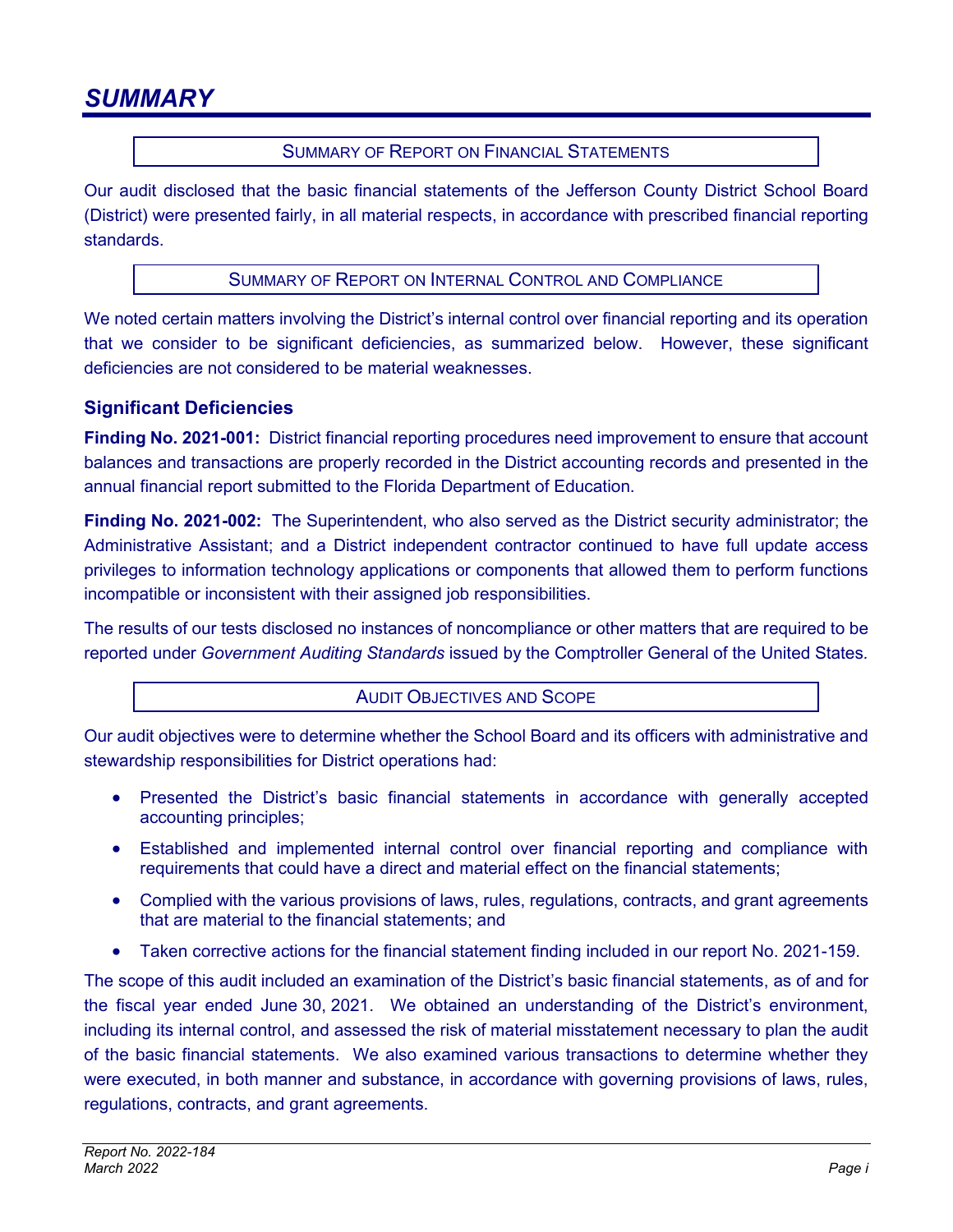# SUMMARY

## SUMMARY OF REPORT ON FINANCIAL STATEMENTS

Our audit disclosed that the basic financial statements of the Jefferson County District School Board (District) were presented fairly, in all material respects, in accordance with prescribed financial reporting standards.

## SUMMARY OF REPORT ON INTERNAL CONTROL AND COMPLIANCE

We noted certain matters involving the District's internal control over financial reporting and its operation that we consider to be significant deficiencies, as summarized below. However, these significant deficiencies are not considered to be material weaknesses.

### Significant Deficiencies

**Finding No. 2021-001:** District financial reporting procedures need improvement to ensure that account balances and transactions are properly recorded in the District accounting records and presented in the annual financial report submitted to the Florida Department of Education.

**Finding No. 2021-002:** The Superintendent, who also served as the District security administrator; the Administrative Assistant; and a District independent contractor continued to have full update access privileges to information technology applications or components that allowed them to perform functions incompatible or inconsistent with their assigned job responsibilities.

The results of our tests disclosed no instances of noncompliance or other matters that are required to be reported under *Government Auditing Standards* issued by the Comptroller General of the United States.

## AUDIT OBJECTIVES AND SCOPE

Our audit objectives were to determine whether the School Board and its officers with administrative and stewardship responsibilities for District operations had:

- Presented the District's basic financial statements in accordance with generally accepted accounting principles;
- Established and implemented internal control over financial reporting and compliance with requirements that could have a direct and material effect on the financial statements;
- Complied with the various provisions of laws, rules, regulations, contracts, and grant agreements that are material to the financial statements; and
- Taken corrective actions for the financial statement finding included in our report No. 2021-159.

The scope of this audit included an examination of the District's basic financial statements, as of and for the fiscal year ended June 30, 2021. We obtained an understanding of the District's environment, including its internal control, and assessed the risk of material misstatement necessary to plan the audit of the basic financial statements. We also examined various transactions to determine whether they were executed, in both manner and substance, in accordance with governing provisions of laws, rules, regulations, contracts, and grant agreements.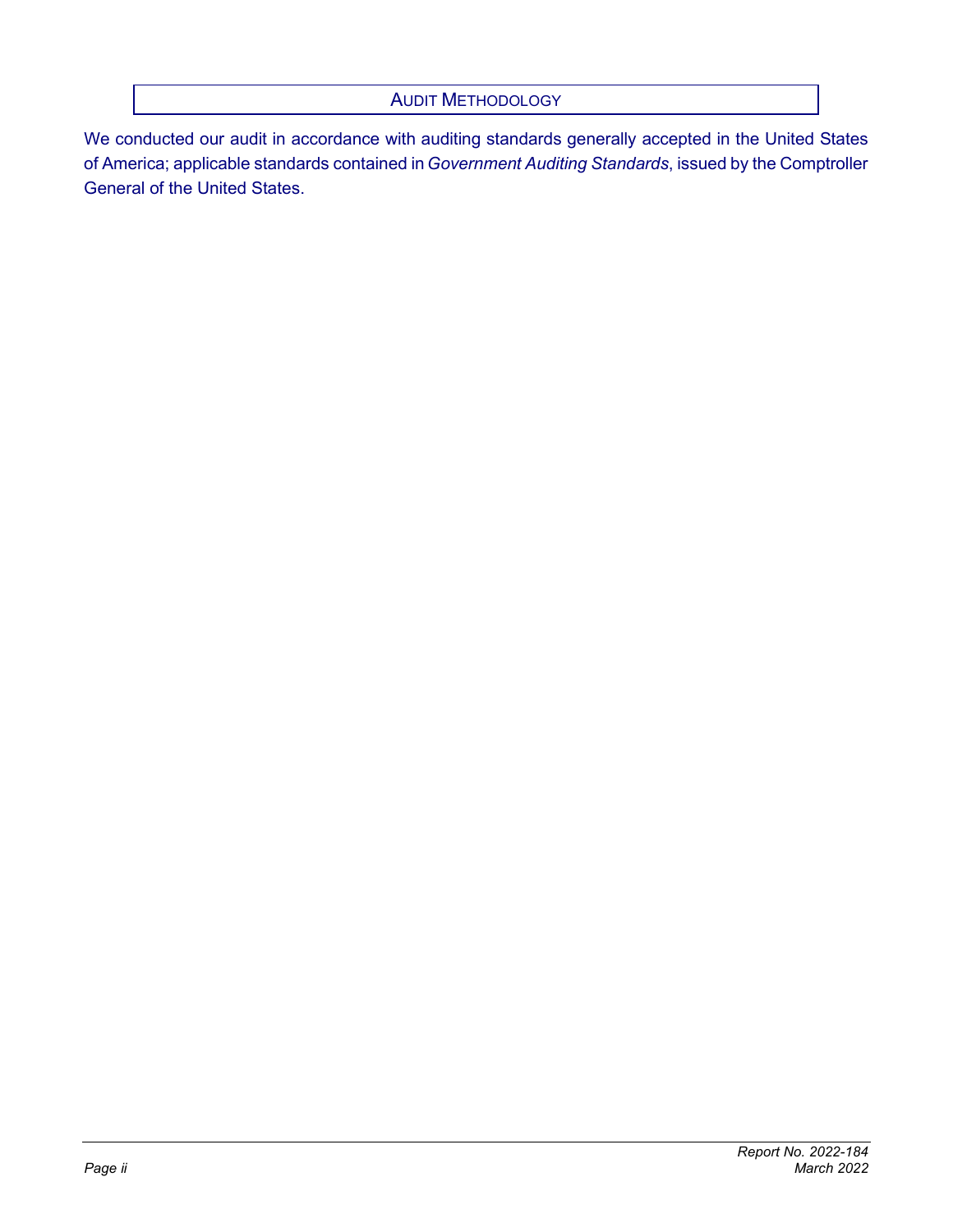## AUDIT METHODOLOGY

We conducted our audit in accordance with auditing standards generally accepted in the United States of America; applicable standards contained in *Government Auditing Standards*, issued by the Comptroller General of the United States.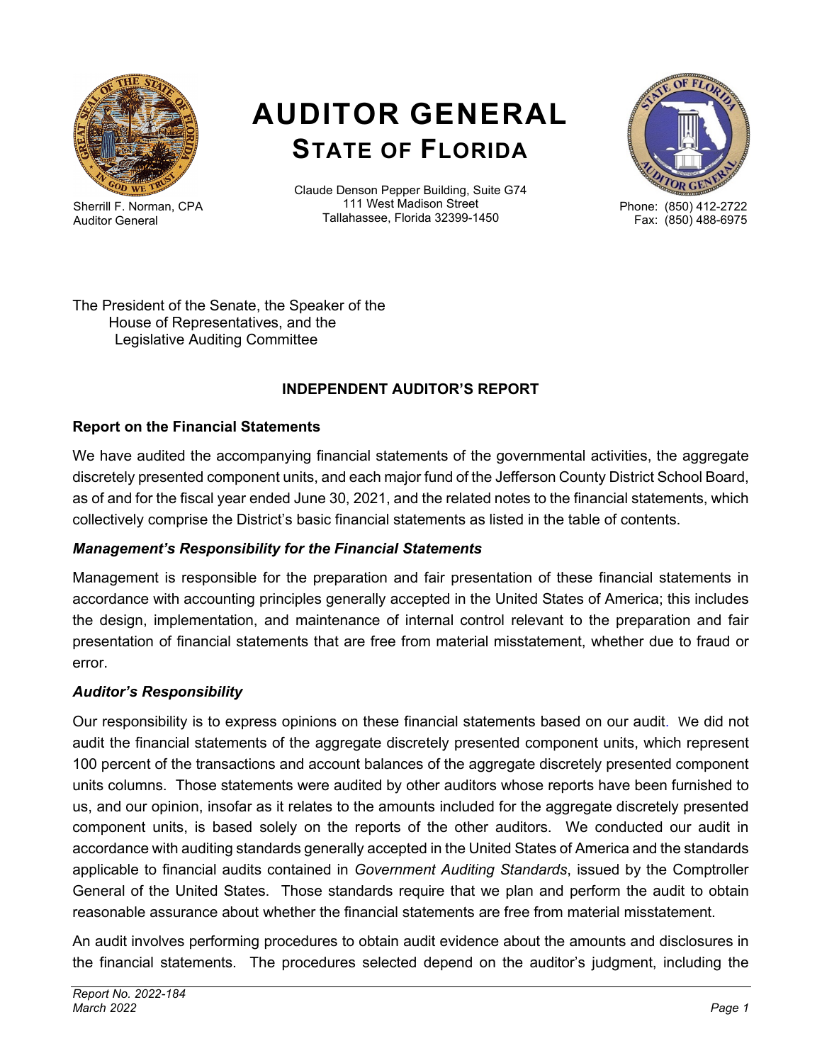# AUDITOR GENERAL
## STATE OF FLORIDA

Sherrill F. Norman, CPA
Auditor General

Claude Denson Pepper Building, Suite G74
111 West Madison Street
Tallahassee, Florida 32399-1450

Phone: (850) 412-2722
Fax: (850) 488-6975

The President of the Senate, the Speaker of the House of Representatives, and the Legislative Auditing Committee

**INDEPENDENT AUDITOR'S REPORT**

**Report on the Financial Statements**

We have audited the accompanying financial statements of the governmental activities, the aggregate discretely presented component units, and each major fund of the Jefferson County District School Board, as of and for the fiscal year ended June 30, 2021, and the related notes to the financial statements, which collectively comprise the District's basic financial statements as listed in the table of contents.

***Management's Responsibility for the Financial Statements***

Management is responsible for the preparation and fair presentation of these financial statements in accordance with accounting principles generally accepted in the United States of America; this includes the design, implementation, and maintenance of internal control relevant to the preparation and fair presentation of financial statements that are free from material misstatement, whether due to fraud or error.

***Auditor's Responsibility***

Our responsibility is to express opinions on these financial statements based on our audit. We did not audit the financial statements of the aggregate discretely presented component units, which represent 100 percent of the transactions and account balances of the aggregate discretely presented component units columns. Those statements were audited by other auditors whose reports have been furnished to us, and our opinion, insofar as it relates to the amounts included for the aggregate discretely presented component units, is based solely on the reports of the other auditors. We conducted our audit in accordance with auditing standards generally accepted in the United States of America and the standards applicable to financial audits contained in *Government Auditing Standards*, issued by the Comptroller General of the United States. Those standards require that we plan and perform the audit to obtain reasonable assurance about whether the financial statements are free from material misstatement.

An audit involves performing procedures to obtain audit evidence about the amounts and disclosures in the financial statements. The procedures selected depend on the auditor's judgment, including the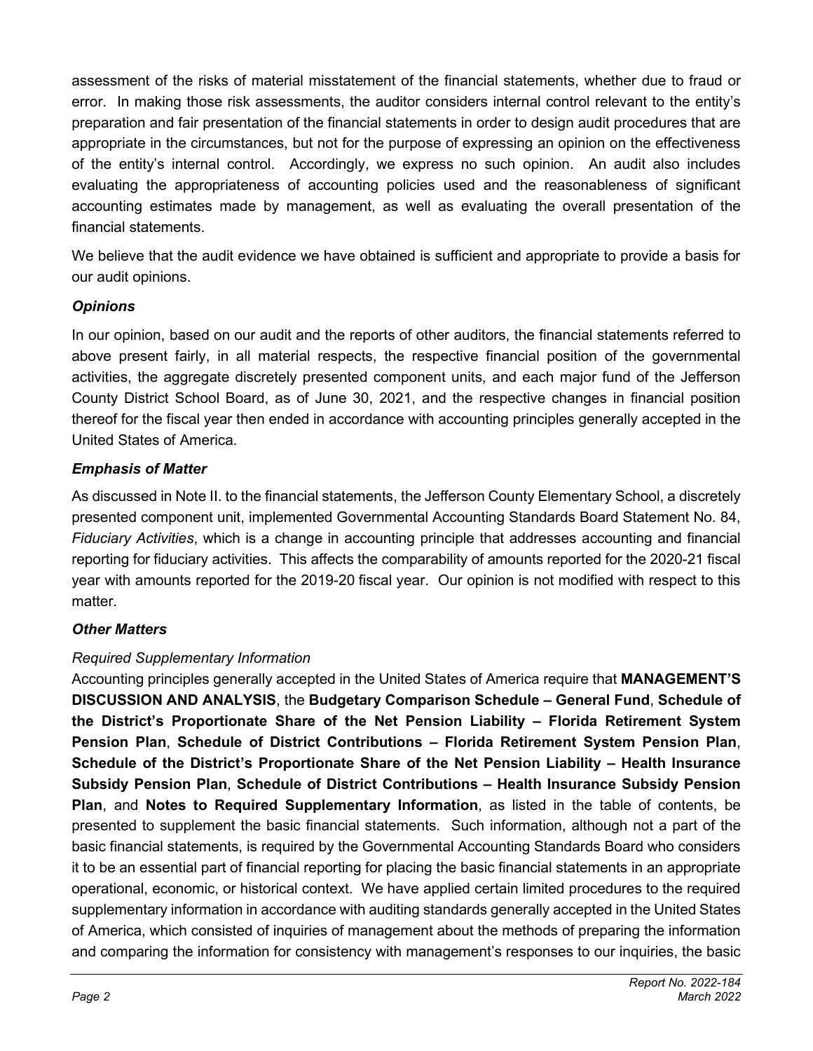assessment of the risks of material misstatement of the financial statements, whether due to fraud or error. In making those risk assessments, the auditor considers internal control relevant to the entity's preparation and fair presentation of the financial statements in order to design audit procedures that are appropriate in the circumstances, but not for the purpose of expressing an opinion on the effectiveness of the entity's internal control. Accordingly, we express no such opinion. An audit also includes evaluating the appropriateness of accounting policies used and the reasonableness of significant accounting estimates made by management, as well as evaluating the overall presentation of the financial statements.

We believe that the audit evidence we have obtained is sufficient and appropriate to provide a basis for our audit opinions.

***Opinions***

In our opinion, based on our audit and the reports of other auditors, the financial statements referred to above present fairly, in all material respects, the respective financial position of the governmental activities, the aggregate discretely presented component units, and each major fund of the Jefferson County District School Board, as of June 30, 2021, and the respective changes in financial position thereof for the fiscal year then ended in accordance with accounting principles generally accepted in the United States of America.

***Emphasis of Matter***

As discussed in Note II. to the financial statements, the Jefferson County Elementary School, a discretely presented component unit, implemented Governmental Accounting Standards Board Statement No. 84, *Fiduciary Activities*, which is a change in accounting principle that addresses accounting and financial reporting for fiduciary activities. This affects the comparability of amounts reported for the 2020-21 fiscal year with amounts reported for the 2019-20 fiscal year. Our opinion is not modified with respect to this matter.

***Other Matters***

*Required Supplementary Information*

Accounting principles generally accepted in the United States of America require that **MANAGEMENT'S DISCUSSION AND ANALYSIS**, the **Budgetary Comparison Schedule – General Fund**, **Schedule of the District's Proportionate Share of the Net Pension Liability – Florida Retirement System Pension Plan**, **Schedule of District Contributions – Florida Retirement System Pension Plan**, **Schedule of the District's Proportionate Share of the Net Pension Liability – Health Insurance Subsidy Pension Plan**, **Schedule of District Contributions – Health Insurance Subsidy Pension Plan**, and **Notes to Required Supplementary Information**, as listed in the table of contents, be presented to supplement the basic financial statements. Such information, although not a part of the basic financial statements, is required by the Governmental Accounting Standards Board who considers it to be an essential part of financial reporting for placing the basic financial statements in an appropriate operational, economic, or historical context. We have applied certain limited procedures to the required supplementary information in accordance with auditing standards generally accepted in the United States of America, which consisted of inquiries of management about the methods of preparing the information and comparing the information for consistency with management's responses to our inquiries, the basic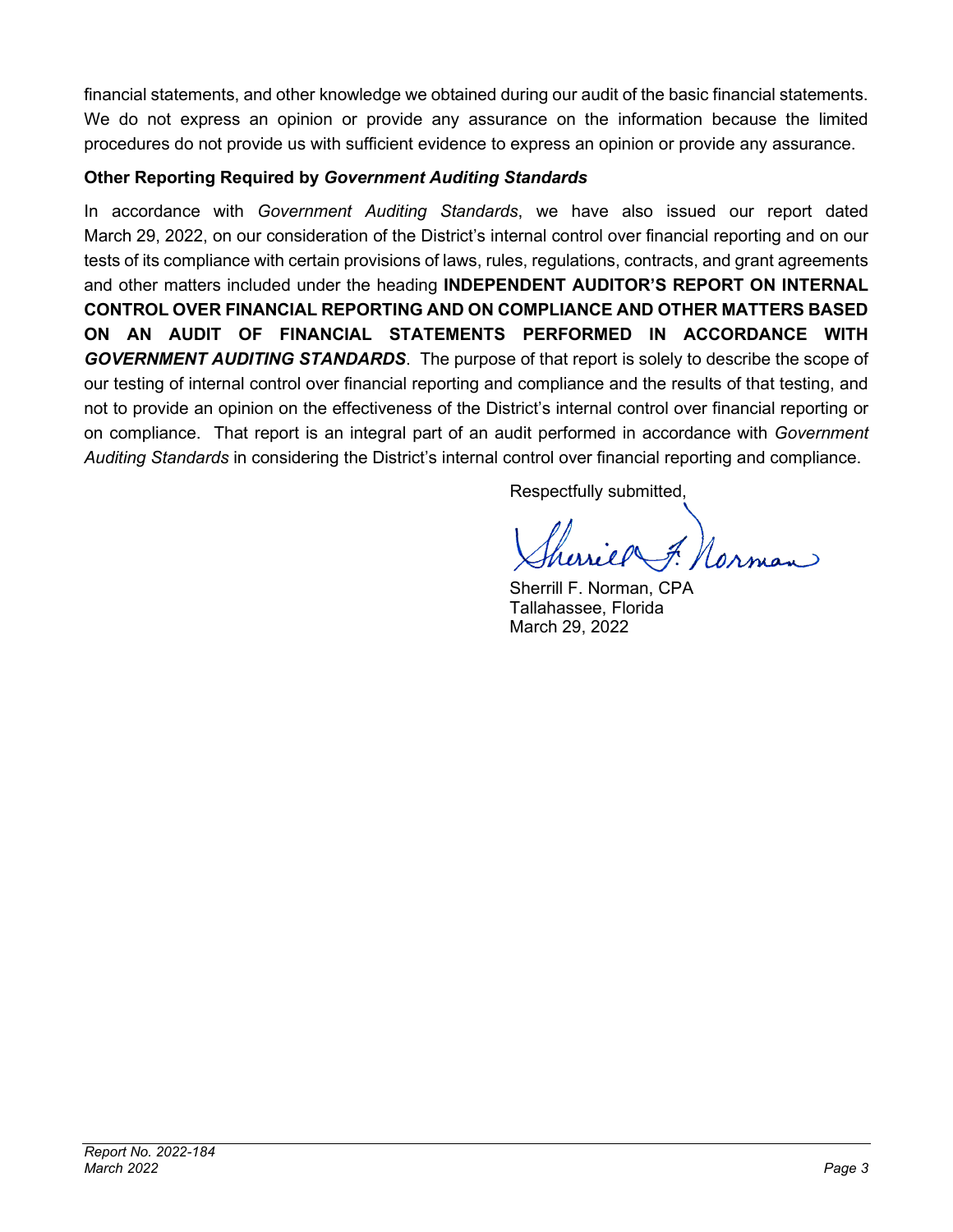financial statements, and other knowledge we obtained during our audit of the basic financial statements. We do not express an opinion or provide any assurance on the information because the limited procedures do not provide us with sufficient evidence to express an opinion or provide any assurance.

**Other Reporting Required by *Government Auditing Standards***

In accordance with *Government Auditing Standards*, we have also issued our report dated March 29, 2022, on our consideration of the District's internal control over financial reporting and on our tests of its compliance with certain provisions of laws, rules, regulations, contracts, and grant agreements and other matters included under the heading **INDEPENDENT AUDITOR'S REPORT ON INTERNAL CONTROL OVER FINANCIAL REPORTING AND ON COMPLIANCE AND OTHER MATTERS BASED ON AN AUDIT OF FINANCIAL STATEMENTS PERFORMED IN ACCORDANCE WITH *GOVERNMENT AUDITING STANDARDS***. The purpose of that report is solely to describe the scope of our testing of internal control over financial reporting and compliance and the results of that testing, and not to provide an opinion on the effectiveness of the District's internal control over financial reporting or on compliance. That report is an integral part of an audit performed in accordance with *Government Auditing Standards* in considering the District's internal control over financial reporting and compliance.

Respectfully submitted,

Sherrill F. Norman, CPA
Tallahassee, Florida
March 29, 2022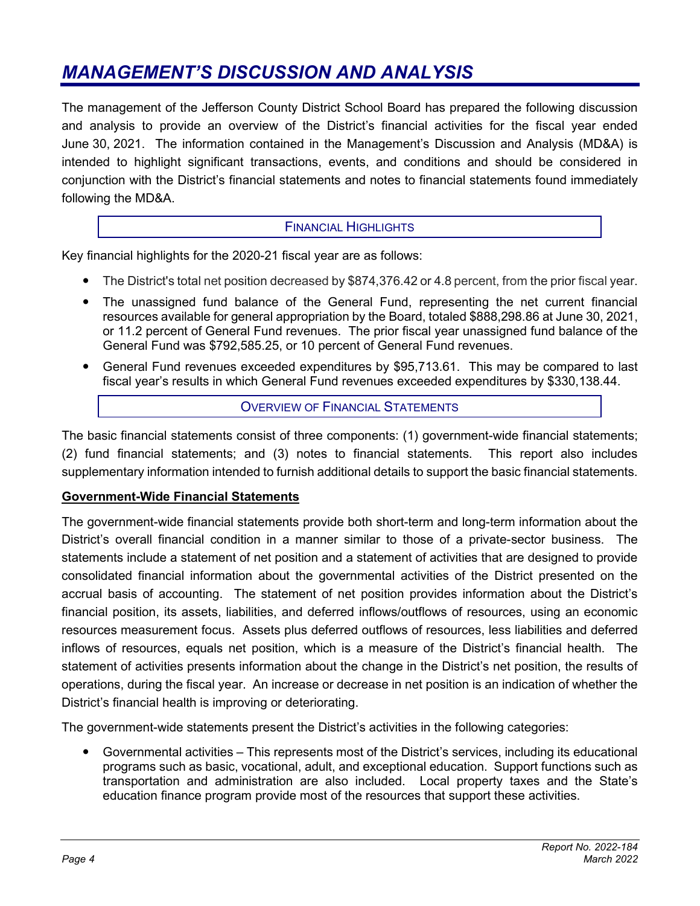# *MANAGEMENT'S DISCUSSION AND ANALYSIS*

The management of the Jefferson County District School Board has prepared the following discussion and analysis to provide an overview of the District's financial activities for the fiscal year ended June 30, 2021. The information contained in the Management's Discussion and Analysis (MD&A) is intended to highlight significant transactions, events, and conditions and should be considered in conjunction with the District's financial statements and notes to financial statements found immediately following the MD&A.

## FINANCIAL HIGHLIGHTS

Key financial highlights for the 2020-21 fiscal year are as follows:

- The District's total net position decreased by $874,376.42 or 4.8 percent, from the prior fiscal year.
- The unassigned fund balance of the General Fund, representing the net current financial resources available for general appropriation by the Board, totaled $888,298.86 at June 30, 2021, or 11.2 percent of General Fund revenues. The prior fiscal year unassigned fund balance of the General Fund was $792,585.25, or 10 percent of General Fund revenues.
- General Fund revenues exceeded expenditures by $95,713.61. This may be compared to last fiscal year's results in which General Fund revenues exceeded expenditures by $330,138.44.

## OVERVIEW OF FINANCIAL STATEMENTS

The basic financial statements consist of three components: (1) government-wide financial statements; (2) fund financial statements; and (3) notes to financial statements. This report also includes supplementary information intended to furnish additional details to support the basic financial statements.

### Government-Wide Financial Statements

The government-wide financial statements provide both short-term and long-term information about the District's overall financial condition in a manner similar to those of a private-sector business. The statements include a statement of net position and a statement of activities that are designed to provide consolidated financial information about the governmental activities of the District presented on the accrual basis of accounting. The statement of net position provides information about the District's financial position, its assets, liabilities, and deferred inflows/outflows of resources, using an economic resources measurement focus. Assets plus deferred outflows of resources, less liabilities and deferred inflows of resources, equals net position, which is a measure of the District's financial health. The statement of activities presents information about the change in the District's net position, the results of operations, during the fiscal year. An increase or decrease in net position is an indication of whether the District's financial health is improving or deteriorating.

The government-wide statements present the District's activities in the following categories:

- Governmental activities – This represents most of the District's services, including its educational programs such as basic, vocational, adult, and exceptional education. Support functions such as transportation and administration are also included. Local property taxes and the State's education finance program provide most of the resources that support these activities.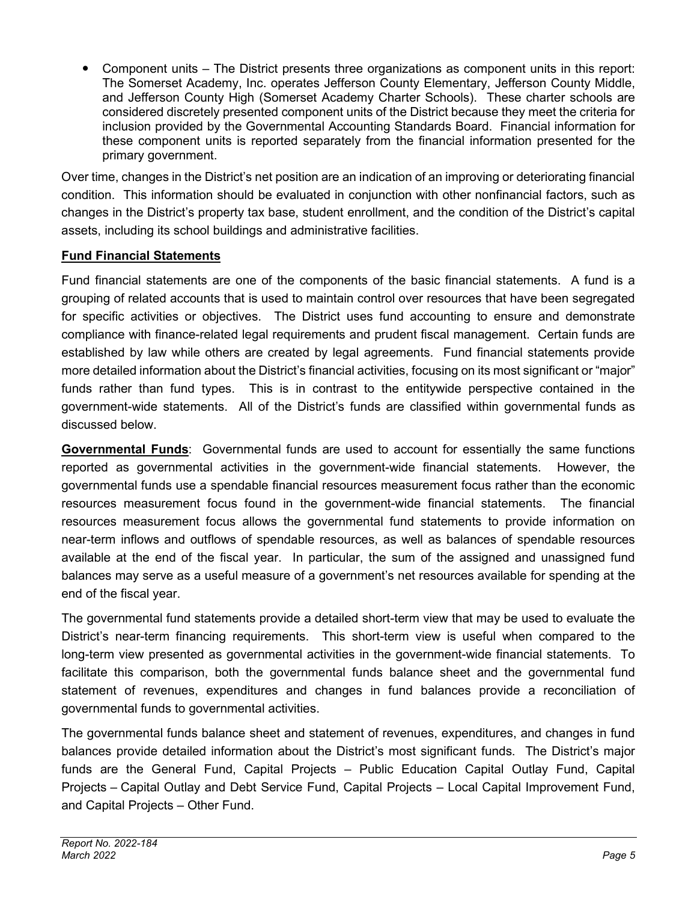- Component units – The District presents three organizations as component units in this report: The Somerset Academy, Inc. operates Jefferson County Elementary, Jefferson County Middle, and Jefferson County High (Somerset Academy Charter Schools). These charter schools are considered discretely presented component units of the District because they meet the criteria for inclusion provided by the Governmental Accounting Standards Board. Financial information for these component units is reported separately from the financial information presented for the primary government.

Over time, changes in the District's net position are an indication of an improving or deteriorating financial condition. This information should be evaluated in conjunction with other nonfinancial factors, such as changes in the District's property tax base, student enrollment, and the condition of the District's capital assets, including its school buildings and administrative facilities.

**Fund Financial Statements**

Fund financial statements are one of the components of the basic financial statements. A fund is a grouping of related accounts that is used to maintain control over resources that have been segregated for specific activities or objectives. The District uses fund accounting to ensure and demonstrate compliance with finance-related legal requirements and prudent fiscal management. Certain funds are established by law while others are created by legal agreements. Fund financial statements provide more detailed information about the District's financial activities, focusing on its most significant or "major" funds rather than fund types. This is in contrast to the entitywide perspective contained in the government-wide statements. All of the District's funds are classified within governmental funds as discussed below.

**Governmental Funds**: Governmental funds are used to account for essentially the same functions reported as governmental activities in the government-wide financial statements. However, the governmental funds use a spendable financial resources measurement focus rather than the economic resources measurement focus found in the government-wide financial statements. The financial resources measurement focus allows the governmental fund statements to provide information on near-term inflows and outflows of spendable resources, as well as balances of spendable resources available at the end of the fiscal year. In particular, the sum of the assigned and unassigned fund balances may serve as a useful measure of a government's net resources available for spending at the end of the fiscal year.

The governmental fund statements provide a detailed short-term view that may be used to evaluate the District's near-term financing requirements. This short-term view is useful when compared to the long-term view presented as governmental activities in the government-wide financial statements. To facilitate this comparison, both the governmental funds balance sheet and the governmental fund statement of revenues, expenditures and changes in fund balances provide a reconciliation of governmental funds to governmental activities.

The governmental funds balance sheet and statement of revenues, expenditures, and changes in fund balances provide detailed information about the District's most significant funds. The District's major funds are the General Fund, Capital Projects – Public Education Capital Outlay Fund, Capital Projects – Capital Outlay and Debt Service Fund, Capital Projects – Local Capital Improvement Fund, and Capital Projects – Other Fund.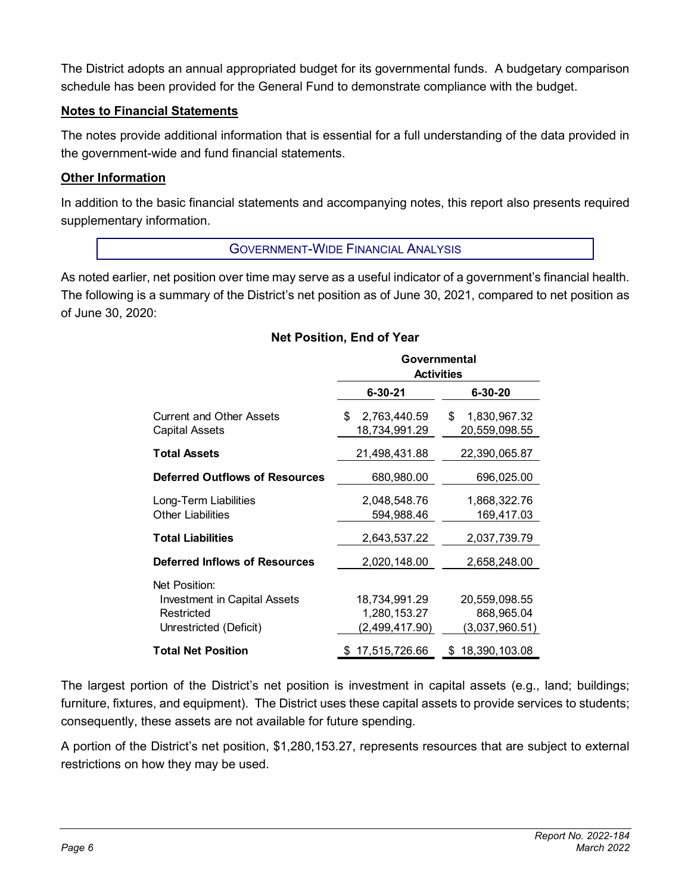The District adopts an annual appropriated budget for its governmental funds. A budgetary comparison schedule has been provided for the General Fund to demonstrate compliance with the budget.

**Notes to Financial Statements**

The notes provide additional information that is essential for a full understanding of the data provided in the government-wide and fund financial statements.

**Other Information**

In addition to the basic financial statements and accompanying notes, this report also presents required supplementary information.

## GOVERNMENT-WIDE FINANCIAL ANALYSIS

As noted earlier, net position over time may serve as a useful indicator of a government's financial health. The following is a summary of the District's net position as of June 30, 2021, compared to net position as of June 30, 2020:

**Net Position, End of Year**

| | Governmental Activities | |
|---|---|---|
| | **6-30-21** | **6-30-20** |
| Current and Other Assets | $ 2,763,440.59 | $ 1,830,967.32 |
| Capital Assets | 18,734,991.29 | 20,559,098.55 |
| **Total Assets** | 21,498,431.88 | 22,390,065.87 |
| **Deferred Outflows of Resources** | 680,980.00 | 696,025.00 |
| Long-Term Liabilities | 2,048,548.76 | 1,868,322.76 |
| Other Liabilities | 594,988.46 | 169,417.03 |
| **Total Liabilities** | 2,643,537.22 | 2,037,739.79 |
| **Deferred Inflows of Resources** | 2,020,148.00 | 2,658,248.00 |
| Net Position: | | |
| Investment in Capital Assets | 18,734,991.29 | 20,559,098.55 |
| Restricted | 1,280,153.27 | 868,965.04 |
| Unrestricted (Deficit) | (2,499,417.90) | (3,037,960.51) |
| **Total Net Position** | $ 17,515,726.66 | $ 18,390,103.08 |

The largest portion of the District's net position is investment in capital assets (e.g., land; buildings; furniture, fixtures, and equipment). The District uses these capital assets to provide services to students; consequently, these assets are not available for future spending.

A portion of the District's net position, $1,280,153.27, represents resources that are subject to external restrictions on how they may be used.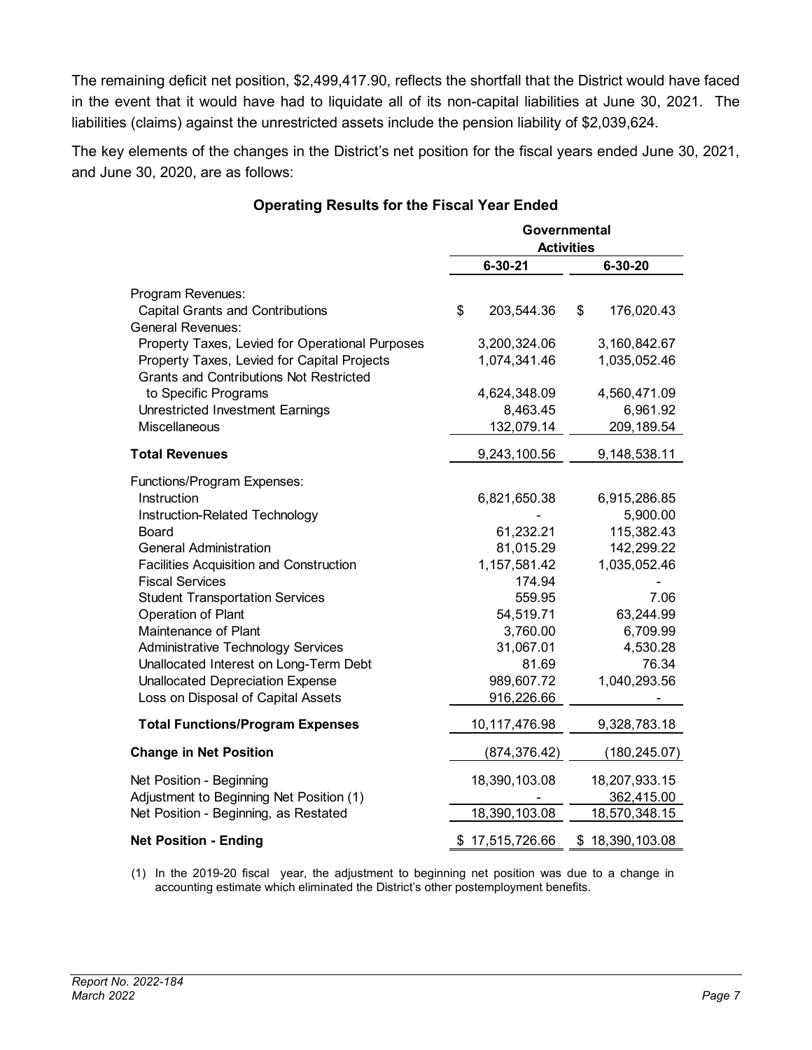The remaining deficit net position, $2,499,417.90, reflects the shortfall that the District would have faced in the event that it would have had to liquidate all of its non-capital liabilities at June 30, 2021. The liabilities (claims) against the unrestricted assets include the pension liability of $2,039,624.

The key elements of the changes in the District's net position for the fiscal years ended June 30, 2021, and June 30, 2020, are as follows:

**Operating Results for the Fiscal Year Ended**

| | Governmental Activities | |
|---|---|---|
| | **6-30-21** | **6-30-20** |
| Program Revenues: | | |
| Capital Grants and Contributions | $ 203,544.36 | $ 176,020.43 |
| General Revenues: | | |
| Property Taxes, Levied for Operational Purposes | 3,200,324.06 | 3,160,842.67 |
| Property Taxes, Levied for Capital Projects | 1,074,341.46 | 1,035,052.46 |
| Grants and Contributions Not Restricted to Specific Programs | 4,624,348.09 | 4,560,471.09 |
| Unrestricted Investment Earnings | 8,463.45 | 6,961.92 |
| Miscellaneous | 132,079.14 | 209,189.54 |
| **Total Revenues** | 9,243,100.56 | 9,148,538.11 |
| Functions/Program Expenses: | | |
| Instruction | 6,821,650.38 | 6,915,286.85 |
| Instruction-Related Technology | - | 5,900.00 |
| Board | 61,232.21 | 115,382.43 |
| General Administration | 81,015.29 | 142,299.22 |
| Facilities Acquisition and Construction | 1,157,581.42 | 1,035,052.46 |
| Fiscal Services | 174.94 | - |
| Student Transportation Services | 559.95 | 7.06 |
| Operation of Plant | 54,519.71 | 63,244.99 |
| Maintenance of Plant | 3,760.00 | 6,709.99 |
| Administrative Technology Services | 31,067.01 | 4,530.28 |
| Unallocated Interest on Long-Term Debt | 81.69 | 76.34 |
| Unallocated Depreciation Expense | 989,607.72 | 1,040,293.56 |
| Loss on Disposal of Capital Assets | 916,226.66 | - |
| **Total Functions/Program Expenses** | 10,117,476.98 | 9,328,783.18 |
| **Change in Net Position** | (874,376.42) | (180,245.07) |
| Net Position - Beginning | 18,390,103.08 | 18,207,933.15 |
| Adjustment to Beginning Net Position (1) | - | 362,415.00 |
| Net Position - Beginning, as Restated | 18,390,103.08 | 18,570,348.15 |
| **Net Position - Ending** | $ 17,515,726.66 | $ 18,390,103.08 |

(1) In the 2019-20 fiscal year, the adjustment to beginning net position was due to a change in accounting estimate which eliminated the District's other postemployment benefits.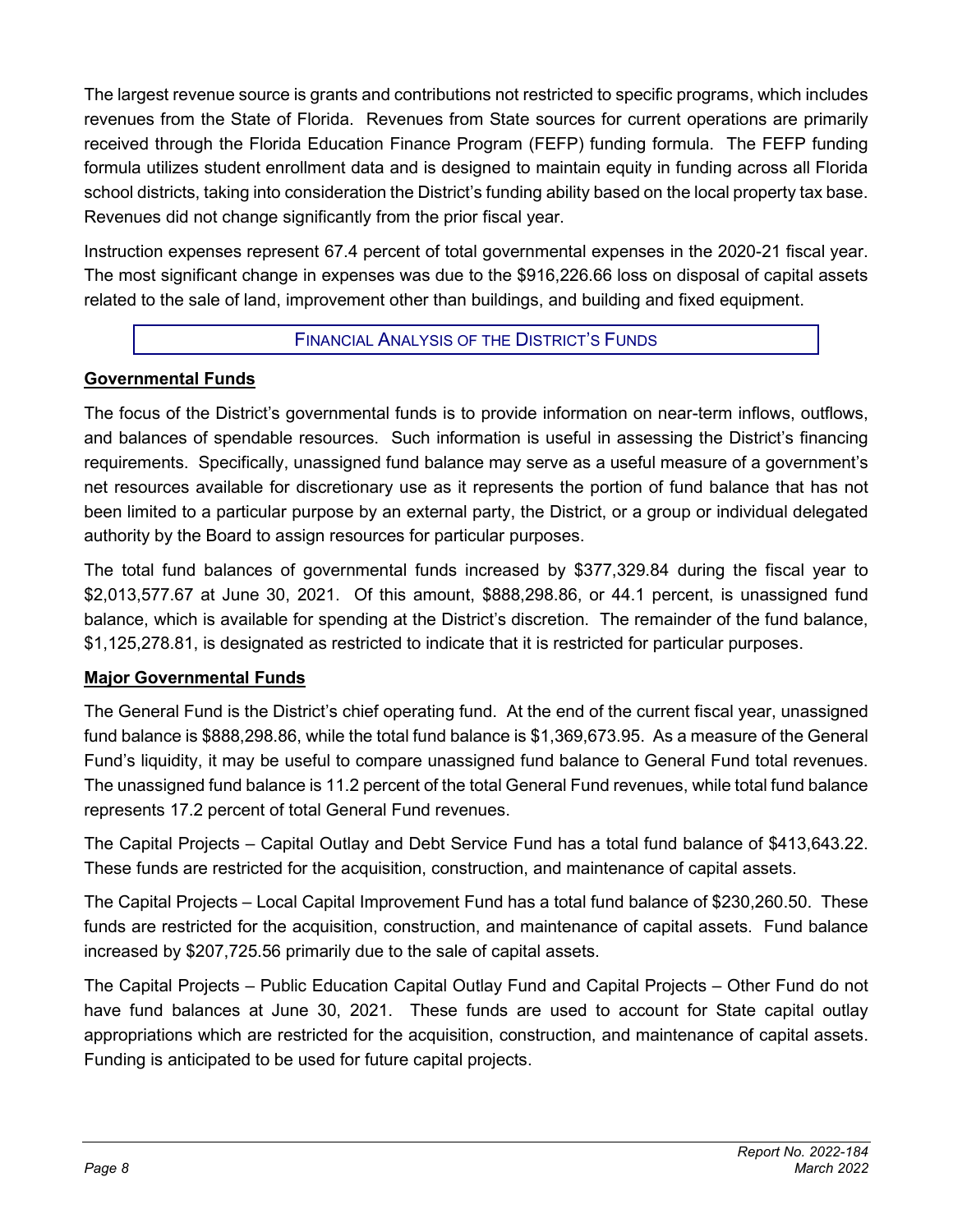The largest revenue source is grants and contributions not restricted to specific programs, which includes revenues from the State of Florida. Revenues from State sources for current operations are primarily received through the Florida Education Finance Program (FEFP) funding formula. The FEFP funding formula utilizes student enrollment data and is designed to maintain equity in funding across all Florida school districts, taking into consideration the District's funding ability based on the local property tax base. Revenues did not change significantly from the prior fiscal year.

Instruction expenses represent 67.4 percent of total governmental expenses in the 2020-21 fiscal year. The most significant change in expenses was due to the $916,226.66 loss on disposal of capital assets related to the sale of land, improvement other than buildings, and building and fixed equipment.

## FINANCIAL ANALYSIS OF THE DISTRICT'S FUNDS

### Governmental Funds

The focus of the District's governmental funds is to provide information on near-term inflows, outflows, and balances of spendable resources. Such information is useful in assessing the District's financing requirements. Specifically, unassigned fund balance may serve as a useful measure of a government's net resources available for discretionary use as it represents the portion of fund balance that has not been limited to a particular purpose by an external party, the District, or a group or individual delegated authority by the Board to assign resources for particular purposes.

The total fund balances of governmental funds increased by $377,329.84 during the fiscal year to $2,013,577.67 at June 30, 2021. Of this amount, $888,298.86, or 44.1 percent, is unassigned fund balance, which is available for spending at the District's discretion. The remainder of the fund balance, $1,125,278.81, is designated as restricted to indicate that it is restricted for particular purposes.

### Major Governmental Funds

The General Fund is the District's chief operating fund. At the end of the current fiscal year, unassigned fund balance is $888,298.86, while the total fund balance is $1,369,673.95. As a measure of the General Fund's liquidity, it may be useful to compare unassigned fund balance to General Fund total revenues. The unassigned fund balance is 11.2 percent of the total General Fund revenues, while total fund balance represents 17.2 percent of total General Fund revenues.

The Capital Projects – Capital Outlay and Debt Service Fund has a total fund balance of $413,643.22. These funds are restricted for the acquisition, construction, and maintenance of capital assets.

The Capital Projects – Local Capital Improvement Fund has a total fund balance of $230,260.50. These funds are restricted for the acquisition, construction, and maintenance of capital assets. Fund balance increased by $207,725.56 primarily due to the sale of capital assets.

The Capital Projects – Public Education Capital Outlay Fund and Capital Projects – Other Fund do not have fund balances at June 30, 2021. These funds are used to account for State capital outlay appropriations which are restricted for the acquisition, construction, and maintenance of capital assets. Funding is anticipated to be used for future capital projects.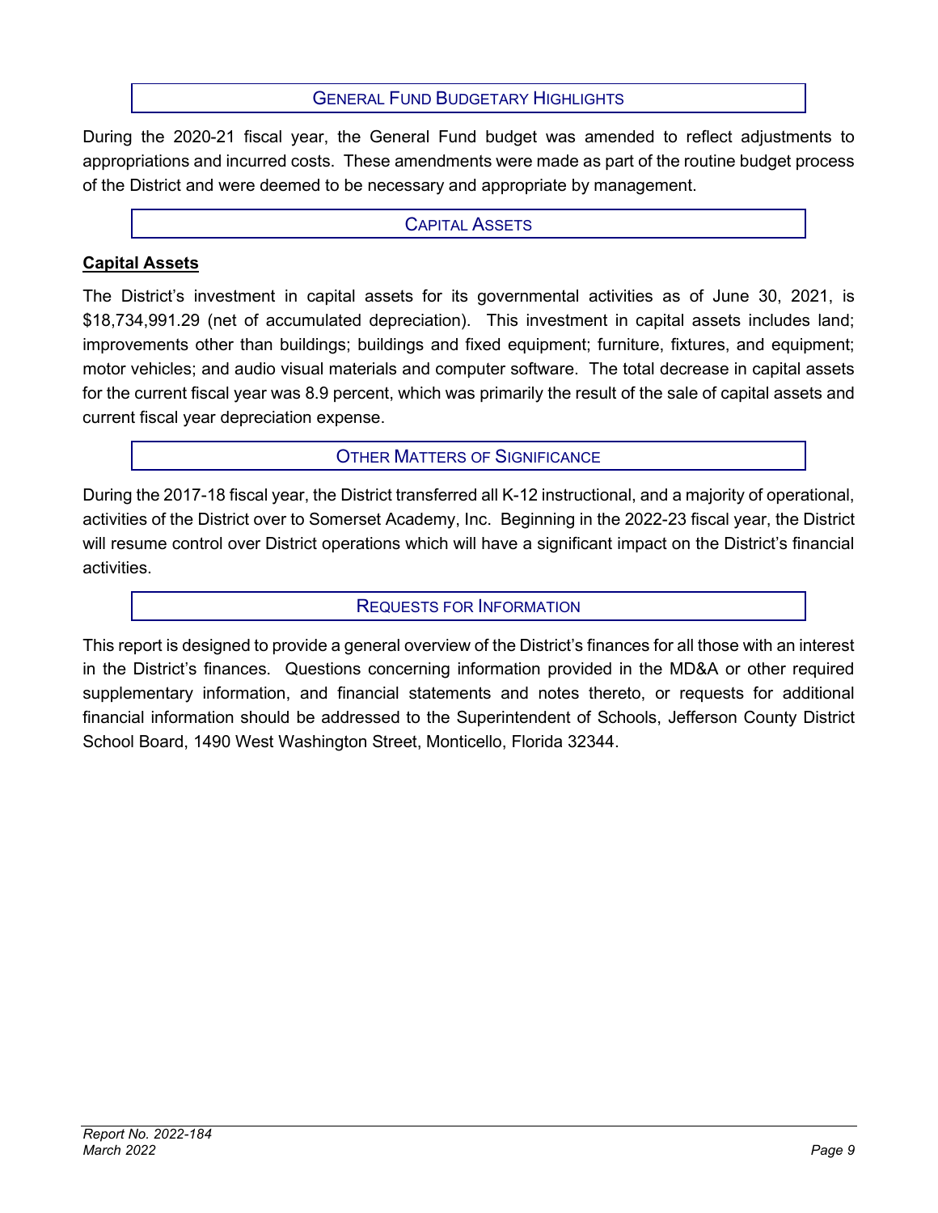## GENERAL FUND BUDGETARY HIGHLIGHTS

During the 2020-21 fiscal year, the General Fund budget was amended to reflect adjustments to appropriations and incurred costs. These amendments were made as part of the routine budget process of the District and were deemed to be necessary and appropriate by management.

## CAPITAL ASSETS

**Capital Assets**

The District's investment in capital assets for its governmental activities as of June 30, 2021, is $18,734,991.29 (net of accumulated depreciation). This investment in capital assets includes land; improvements other than buildings; buildings and fixed equipment; furniture, fixtures, and equipment; motor vehicles; and audio visual materials and computer software. The total decrease in capital assets for the current fiscal year was 8.9 percent, which was primarily the result of the sale of capital assets and current fiscal year depreciation expense.

## OTHER MATTERS OF SIGNIFICANCE

During the 2017-18 fiscal year, the District transferred all K-12 instructional, and a majority of operational, activities of the District over to Somerset Academy, Inc. Beginning in the 2022-23 fiscal year, the District will resume control over District operations which will have a significant impact on the District's financial activities.

## REQUESTS FOR INFORMATION

This report is designed to provide a general overview of the District's finances for all those with an interest in the District's finances. Questions concerning information provided in the MD&A or other required supplementary information, and financial statements and notes thereto, or requests for additional financial information should be addressed to the Superintendent of Schools, Jefferson County District School Board, 1490 West Washington Street, Monticello, Florida 32344.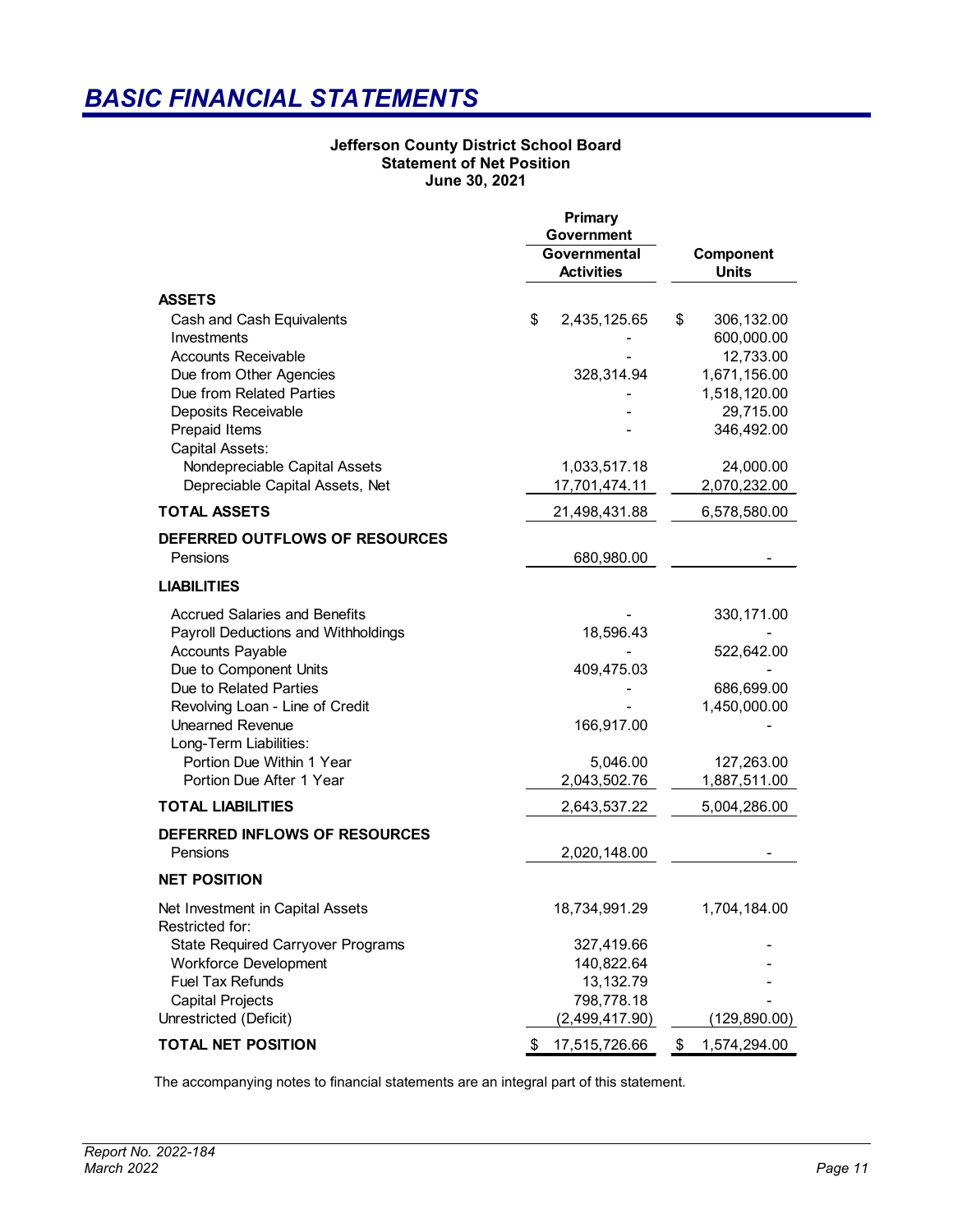# BASIC FINANCIAL STATEMENTS

**Jefferson County District School Board**
**Statement of Net Position**
**June 30, 2021**

| | Primary Government | |
|---|---|---|
| | **Governmental Activities** | **Component Units** |
| **ASSETS** | | |
| Cash and Cash Equivalents | $ 2,435,125.65 | $ 306,132.00 |
| Investments | - | 600,000.00 |
| Accounts Receivable | - | 12,733.00 |
| Due from Other Agencies | 328,314.94 | 1,671,156.00 |
| Due from Related Parties | - | 1,518,120.00 |
| Deposits Receivable | - | 29,715.00 |
| Prepaid Items | - | 346,492.00 |
| Capital Assets: | | |
| Nondepreciable Capital Assets | 1,033,517.18 | 24,000.00 |
| Depreciable Capital Assets, Net | 17,701,474.11 | 2,070,232.00 |
| **TOTAL ASSETS** | 21,498,431.88 | 6,578,580.00 |
| **DEFERRED OUTFLOWS OF RESOURCES** | | |
| Pensions | 680,980.00 | - |
| **LIABILITIES** | | |
| Accrued Salaries and Benefits | - | 330,171.00 |
| Payroll Deductions and Withholdings | 18,596.43 | - |
| Accounts Payable | - | 522,642.00 |
| Due to Component Units | 409,475.03 | - |
| Due to Related Parties | - | 686,699.00 |
| Revolving Loan - Line of Credit | - | 1,450,000.00 |
| Unearned Revenue | 166,917.00 | - |
| Long-Term Liabilities: | | |
| Portion Due Within 1 Year | 5,046.00 | 127,263.00 |
| Portion Due After 1 Year | 2,043,502.76 | 1,887,511.00 |
| **TOTAL LIABILITIES** | 2,643,537.22 | 5,004,286.00 |
| **DEFERRED INFLOWS OF RESOURCES** | | |
| Pensions | 2,020,148.00 | - |
| **NET POSITION** | | |
| Net Investment in Capital Assets | 18,734,991.29 | 1,704,184.00 |
| Restricted for: | | |
| State Required Carryover Programs | 327,419.66 | - |
| Workforce Development | 140,822.64 | - |
| Fuel Tax Refunds | 13,132.79 | - |
| Capital Projects | 798,778.18 | - |
| Unrestricted (Deficit) | (2,499,417.90) | (129,890.00) |
| **TOTAL NET POSITION** | $ 17,515,726.66 | $ 1,574,294.00 |

The accompanying notes to financial statements are an integral part of this statement.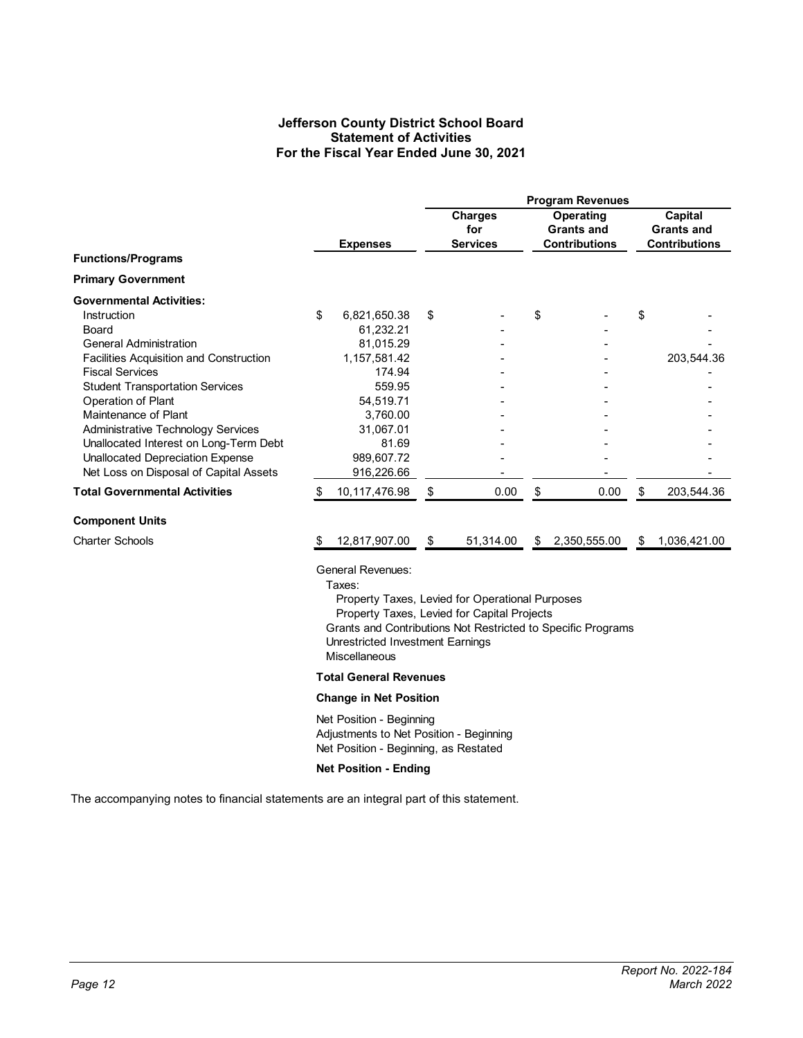**Jefferson County District School Board**
**Statement of Activities**
**For the Fiscal Year Ended June 30, 2021**

| | | Program Revenues | | |
|---|---|---|---|---|
| | **Expenses** | **Charges for Services** | **Operating Grants and Contributions** | **Capital Grants and Contributions** |
| **Functions/Programs** | | | | |
| **Primary Government** | | | | |
| **Governmental Activities:** | | | | |
| Instruction | $ 6,821,650.38 | $ - | $ - | $ - |
| Board | 61,232.21 | - | - | - |
| General Administration | 81,015.29 | - | - | - |
| Facilities Acquisition and Construction | 1,157,581.42 | - | - | 203,544.36 |
| Fiscal Services | 174.94 | - | - | - |
| Student Transportation Services | 559.95 | - | - | - |
| Operation of Plant | 54,519.71 | - | - | - |
| Maintenance of Plant | 3,760.00 | - | - | - |
| Administrative Technology Services | 31,067.01 | - | - | - |
| Unallocated Interest on Long-Term Debt | 81.69 | - | - | - |
| Unallocated Depreciation Expense | 989,607.72 | - | - | - |
| Net Loss on Disposal of Capital Assets | 916,226.66 | - | - | - |
| **Total Governmental Activities** | $ 10,117,476.98 | $ 0.00 | $ 0.00 | $ 203,544.36 |
| **Component Units** | | | | |
| Charter Schools | $ 12,817,907.00 | $ 51,314.00 | $ 2,350,555.00 | $ 1,036,421.00 |

General Revenues:
Taxes:
Property Taxes, Levied for Operational Purposes
Property Taxes, Levied for Capital Projects
Grants and Contributions Not Restricted to Specific Programs
Unrestricted Investment Earnings
Miscellaneous

**Total General Revenues**

**Change in Net Position**

Net Position - Beginning
Adjustments to Net Position - Beginning
Net Position - Beginning, as Restated

**Net Position - Ending**

The accompanying notes to financial statements are an integral part of this statement.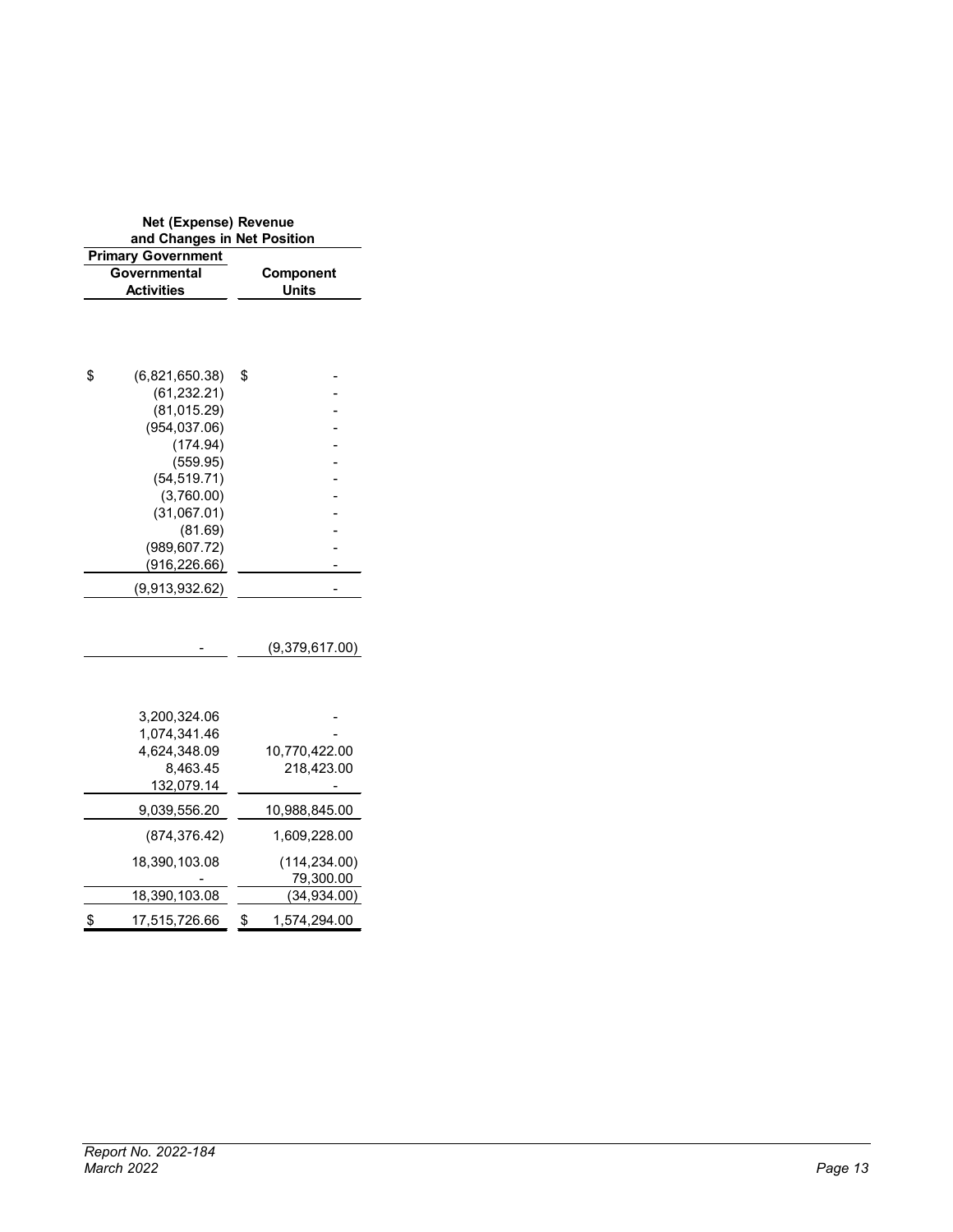| Net (Expense) Revenue and Changes in Net Position | |
|---|---|
| Primary Government | |
| Governmental Activities | Component Units |
| | |
| $ (6,821,650.38) | $ - |
| (61,232.21) | - |
| (81,015.29) | - |
| (954,037.06) | - |
| (174.94) | - |
| (559.95) | - |
| (54,519.71) | - |
| (3,760.00) | - |
| (31,067.01) | - |
| (81.69) | - |
| (989,607.72) | - |
| (916,226.66) | - |
| (9,913,932.62) | - |
| | |
| - | (9,379,617.00) |
| | |
| 3,200,324.06 | - |
| 1,074,341.46 | - |
| 4,624,348.09 | 10,770,422.00 |
| 8,463.45 | 218,423.00 |
| 132,079.14 | - |
| 9,039,556.20 | 10,988,845.00 |
| (874,376.42) | 1,609,228.00 |
| 18,390,103.08 | (114,234.00) |
| - | 79,300.00 |
| 18,390,103.08 | (34,934.00) |
| $ 17,515,726.66 | $ 1,574,294.00 |

*Report No. 2022-184*
*March 2022*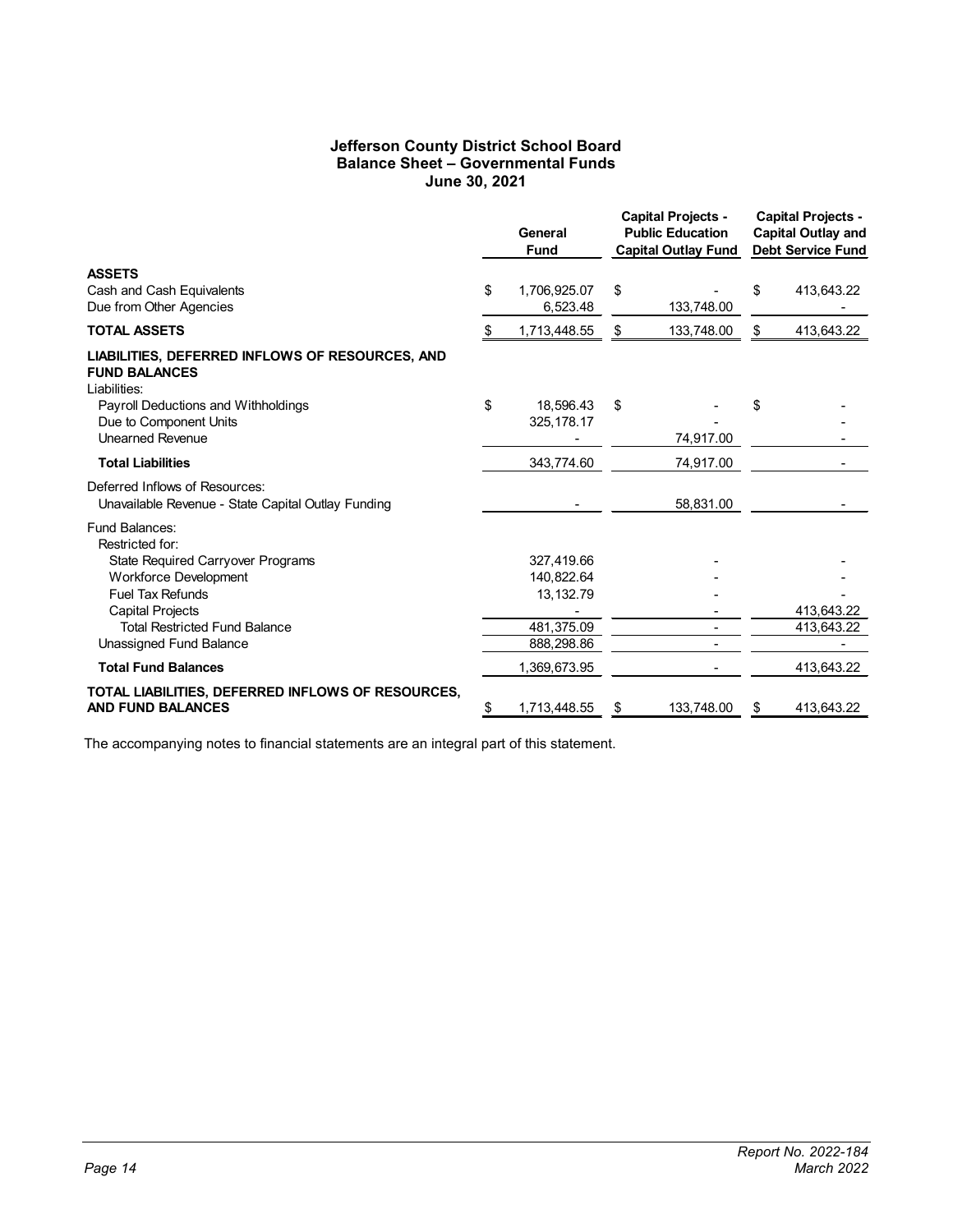**Jefferson County District School Board**
**Balance Sheet – Governmental Funds**
**June 30, 2021**

| | General Fund | Capital Projects - Public Education Capital Outlay Fund | Capital Projects - Capital Outlay and Debt Service Fund |
|---|---|---|---|
| **ASSETS** | | | |
| Cash and Cash Equivalents | $ 1,706,925.07 | $ - | $ 413,643.22 |
| Due from Other Agencies | 6,523.48 | 133,748.00 | - |
| **TOTAL ASSETS** | $ 1,713,448.55 | $ 133,748.00 | $ 413,643.22 |
| **LIABILITIES, DEFERRED INFLOWS OF RESOURCES, AND FUND BALANCES** | | | |
| Liabilities: | | | |
| Payroll Deductions and Withholdings | $ 18,596.43 | $ - | $ - |
| Due to Component Units | 325,178.17 | - | - |
| Unearned Revenue | - | 74,917.00 | - |
| **Total Liabilities** | 343,774.60 | 74,917.00 | - |
| Deferred Inflows of Resources: | | | |
| Unavailable Revenue - State Capital Outlay Funding | - | 58,831.00 | - |
| Fund Balances: | | | |
| Restricted for: | | | |
| State Required Carryover Programs | 327,419.66 | - | - |
| Workforce Development | 140,822.64 | - | - |
| Fuel Tax Refunds | 13,132.79 | - | - |
| Capital Projects | - | - | 413,643.22 |
| Total Restricted Fund Balance | 481,375.09 | - | 413,643.22 |
| Unassigned Fund Balance | 888,298.86 | - | - |
| **Total Fund Balances** | 1,369,673.95 | - | 413,643.22 |
| **TOTAL LIABILITIES, DEFERRED INFLOWS OF RESOURCES, AND FUND BALANCES** | $ 1,713,448.55 | $ 133,748.00 | $ 413,643.22 |

The accompanying notes to financial statements are an integral part of this statement.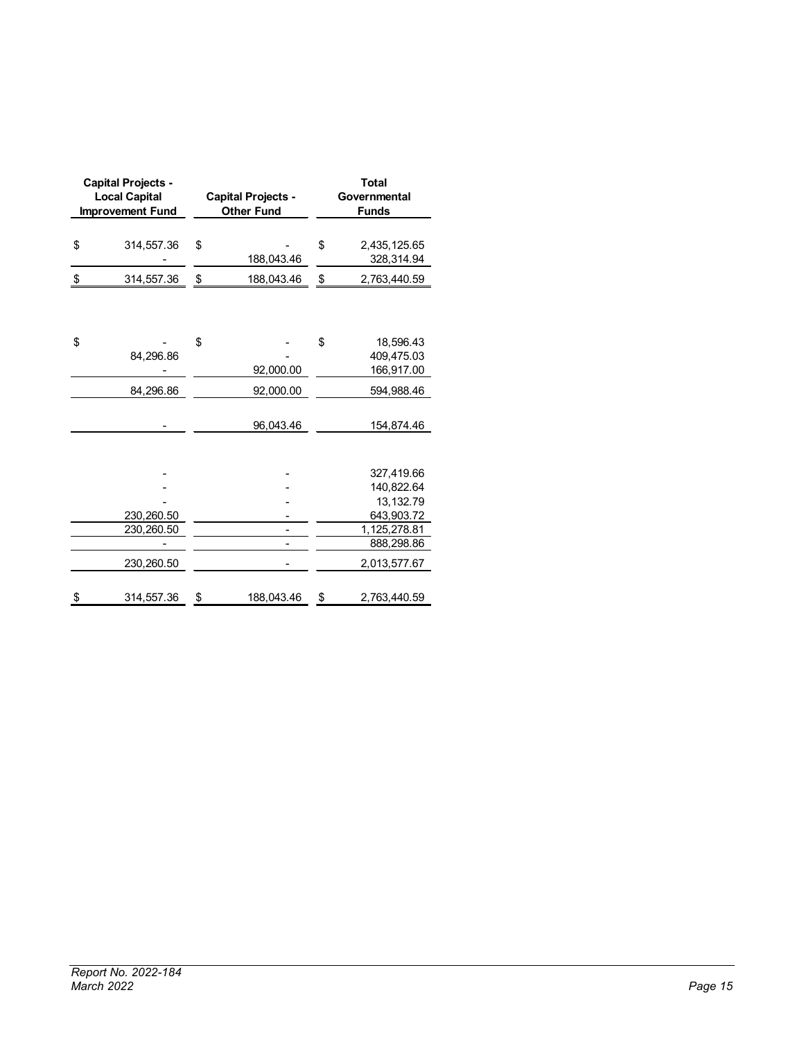| Capital Projects - Local Capital Improvement Fund | Capital Projects - Other Fund | Total Governmental Funds |
|---|---|---|
| $ 314,557.36 | $ - | $ 2,435,125.65 |
| - | 188,043.46 | 328,314.94 |
| $ 314,557.36 | $ 188,043.46 | $ 2,763,440.59 |
| | | |
| $ - | $ - | $ 18,596.43 |
| 84,296.86 | - | 409,475.03 |
| - | 92,000.00 | 166,917.00 |
| 84,296.86 | 92,000.00 | 594,988.46 |
| | | |
| - | 96,043.46 | 154,874.46 |
| | | |
| - | - | 327,419.66 |
| - | - | 140,822.64 |
| - | - | 13,132.79 |
| 230,260.50 | - | 643,903.72 |
| 230,260.50 | - | 1,125,278.81 |
| - | - | 888,298.86 |
| 230,260.50 | - | 2,013,577.67 |
| | | |
| $ 314,557.36 | $ 188,043.46 | $ 2,763,440.59 |

*Report No. 2022-184*
*March 2022*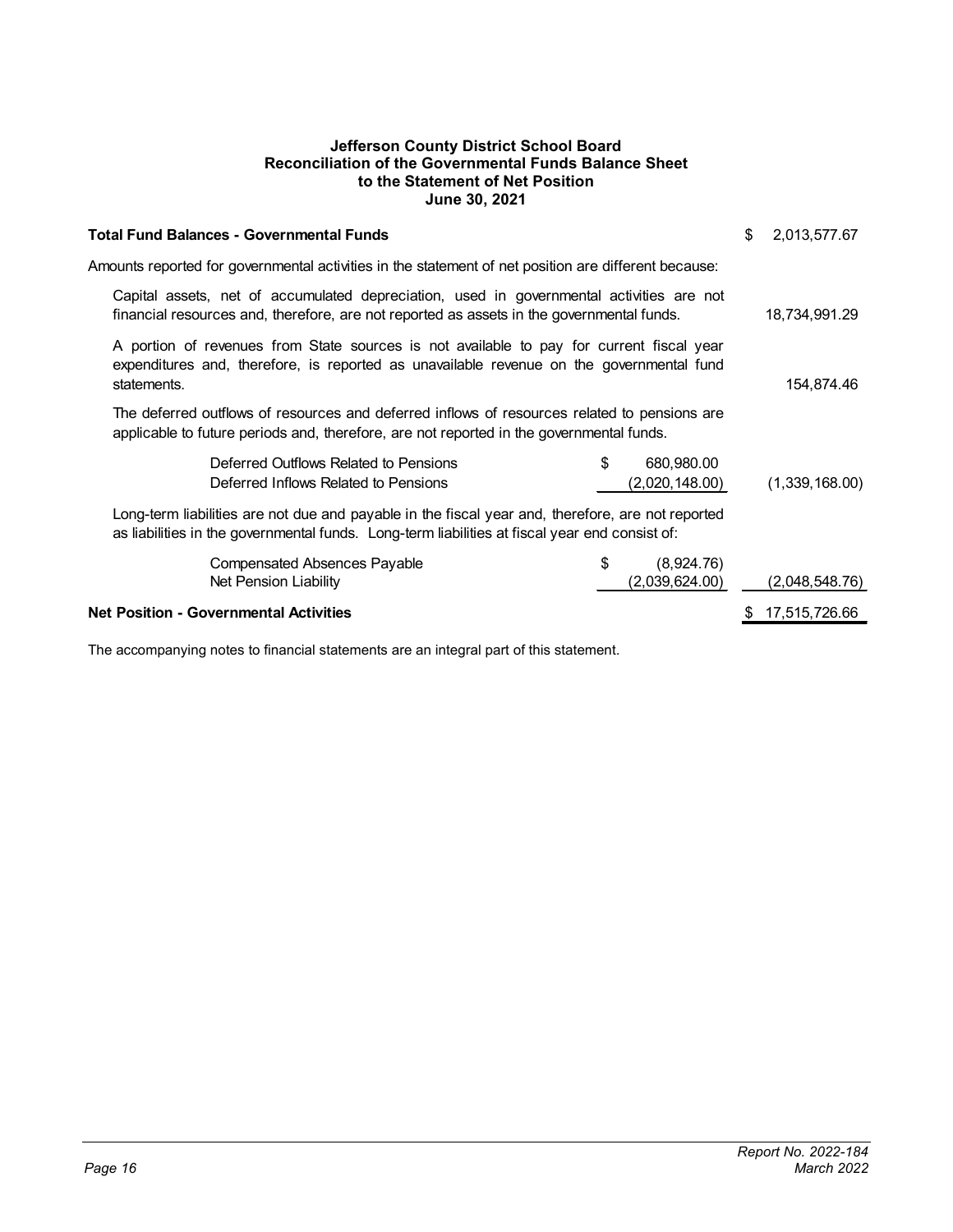# Jefferson County District School Board
## Reconciliation of the Governmental Funds Balance Sheet to the Statement of Net Position
### June 30, 2021

| | | |
|---|---|---|
| **Total Fund Balances - Governmental Funds** | | $ 2,013,577.67 |
| Amounts reported for governmental activities in the statement of net position are different because: | | |
| Capital assets, net of accumulated depreciation, used in governmental activities are not financial resources and, therefore, are not reported as assets in the governmental funds. | | 18,734,991.29 |
| A portion of revenues from State sources is not available to pay for current fiscal year expenditures and, therefore, is reported as unavailable revenue on the governmental fund statements. | | 154,874.46 |
| The deferred outflows of resources and deferred inflows of resources related to pensions are applicable to future periods and, therefore, are not reported in the governmental funds. | | |
| Deferred Outflows Related to Pensions | $ 680,980.00 | |
| Deferred Inflows Related to Pensions | (2,020,148.00) | (1,339,168.00) |
| Long-term liabilities are not due and payable in the fiscal year and, therefore, are not reported as liabilities in the governmental funds. Long-term liabilities at fiscal year end consist of: | | |
| Compensated Absences Payable | $ (8,924.76) | |
| Net Pension Liability | (2,039,624.00) | (2,048,548.76) |
| **Net Position - Governmental Activities** | | $ 17,515,726.66 |

The accompanying notes to financial statements are an integral part of this statement.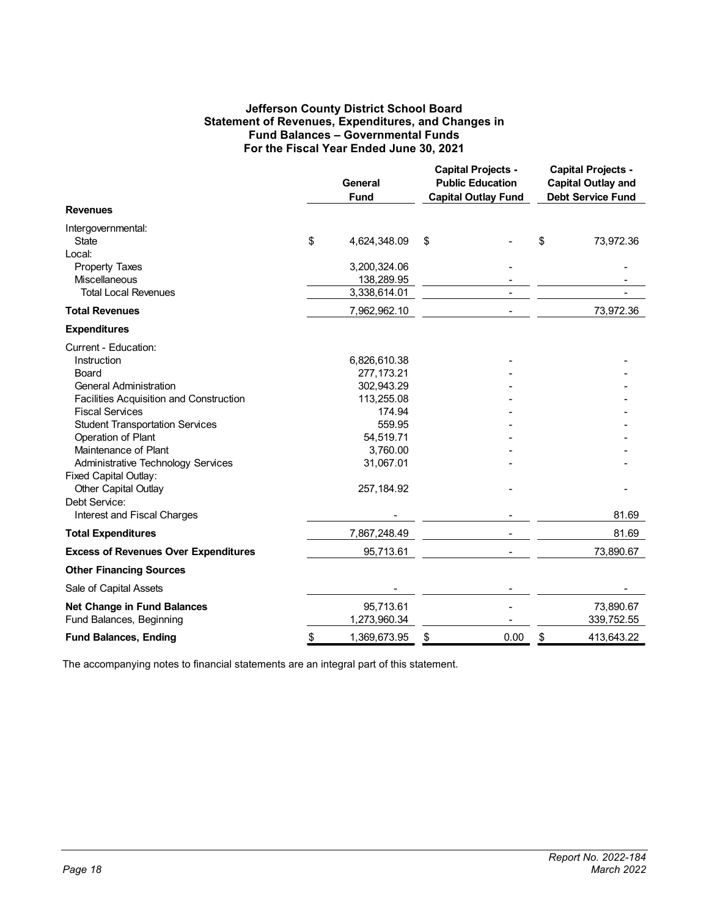**Jefferson County District School Board**
**Statement of Revenues, Expenditures, and Changes in Fund Balances – Governmental Funds**
**For the Fiscal Year Ended June 30, 2021**

| | General Fund | Capital Projects - Public Education Capital Outlay Fund | Capital Projects - Capital Outlay and Debt Service Fund |
|---|---|---|---|
| **Revenues** | | | |
| Intergovernmental: | | | |
| State | $ 4,624,348.09 | $ - | $ 73,972.36 |
| Local: | | | |
| Property Taxes | 3,200,324.06 | - | - |
| Miscellaneous | 138,289.95 | - | - |
| Total Local Revenues | 3,338,614.01 | - | - |
| **Total Revenues** | 7,962,962.10 | - | 73,972.36 |
| **Expenditures** | | | |
| Current - Education: | | | |
| Instruction | 6,826,610.38 | - | - |
| Board | 277,173.21 | - | - |
| General Administration | 302,943.29 | - | - |
| Facilities Acquisition and Construction | 113,255.08 | - | - |
| Fiscal Services | 174.94 | - | - |
| Student Transportation Services | 559.95 | - | - |
| Operation of Plant | 54,519.71 | - | - |
| Maintenance of Plant | 3,760.00 | - | - |
| Administrative Technology Services | 31,067.01 | - | - |
| Fixed Capital Outlay: | | | |
| Other Capital Outlay | 257,184.92 | - | - |
| Debt Service: | | | |
| Interest and Fiscal Charges | - | - | 81.69 |
| **Total Expenditures** | 7,867,248.49 | - | 81.69 |
| **Excess of Revenues Over Expenditures** | 95,713.61 | - | 73,890.67 |
| **Other Financing Sources** | | | |
| Sale of Capital Assets | - | - | - |
| **Net Change in Fund Balances** | 95,713.61 | - | 73,890.67 |
| Fund Balances, Beginning | 1,273,960.34 | - | 339,752.55 |
| **Fund Balances, Ending** | $ 1,369,673.95 | $ 0.00 | $ 413,643.22 |

The accompanying notes to financial statements are an integral part of this statement.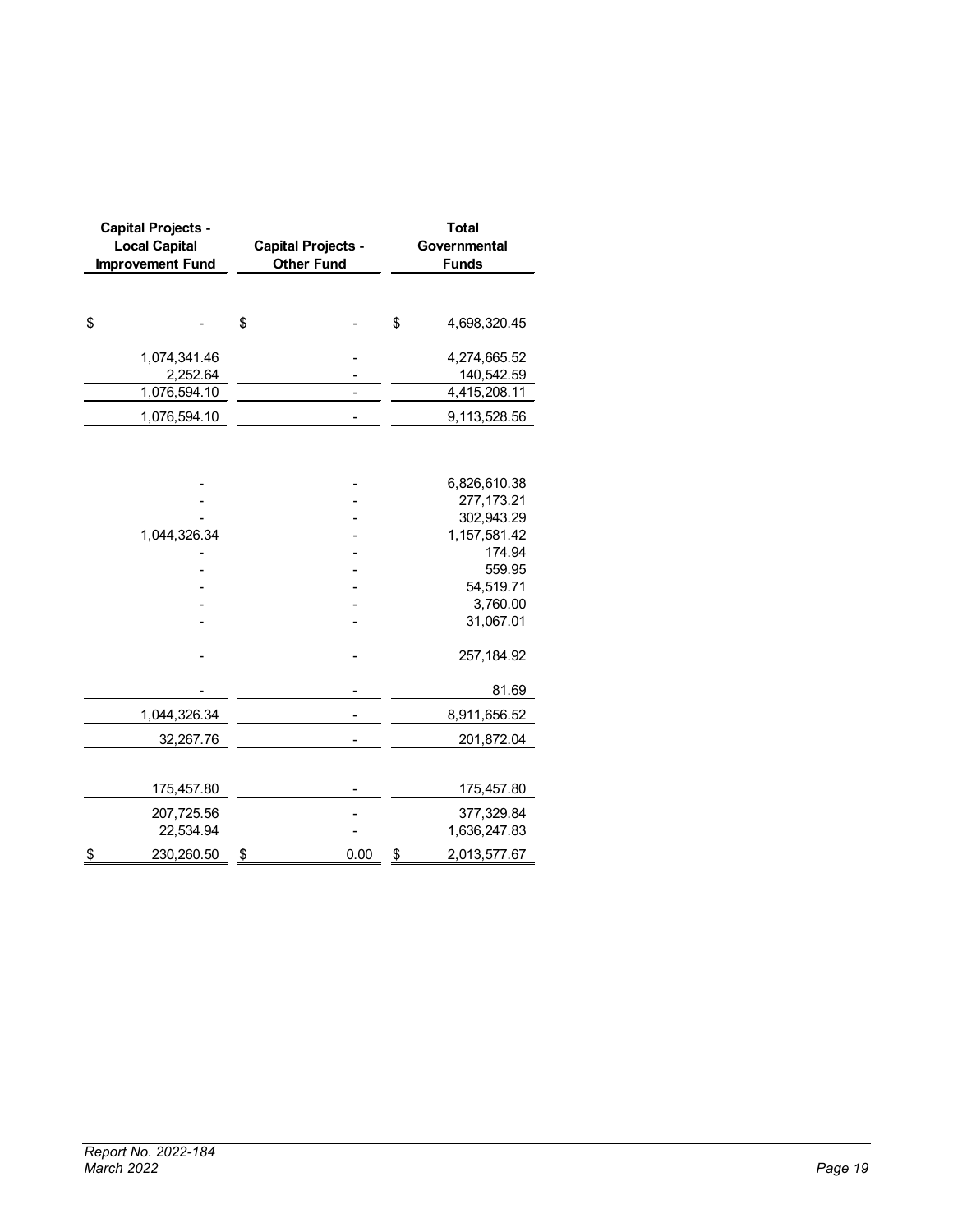| Capital Projects - Local Capital Improvement Fund | Capital Projects - Other Fund | Total Governmental Funds |
|---|---|---|
| | | |
| $ - | $ - | $ 4,698,320.45 |
| | | |
| 1,074,341.46 | - | 4,274,665.52 |
| 2,252.64 | - | 140,542.59 |
| 1,076,594.10 | - | 4,415,208.11 |
| 1,076,594.10 | - | 9,113,528.56 |
| | | |
| - | - | 6,826,610.38 |
| - | - | 277,173.21 |
| - | - | 302,943.29 |
| 1,044,326.34 | - | 1,157,581.42 |
| - | - | 174.94 |
| - | - | 559.95 |
| - | - | 54,519.71 |
| - | - | 3,760.00 |
| - | - | 31,067.01 |
| | | |
| - | - | 257,184.92 |
| | | |
| - | - | 81.69 |
| 1,044,326.34 | - | 8,911,656.52 |
| 32,267.76 | - | 201,872.04 |
| | | |
| 175,457.80 | - | 175,457.80 |
| 207,725.56 | - | 377,329.84 |
| 22,534.94 | - | 1,636,247.83 |
| $ 230,260.50 | $ 0.00 | $ 2,013,577.67 |

*Report No. 2022-184*
*March 2022*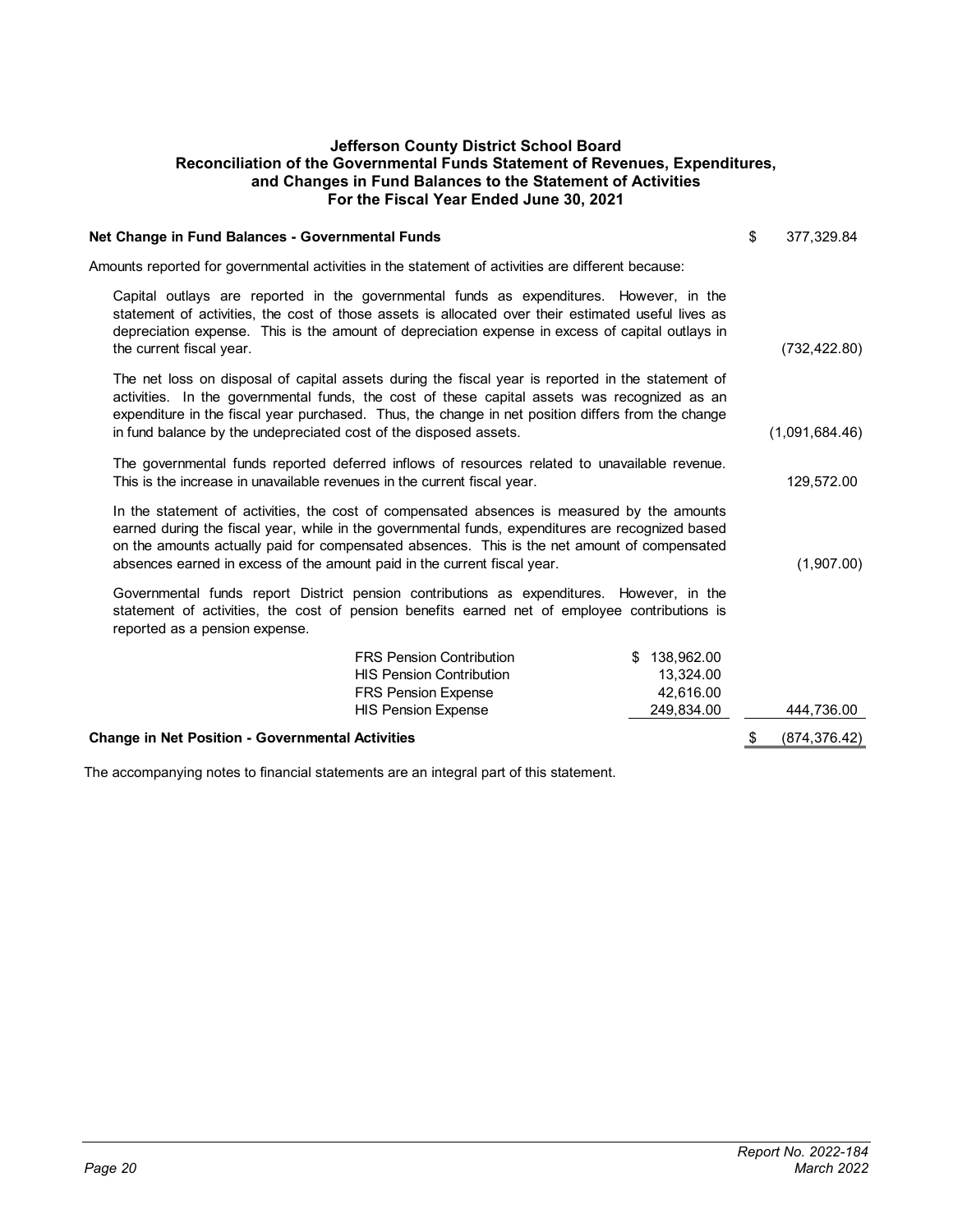**Jefferson County District School Board**
**Reconciliation of the Governmental Funds Statement of Revenues, Expenditures, and Changes in Fund Balances to the Statement of Activities**
**For the Fiscal Year Ended June 30, 2021**

| | | | |
|---|---|---|---|
| **Net Change in Fund Balances - Governmental Funds** | | | $ 377,329.84 |
| Amounts reported for governmental activities in the statement of activities are different because: | | | |
| Capital outlays are reported in the governmental funds as expenditures. However, in the statement of activities, the cost of those assets is allocated over their estimated useful lives as depreciation expense. This is the amount of depreciation expense in excess of capital outlays in the current fiscal year. | | | (732,422.80) |
| The net loss on disposal of capital assets during the fiscal year is reported in the statement of activities. In the governmental funds, the cost of these capital assets was recognized as an expenditure in the fiscal year purchased. Thus, the change in net position differs from the change in fund balance by the undepreciated cost of the disposed assets. | | | (1,091,684.46) |
| The governmental funds reported deferred inflows of resources related to unavailable revenue. This is the increase in unavailable revenues in the current fiscal year. | | | 129,572.00 |
| In the statement of activities, the cost of compensated absences is measured by the amounts earned during the fiscal year, while in the governmental funds, expenditures are recognized based on the amounts actually paid for compensated absences. This is the net amount of compensated absences earned in excess of the amount paid in the current fiscal year. | | | (1,907.00) |
| Governmental funds report District pension contributions as expenditures. However, in the statement of activities, the cost of pension benefits earned net of employee contributions is reported as a pension expense. | | | |
| | FRS Pension Contribution | $ 138,962.00 | |
| | HIS Pension Contribution | 13,324.00 | |
| | FRS Pension Expense | 42,616.00 | |
| | HIS Pension Expense | 249,834.00 | 444,736.00 |
| **Change in Net Position - Governmental Activities** | | | $ (874,376.42) |

The accompanying notes to financial statements are an integral part of this statement.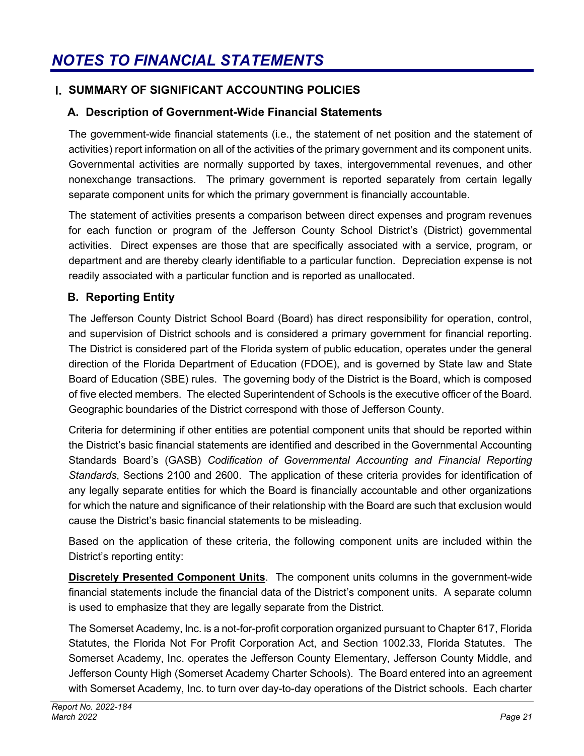# NOTES TO FINANCIAL STATEMENTS

## I. SUMMARY OF SIGNIFICANT ACCOUNTING POLICIES

### A. Description of Government-Wide Financial Statements

The government-wide financial statements (i.e., the statement of net position and the statement of activities) report information on all of the activities of the primary government and its component units. Governmental activities are normally supported by taxes, intergovernmental revenues, and other nonexchange transactions. The primary government is reported separately from certain legally separate component units for which the primary government is financially accountable.

The statement of activities presents a comparison between direct expenses and program revenues for each function or program of the Jefferson County School District's (District) governmental activities. Direct expenses are those that are specifically associated with a service, program, or department and are thereby clearly identifiable to a particular function. Depreciation expense is not readily associated with a particular function and is reported as unallocated.

### B. Reporting Entity

The Jefferson County District School Board (Board) has direct responsibility for operation, control, and supervision of District schools and is considered a primary government for financial reporting. The District is considered part of the Florida system of public education, operates under the general direction of the Florida Department of Education (FDOE), and is governed by State law and State Board of Education (SBE) rules. The governing body of the District is the Board, which is composed of five elected members. The elected Superintendent of Schools is the executive officer of the Board. Geographic boundaries of the District correspond with those of Jefferson County.

Criteria for determining if other entities are potential component units that should be reported within the District's basic financial statements are identified and described in the Governmental Accounting Standards Board's (GASB) *Codification of Governmental Accounting and Financial Reporting Standards*, Sections 2100 and 2600. The application of these criteria provides for identification of any legally separate entities for which the Board is financially accountable and other organizations for which the nature and significance of their relationship with the Board are such that exclusion would cause the District's basic financial statements to be misleading.

Based on the application of these criteria, the following component units are included within the District's reporting entity:

**Discretely Presented Component Units**. The component units columns in the government-wide financial statements include the financial data of the District's component units. A separate column is used to emphasize that they are legally separate from the District.

The Somerset Academy, Inc. is a not-for-profit corporation organized pursuant to Chapter 617, Florida Statutes, the Florida Not For Profit Corporation Act, and Section 1002.33, Florida Statutes. The Somerset Academy, Inc. operates the Jefferson County Elementary, Jefferson County Middle, and Jefferson County High (Somerset Academy Charter Schools). The Board entered into an agreement with Somerset Academy, Inc. to turn over day-to-day operations of the District schools. Each charter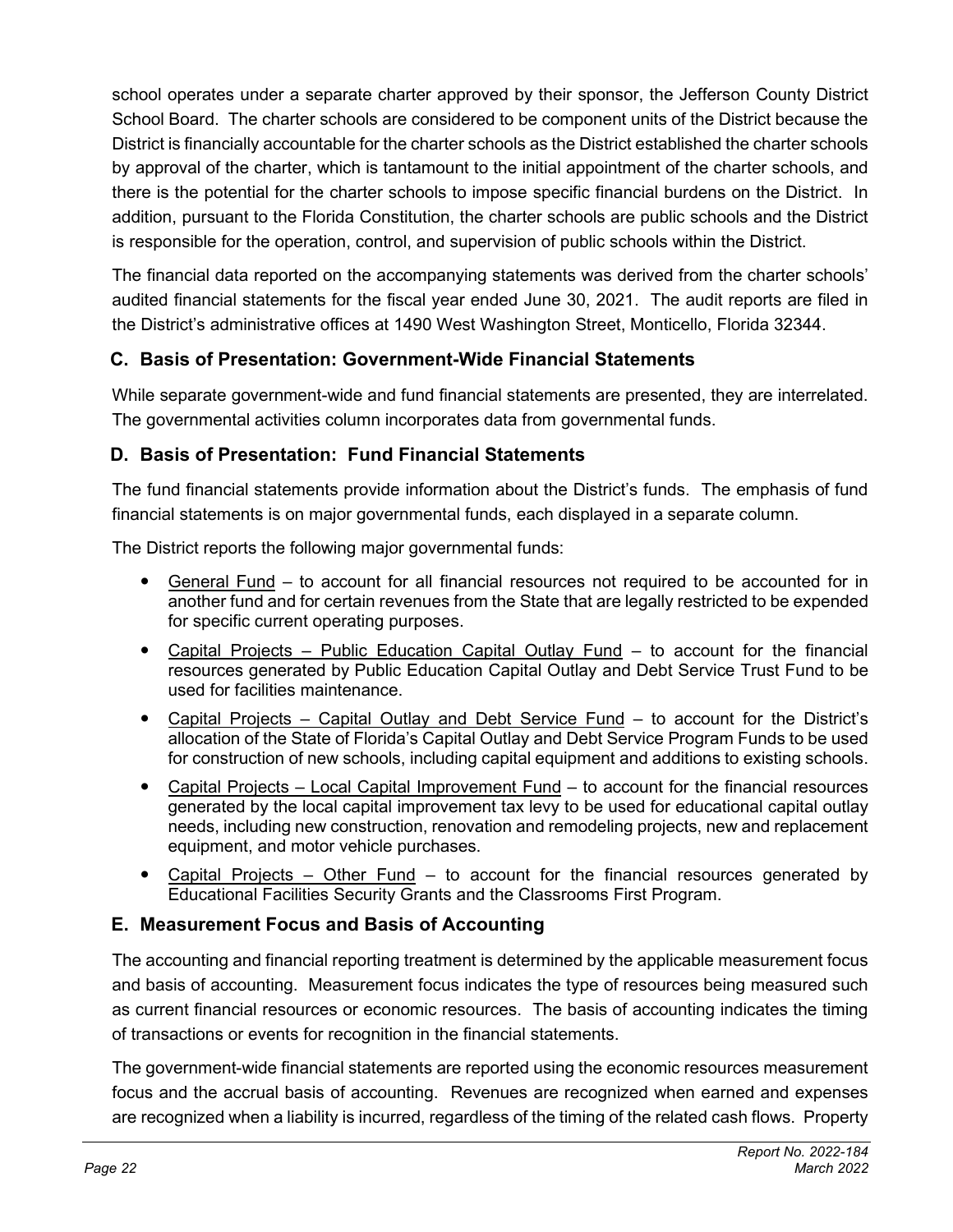school operates under a separate charter approved by their sponsor, the Jefferson County District School Board. The charter schools are considered to be component units of the District because the District is financially accountable for the charter schools as the District established the charter schools by approval of the charter, which is tantamount to the initial appointment of the charter schools, and there is the potential for the charter schools to impose specific financial burdens on the District. In addition, pursuant to the Florida Constitution, the charter schools are public schools and the District is responsible for the operation, control, and supervision of public schools within the District.

The financial data reported on the accompanying statements was derived from the charter schools' audited financial statements for the fiscal year ended June 30, 2021. The audit reports are filed in the District's administrative offices at 1490 West Washington Street, Monticello, Florida 32344.

### C. Basis of Presentation: Government-Wide Financial Statements

While separate government-wide and fund financial statements are presented, they are interrelated. The governmental activities column incorporates data from governmental funds.

### D. Basis of Presentation: Fund Financial Statements

The fund financial statements provide information about the District's funds. The emphasis of fund financial statements is on major governmental funds, each displayed in a separate column.

The District reports the following major governmental funds:

- General Fund – to account for all financial resources not required to be accounted for in another fund and for certain revenues from the State that are legally restricted to be expended for specific current operating purposes.
- Capital Projects – Public Education Capital Outlay Fund – to account for the financial resources generated by Public Education Capital Outlay and Debt Service Trust Fund to be used for facilities maintenance.
- Capital Projects – Capital Outlay and Debt Service Fund – to account for the District's allocation of the State of Florida's Capital Outlay and Debt Service Program Funds to be used for construction of new schools, including capital equipment and additions to existing schools.
- Capital Projects – Local Capital Improvement Fund – to account for the financial resources generated by the local capital improvement tax levy to be used for educational capital outlay needs, including new construction, renovation and remodeling projects, new and replacement equipment, and motor vehicle purchases.
- Capital Projects – Other Fund – to account for the financial resources generated by Educational Facilities Security Grants and the Classrooms First Program.

### E. Measurement Focus and Basis of Accounting

The accounting and financial reporting treatment is determined by the applicable measurement focus and basis of accounting. Measurement focus indicates the type of resources being measured such as current financial resources or economic resources. The basis of accounting indicates the timing of transactions or events for recognition in the financial statements.

The government-wide financial statements are reported using the economic resources measurement focus and the accrual basis of accounting. Revenues are recognized when earned and expenses are recognized when a liability is incurred, regardless of the timing of the related cash flows. Property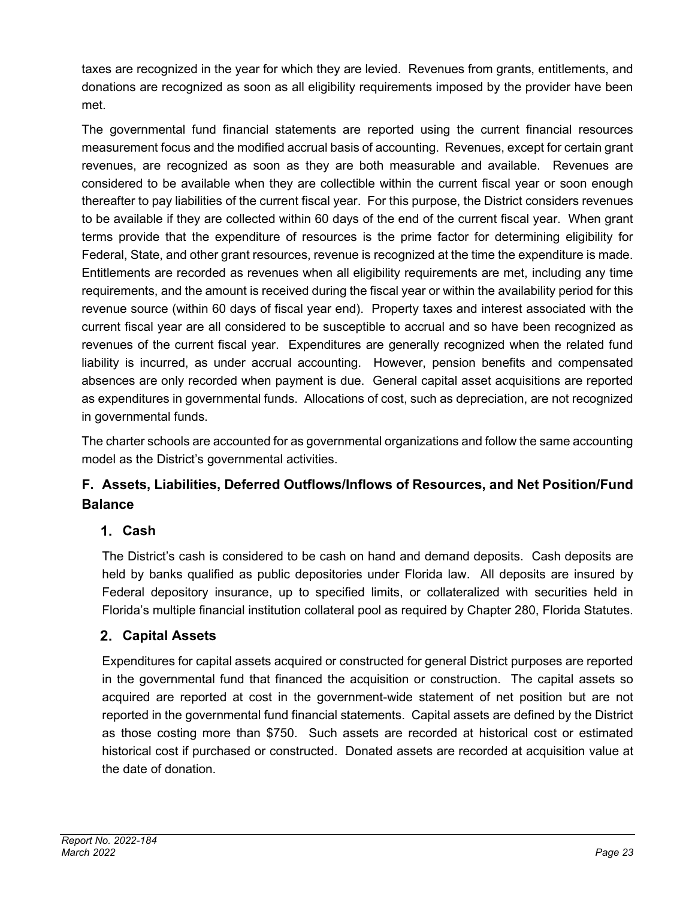taxes are recognized in the year for which they are levied. Revenues from grants, entitlements, and donations are recognized as soon as all eligibility requirements imposed by the provider have been met.

The governmental fund financial statements are reported using the current financial resources measurement focus and the modified accrual basis of accounting. Revenues, except for certain grant revenues, are recognized as soon as they are both measurable and available. Revenues are considered to be available when they are collectible within the current fiscal year or soon enough thereafter to pay liabilities of the current fiscal year. For this purpose, the District considers revenues to be available if they are collected within 60 days of the end of the current fiscal year. When grant terms provide that the expenditure of resources is the prime factor for determining eligibility for Federal, State, and other grant resources, revenue is recognized at the time the expenditure is made. Entitlements are recorded as revenues when all eligibility requirements are met, including any time requirements, and the amount is received during the fiscal year or within the availability period for this revenue source (within 60 days of fiscal year end). Property taxes and interest associated with the current fiscal year are all considered to be susceptible to accrual and so have been recognized as revenues of the current fiscal year. Expenditures are generally recognized when the related fund liability is incurred, as under accrual accounting. However, pension benefits and compensated absences are only recorded when payment is due. General capital asset acquisitions are reported as expenditures in governmental funds. Allocations of cost, such as depreciation, are not recognized in governmental funds.

The charter schools are accounted for as governmental organizations and follow the same accounting model as the District's governmental activities.

## F. Assets, Liabilities, Deferred Outflows/Inflows of Resources, and Net Position/Fund Balance

### 1. Cash

The District's cash is considered to be cash on hand and demand deposits. Cash deposits are held by banks qualified as public depositories under Florida law. All deposits are insured by Federal depository insurance, up to specified limits, or collateralized with securities held in Florida's multiple financial institution collateral pool as required by Chapter 280, Florida Statutes.

### 2. Capital Assets

Expenditures for capital assets acquired or constructed for general District purposes are reported in the governmental fund that financed the acquisition or construction. The capital assets so acquired are reported at cost in the government-wide statement of net position but are not reported in the governmental fund financial statements. Capital assets are defined by the District as those costing more than $750. Such assets are recorded at historical cost or estimated historical cost if purchased or constructed. Donated assets are recorded at acquisition value at the date of donation.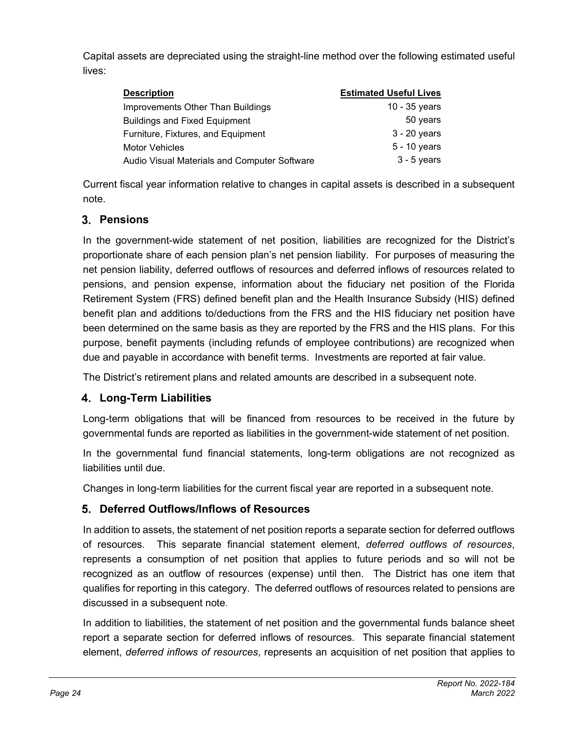Capital assets are depreciated using the straight-line method over the following estimated useful lives:

| Description | Estimated Useful Lives |
|---|---|
| Improvements Other Than Buildings | 10 - 35 years |
| Buildings and Fixed Equipment | 50 years |
| Furniture, Fixtures, and Equipment | 3 - 20 years |
| Motor Vehicles | 5 - 10 years |
| Audio Visual Materials and Computer Software | 3 - 5 years |

Current fiscal year information relative to changes in capital assets is described in a subsequent note.

### 3. Pensions

In the government-wide statement of net position, liabilities are recognized for the District's proportionate share of each pension plan's net pension liability. For purposes of measuring the net pension liability, deferred outflows of resources and deferred inflows of resources related to pensions, and pension expense, information about the fiduciary net position of the Florida Retirement System (FRS) defined benefit plan and the Health Insurance Subsidy (HIS) defined benefit plan and additions to/deductions from the FRS and the HIS fiduciary net position have been determined on the same basis as they are reported by the FRS and the HIS plans. For this purpose, benefit payments (including refunds of employee contributions) are recognized when due and payable in accordance with benefit terms. Investments are reported at fair value.

The District's retirement plans and related amounts are described in a subsequent note.

### 4. Long-Term Liabilities

Long-term obligations that will be financed from resources to be received in the future by governmental funds are reported as liabilities in the government-wide statement of net position.

In the governmental fund financial statements, long-term obligations are not recognized as liabilities until due.

Changes in long-term liabilities for the current fiscal year are reported in a subsequent note.

### 5. Deferred Outflows/Inflows of Resources

In addition to assets, the statement of net position reports a separate section for deferred outflows of resources. This separate financial statement element, *deferred outflows of resources*, represents a consumption of net position that applies to future periods and so will not be recognized as an outflow of resources (expense) until then. The District has one item that qualifies for reporting in this category. The deferred outflows of resources related to pensions are discussed in a subsequent note.

In addition to liabilities, the statement of net position and the governmental funds balance sheet report a separate section for deferred inflows of resources. This separate financial statement element, *deferred inflows of resources*, represents an acquisition of net position that applies to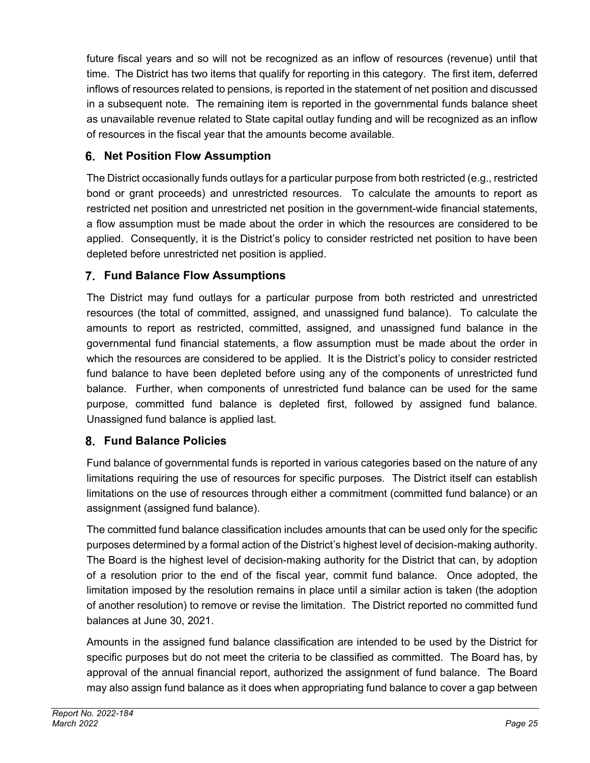future fiscal years and so will not be recognized as an inflow of resources (revenue) until that time. The District has two items that qualify for reporting in this category. The first item, deferred inflows of resources related to pensions, is reported in the statement of net position and discussed in a subsequent note. The remaining item is reported in the governmental funds balance sheet as unavailable revenue related to State capital outlay funding and will be recognized as an inflow of resources in the fiscal year that the amounts become available.

### 6. Net Position Flow Assumption

The District occasionally funds outlays for a particular purpose from both restricted (e.g., restricted bond or grant proceeds) and unrestricted resources. To calculate the amounts to report as restricted net position and unrestricted net position in the government-wide financial statements, a flow assumption must be made about the order in which the resources are considered to be applied. Consequently, it is the District's policy to consider restricted net position to have been depleted before unrestricted net position is applied.

### 7. Fund Balance Flow Assumptions

The District may fund outlays for a particular purpose from both restricted and unrestricted resources (the total of committed, assigned, and unassigned fund balance). To calculate the amounts to report as restricted, committed, assigned, and unassigned fund balance in the governmental fund financial statements, a flow assumption must be made about the order in which the resources are considered to be applied. It is the District's policy to consider restricted fund balance to have been depleted before using any of the components of unrestricted fund balance. Further, when components of unrestricted fund balance can be used for the same purpose, committed fund balance is depleted first, followed by assigned fund balance. Unassigned fund balance is applied last.

### 8. Fund Balance Policies

Fund balance of governmental funds is reported in various categories based on the nature of any limitations requiring the use of resources for specific purposes. The District itself can establish limitations on the use of resources through either a commitment (committed fund balance) or an assignment (assigned fund balance).

The committed fund balance classification includes amounts that can be used only for the specific purposes determined by a formal action of the District's highest level of decision-making authority. The Board is the highest level of decision-making authority for the District that can, by adoption of a resolution prior to the end of the fiscal year, commit fund balance. Once adopted, the limitation imposed by the resolution remains in place until a similar action is taken (the adoption of another resolution) to remove or revise the limitation. The District reported no committed fund balances at June 30, 2021.

Amounts in the assigned fund balance classification are intended to be used by the District for specific purposes but do not meet the criteria to be classified as committed. The Board has, by approval of the annual financial report, authorized the assignment of fund balance. The Board may also assign fund balance as it does when appropriating fund balance to cover a gap between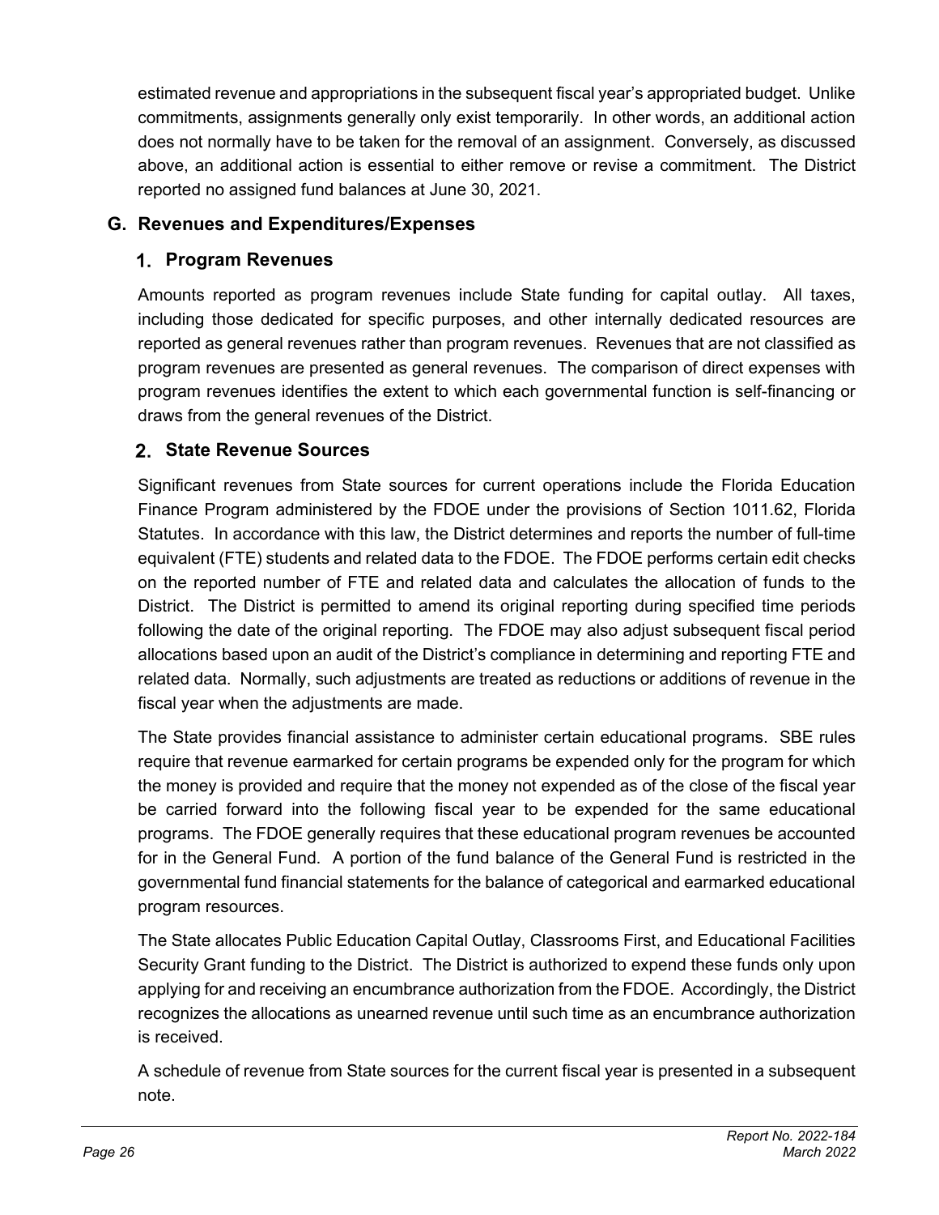estimated revenue and appropriations in the subsequent fiscal year's appropriated budget. Unlike commitments, assignments generally only exist temporarily. In other words, an additional action does not normally have to be taken for the removal of an assignment. Conversely, as discussed above, an additional action is essential to either remove or revise a commitment. The District reported no assigned fund balances at June 30, 2021.

## G. Revenues and Expenditures/Expenses

### 1. Program Revenues

Amounts reported as program revenues include State funding for capital outlay. All taxes, including those dedicated for specific purposes, and other internally dedicated resources are reported as general revenues rather than program revenues. Revenues that are not classified as program revenues are presented as general revenues. The comparison of direct expenses with program revenues identifies the extent to which each governmental function is self-financing or draws from the general revenues of the District.

### 2. State Revenue Sources

Significant revenues from State sources for current operations include the Florida Education Finance Program administered by the FDOE under the provisions of Section 1011.62, Florida Statutes. In accordance with this law, the District determines and reports the number of full-time equivalent (FTE) students and related data to the FDOE. The FDOE performs certain edit checks on the reported number of FTE and related data and calculates the allocation of funds to the District. The District is permitted to amend its original reporting during specified time periods following the date of the original reporting. The FDOE may also adjust subsequent fiscal period allocations based upon an audit of the District's compliance in determining and reporting FTE and related data. Normally, such adjustments are treated as reductions or additions of revenue in the fiscal year when the adjustments are made.

The State provides financial assistance to administer certain educational programs. SBE rules require that revenue earmarked for certain programs be expended only for the program for which the money is provided and require that the money not expended as of the close of the fiscal year be carried forward into the following fiscal year to be expended for the same educational programs. The FDOE generally requires that these educational program revenues be accounted for in the General Fund. A portion of the fund balance of the General Fund is restricted in the governmental fund financial statements for the balance of categorical and earmarked educational program resources.

The State allocates Public Education Capital Outlay, Classrooms First, and Educational Facilities Security Grant funding to the District. The District is authorized to expend these funds only upon applying for and receiving an encumbrance authorization from the FDOE. Accordingly, the District recognizes the allocations as unearned revenue until such time as an encumbrance authorization is received.

A schedule of revenue from State sources for the current fiscal year is presented in a subsequent note.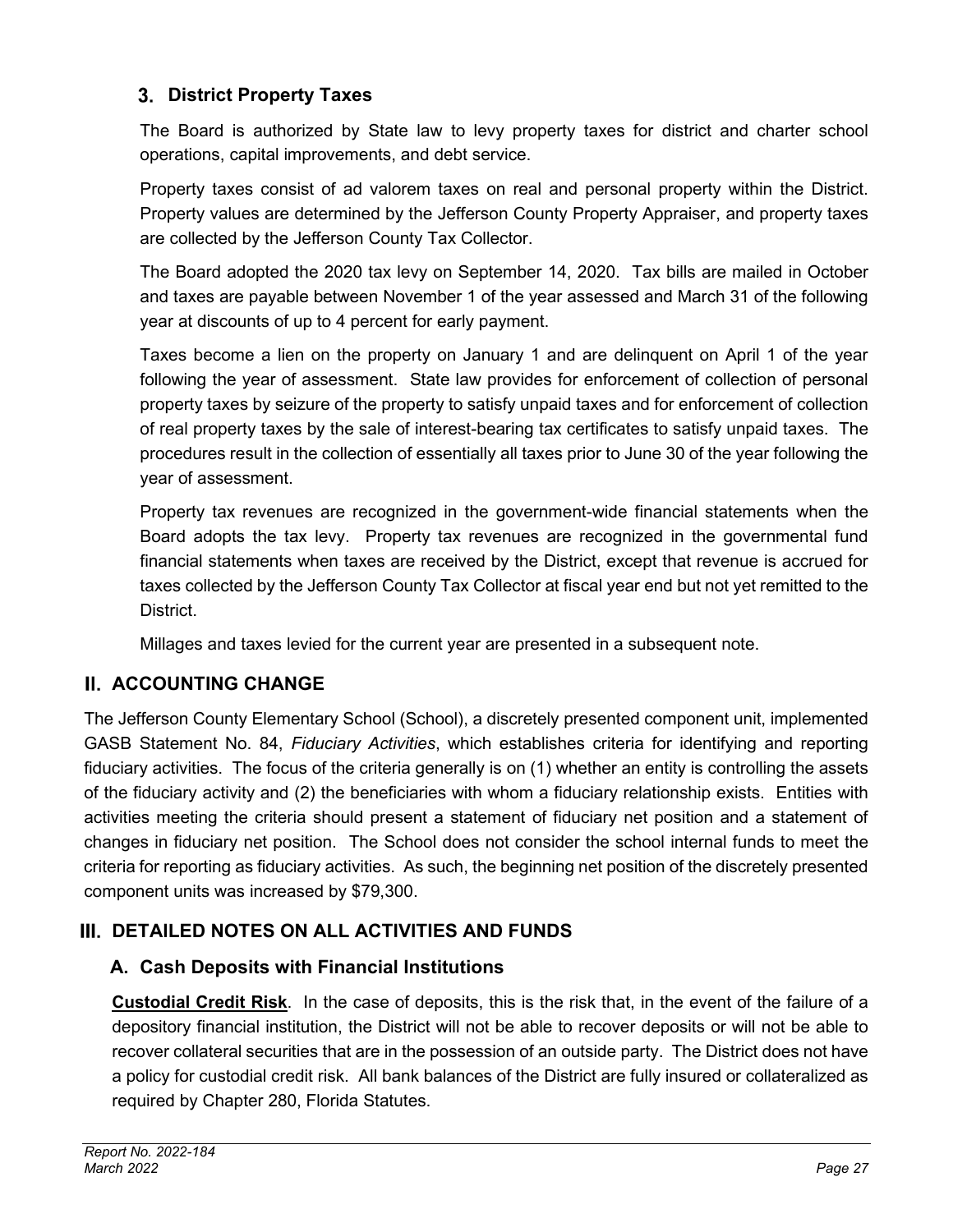### 3. District Property Taxes

The Board is authorized by State law to levy property taxes for district and charter school operations, capital improvements, and debt service.

Property taxes consist of ad valorem taxes on real and personal property within the District. Property values are determined by the Jefferson County Property Appraiser, and property taxes are collected by the Jefferson County Tax Collector.

The Board adopted the 2020 tax levy on September 14, 2020. Tax bills are mailed in October and taxes are payable between November 1 of the year assessed and March 31 of the following year at discounts of up to 4 percent for early payment.

Taxes become a lien on the property on January 1 and are delinquent on April 1 of the year following the year of assessment. State law provides for enforcement of collection of personal property taxes by seizure of the property to satisfy unpaid taxes and for enforcement of collection of real property taxes by the sale of interest-bearing tax certificates to satisfy unpaid taxes. The procedures result in the collection of essentially all taxes prior to June 30 of the year following the year of assessment.

Property tax revenues are recognized in the government-wide financial statements when the Board adopts the tax levy. Property tax revenues are recognized in the governmental fund financial statements when taxes are received by the District, except that revenue is accrued for taxes collected by the Jefferson County Tax Collector at fiscal year end but not yet remitted to the District.

Millages and taxes levied for the current year are presented in a subsequent note.

## II. ACCOUNTING CHANGE

The Jefferson County Elementary School (School), a discretely presented component unit, implemented GASB Statement No. 84, *Fiduciary Activities*, which establishes criteria for identifying and reporting fiduciary activities. The focus of the criteria generally is on (1) whether an entity is controlling the assets of the fiduciary activity and (2) the beneficiaries with whom a fiduciary relationship exists. Entities with activities meeting the criteria should present a statement of fiduciary net position and a statement of changes in fiduciary net position. The School does not consider the school internal funds to meet the criteria for reporting as fiduciary activities. As such, the beginning net position of the discretely presented component units was increased by $79,300.

## III. DETAILED NOTES ON ALL ACTIVITIES AND FUNDS

### A. Cash Deposits with Financial Institutions

**Custodial Credit Risk**. In the case of deposits, this is the risk that, in the event of the failure of a depository financial institution, the District will not be able to recover deposits or will not be able to recover collateral securities that are in the possession of an outside party. The District does not have a policy for custodial credit risk. All bank balances of the District are fully insured or collateralized as required by Chapter 280, Florida Statutes.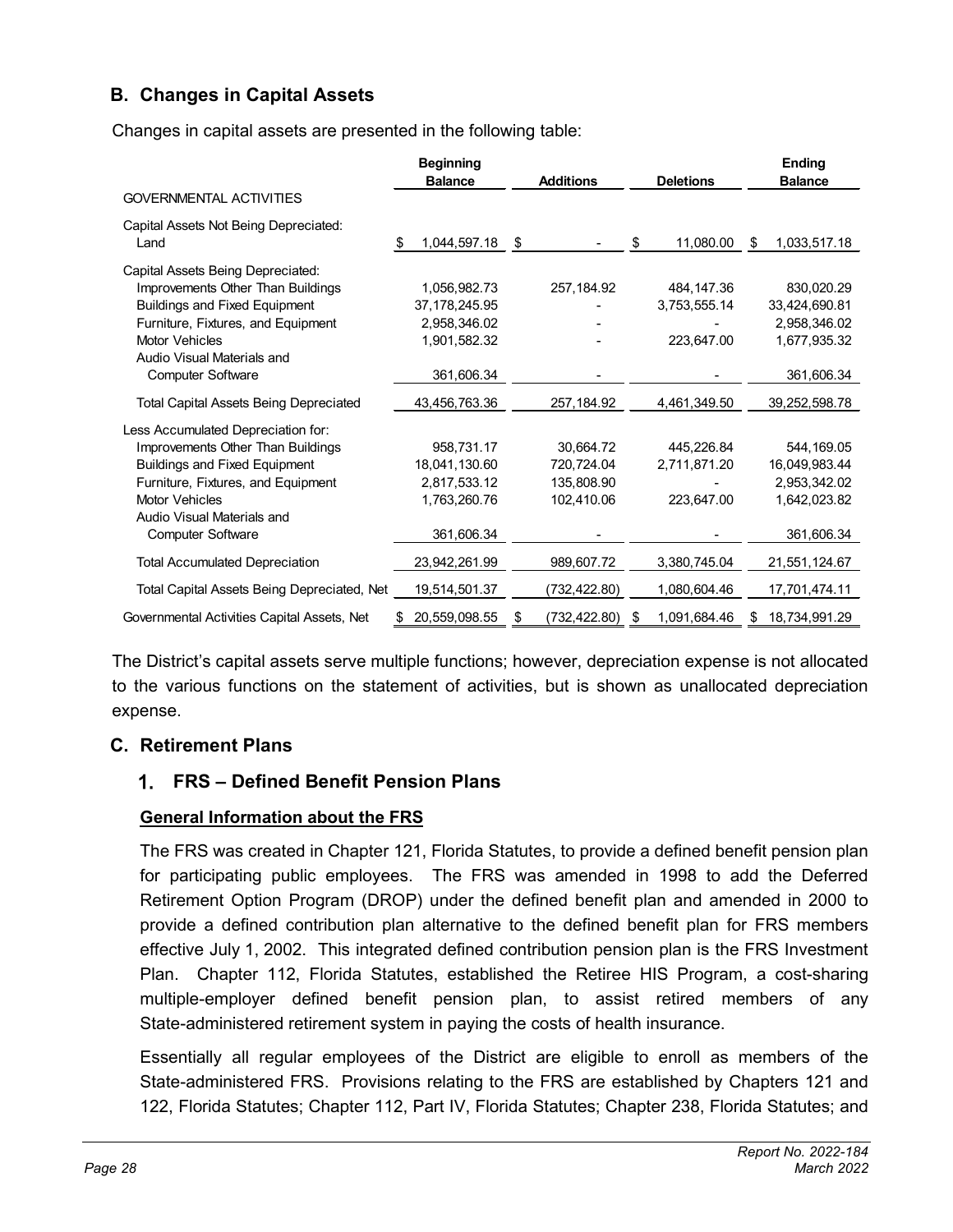## B. Changes in Capital Assets

Changes in capital assets are presented in the following table:

| | Beginning Balance | Additions | Deletions | Ending Balance |
|---|---|---|---|---|
| GOVERNMENTAL ACTIVITIES | | | | |
| Capital Assets Not Being Depreciated: | | | | |
| Land | $ 1,044,597.18 | $ - | $ 11,080.00 | $ 1,033,517.18 |
| Capital Assets Being Depreciated: | | | | |
| Improvements Other Than Buildings | 1,056,982.73 | 257,184.92 | 484,147.36 | 830,020.29 |
| Buildings and Fixed Equipment | 37,178,245.95 | - | 3,753,555.14 | 33,424,690.81 |
| Furniture, Fixtures, and Equipment | 2,958,346.02 | - | - | 2,958,346.02 |
| Motor Vehicles | 1,901,582.32 | - | 223,647.00 | 1,677,935.32 |
| Audio Visual Materials and Computer Software | 361,606.34 | - | - | 361,606.34 |
| Total Capital Assets Being Depreciated | 43,456,763.36 | 257,184.92 | 4,461,349.50 | 39,252,598.78 |
| Less Accumulated Depreciation for: | | | | |
| Improvements Other Than Buildings | 958,731.17 | 30,664.72 | 445,226.84 | 544,169.05 |
| Buildings and Fixed Equipment | 18,041,130.60 | 720,724.04 | 2,711,871.20 | 16,049,983.44 |
| Furniture, Fixtures, and Equipment | 2,817,533.12 | 135,808.90 | - | 2,953,342.02 |
| Motor Vehicles | 1,763,260.76 | 102,410.06 | 223,647.00 | 1,642,023.82 |
| Audio Visual Materials and Computer Software | 361,606.34 | - | - | 361,606.34 |
| Total Accumulated Depreciation | 23,942,261.99 | 989,607.72 | 3,380,745.04 | 21,551,124.67 |
| Total Capital Assets Being Depreciated, Net | 19,514,501.37 | (732,422.80) | 1,080,604.46 | 17,701,474.11 |
| Governmental Activities Capital Assets, Net | $ 20,559,098.55 | $ (732,422.80) | $ 1,091,684.46 | $ 18,734,991.29 |

The District's capital assets serve multiple functions; however, depreciation expense is not allocated to the various functions on the statement of activities, but is shown as unallocated depreciation expense.

## C. Retirement Plans

### 1. FRS – Defined Benefit Pension Plans

**General Information about the FRS**

The FRS was created in Chapter 121, Florida Statutes, to provide a defined benefit pension plan for participating public employees. The FRS was amended in 1998 to add the Deferred Retirement Option Program (DROP) under the defined benefit plan and amended in 2000 to provide a defined contribution plan alternative to the defined benefit plan for FRS members effective July 1, 2002. This integrated defined contribution pension plan is the FRS Investment Plan. Chapter 112, Florida Statutes, established the Retiree HIS Program, a cost-sharing multiple-employer defined benefit pension plan, to assist retired members of any State-administered retirement system in paying the costs of health insurance.

Essentially all regular employees of the District are eligible to enroll as members of the State-administered FRS. Provisions relating to the FRS are established by Chapters 121 and 122, Florida Statutes; Chapter 112, Part IV, Florida Statutes; Chapter 238, Florida Statutes; and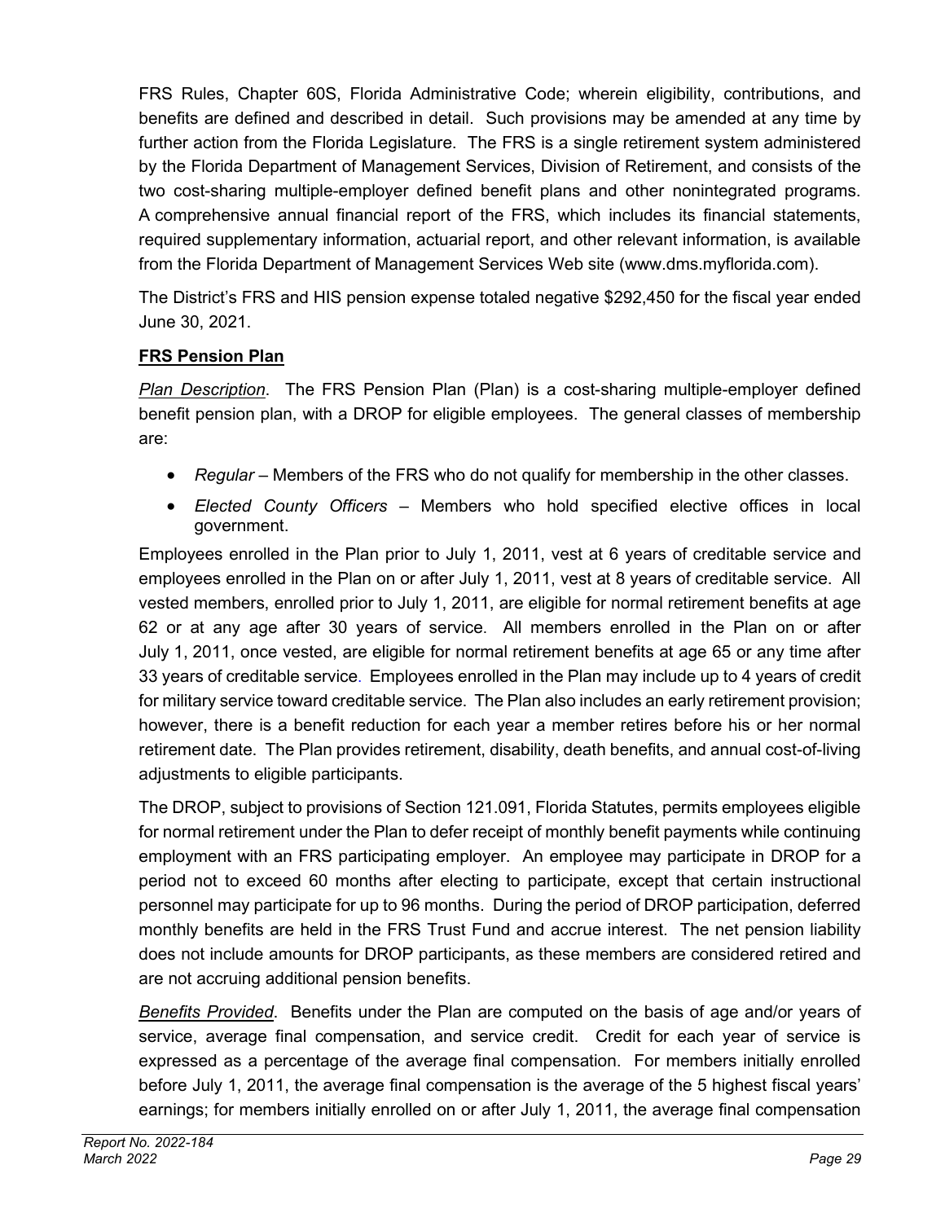FRS Rules, Chapter 60S, Florida Administrative Code; wherein eligibility, contributions, and benefits are defined and described in detail. Such provisions may be amended at any time by further action from the Florida Legislature. The FRS is a single retirement system administered by the Florida Department of Management Services, Division of Retirement, and consists of the two cost-sharing multiple-employer defined benefit plans and other nonintegrated programs. A comprehensive annual financial report of the FRS, which includes its financial statements, required supplementary information, actuarial report, and other relevant information, is available from the Florida Department of Management Services Web site (www.dms.myflorida.com).

The District's FRS and HIS pension expense totaled negative $292,450 for the fiscal year ended June 30, 2021.

**FRS Pension Plan**

*Plan Description*. The FRS Pension Plan (Plan) is a cost-sharing multiple-employer defined benefit pension plan, with a DROP for eligible employees. The general classes of membership are:

- *Regular* – Members of the FRS who do not qualify for membership in the other classes.
- *Elected County Officers* – Members who hold specified elective offices in local government.

Employees enrolled in the Plan prior to July 1, 2011, vest at 6 years of creditable service and employees enrolled in the Plan on or after July 1, 2011, vest at 8 years of creditable service. All vested members, enrolled prior to July 1, 2011, are eligible for normal retirement benefits at age 62 or at any age after 30 years of service. All members enrolled in the Plan on or after July 1, 2011, once vested, are eligible for normal retirement benefits at age 65 or any time after 33 years of creditable service. Employees enrolled in the Plan may include up to 4 years of credit for military service toward creditable service. The Plan also includes an early retirement provision; however, there is a benefit reduction for each year a member retires before his or her normal retirement date. The Plan provides retirement, disability, death benefits, and annual cost-of-living adjustments to eligible participants.

The DROP, subject to provisions of Section 121.091, Florida Statutes, permits employees eligible for normal retirement under the Plan to defer receipt of monthly benefit payments while continuing employment with an FRS participating employer. An employee may participate in DROP for a period not to exceed 60 months after electing to participate, except that certain instructional personnel may participate for up to 96 months. During the period of DROP participation, deferred monthly benefits are held in the FRS Trust Fund and accrue interest. The net pension liability does not include amounts for DROP participants, as these members are considered retired and are not accruing additional pension benefits.

*Benefits Provided*. Benefits under the Plan are computed on the basis of age and/or years of service, average final compensation, and service credit. Credit for each year of service is expressed as a percentage of the average final compensation. For members initially enrolled before July 1, 2011, the average final compensation is the average of the 5 highest fiscal years' earnings; for members initially enrolled on or after July 1, 2011, the average final compensation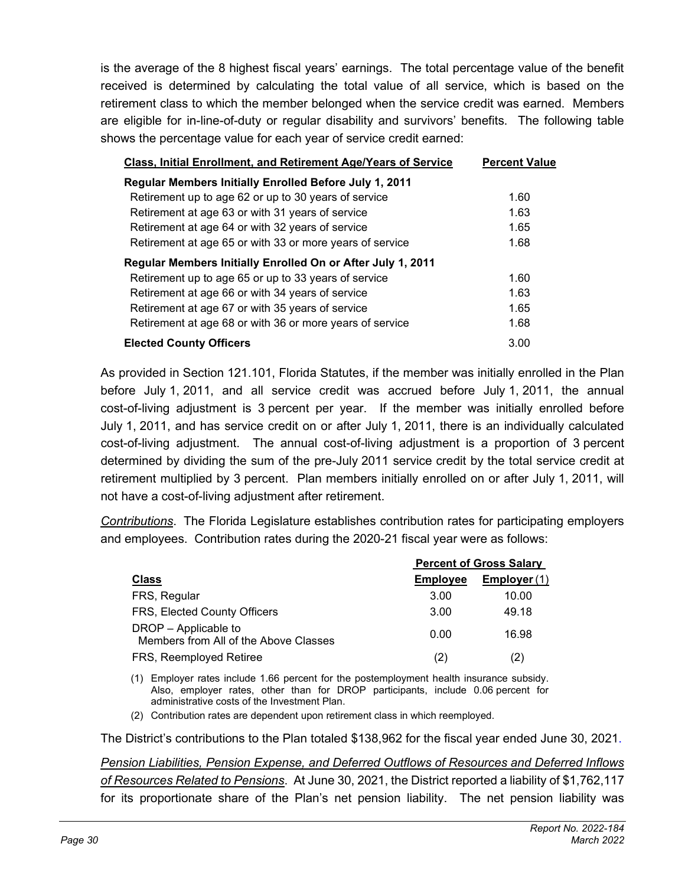is the average of the 8 highest fiscal years' earnings. The total percentage value of the benefit received is determined by calculating the total value of all service, which is based on the retirement class to which the member belonged when the service credit was earned. Members are eligible for in-line-of-duty or regular disability and survivors' benefits. The following table shows the percentage value for each year of service credit earned:

| Class, Initial Enrollment, and Retirement Age/Years of Service | Percent Value |
|---|---|
| **Regular Members Initially Enrolled Before July 1, 2011** | |
| Retirement up to age 62 or up to 30 years of service | 1.60 |
| Retirement at age 63 or with 31 years of service | 1.63 |
| Retirement at age 64 or with 32 years of service | 1.65 |
| Retirement at age 65 or with 33 or more years of service | 1.68 |
| **Regular Members Initially Enrolled On or After July 1, 2011** | |
| Retirement up to age 65 or up to 33 years of service | 1.60 |
| Retirement at age 66 or with 34 years of service | 1.63 |
| Retirement at age 67 or with 35 years of service | 1.65 |
| Retirement at age 68 or with 36 or more years of service | 1.68 |
| **Elected County Officers** | 3.00 |

As provided in Section 121.101, Florida Statutes, if the member was initially enrolled in the Plan before July 1, 2011, and all service credit was accrued before July 1, 2011, the annual cost-of-living adjustment is 3 percent per year. If the member was initially enrolled before July 1, 2011, and has service credit on or after July 1, 2011, there is an individually calculated cost-of-living adjustment. The annual cost-of-living adjustment is a proportion of 3 percent determined by dividing the sum of the pre-July 2011 service credit by the total service credit at retirement multiplied by 3 percent. Plan members initially enrolled on or after July 1, 2011, will not have a cost-of-living adjustment after retirement.

*Contributions*. The Florida Legislature establishes contribution rates for participating employers and employees. Contribution rates during the 2020-21 fiscal year were as follows:

| | Percent of Gross Salary | |
|---|---|---|
| **Class** | **Employee** | **Employer** (1) |
| FRS, Regular | 3.00 | 10.00 |
| FRS, Elected County Officers | 3.00 | 49.18 |
| DROP – Applicable to Members from All of the Above Classes | 0.00 | 16.98 |
| FRS, Reemployed Retiree | (2) | (2) |

(1) Employer rates include 1.66 percent for the postemployment health insurance subsidy. Also, employer rates, other than for DROP participants, include 0.06 percent for administrative costs of the Investment Plan.

(2) Contribution rates are dependent upon retirement class in which reemployed.

The District's contributions to the Plan totaled $138,962 for the fiscal year ended June 30, 2021.

*Pension Liabilities, Pension Expense, and Deferred Outflows of Resources and Deferred Inflows of Resources Related to Pensions*. At June 30, 2021, the District reported a liability of $1,762,117 for its proportionate share of the Plan's net pension liability. The net pension liability was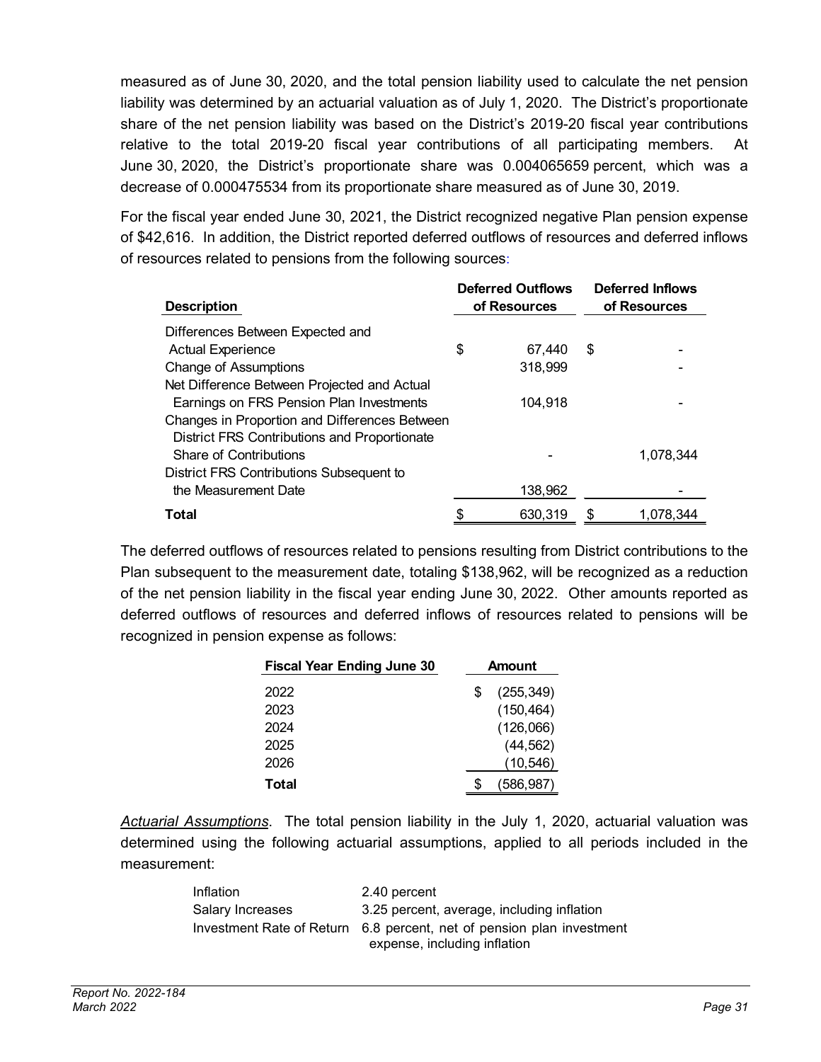measured as of June 30, 2020, and the total pension liability used to calculate the net pension liability was determined by an actuarial valuation as of July 1, 2020. The District's proportionate share of the net pension liability was based on the District's 2019-20 fiscal year contributions relative to the total 2019-20 fiscal year contributions of all participating members. At June 30, 2020, the District's proportionate share was 0.004065659 percent, which was a decrease of 0.000475534 from its proportionate share measured as of June 30, 2019.

For the fiscal year ended June 30, 2021, the District recognized negative Plan pension expense of $42,616. In addition, the District reported deferred outflows of resources and deferred inflows of resources related to pensions from the following sources:

| Description | Deferred Outflows of Resources | Deferred Inflows of Resources |
|---|---|---|
| Differences Between Expected and Actual Experience | $ 67,440 | $ - |
| Change of Assumptions | 318,999 | - |
| Net Difference Between Projected and Actual Earnings on FRS Pension Plan Investments | 104,918 | - |
| Changes in Proportion and Differences Between District FRS Contributions and Proportionate Share of Contributions | - | 1,078,344 |
| District FRS Contributions Subsequent to the Measurement Date | 138,962 | - |
| **Total** | $ 630,319 | $ 1,078,344 |

The deferred outflows of resources related to pensions resulting from District contributions to the Plan subsequent to the measurement date, totaling $138,962, will be recognized as a reduction of the net pension liability in the fiscal year ending June 30, 2022. Other amounts reported as deferred outflows of resources and deferred inflows of resources related to pensions will be recognized in pension expense as follows:

| Fiscal Year Ending June 30 | Amount |
|---|---|
| 2022 | $ (255,349) |
| 2023 | (150,464) |
| 2024 | (126,066) |
| 2025 | (44,562) |
| 2026 | (10,546) |
| **Total** | $ (586,987) |

*Actuarial Assumptions*. The total pension liability in the July 1, 2020, actuarial valuation was determined using the following actuarial assumptions, applied to all periods included in the measurement:

| | |
|---|---|
| Inflation | 2.40 percent |
| Salary Increases | 3.25 percent, average, including inflation |
| Investment Rate of Return | 6.8 percent, net of pension plan investment expense, including inflation |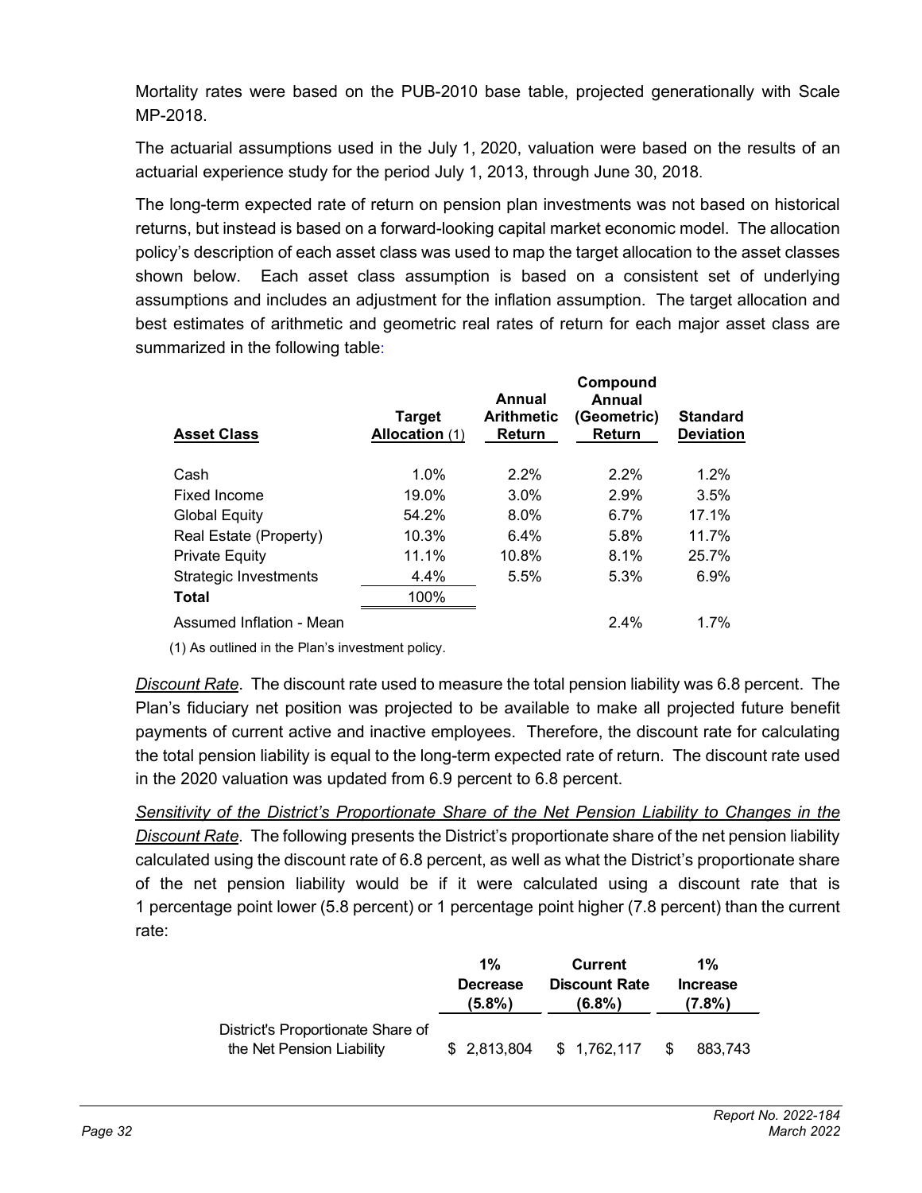Mortality rates were based on the PUB-2010 base table, projected generationally with Scale MP-2018.

The actuarial assumptions used in the July 1, 2020, valuation were based on the results of an actuarial experience study for the period July 1, 2013, through June 30, 2018.

The long-term expected rate of return on pension plan investments was not based on historical returns, but instead is based on a forward-looking capital market economic model. The allocation policy's description of each asset class was used to map the target allocation to the asset classes shown below. Each asset class assumption is based on a consistent set of underlying assumptions and includes an adjustment for the inflation assumption. The target allocation and best estimates of arithmetic and geometric real rates of return for each major asset class are summarized in the following table:

| Asset Class | Target Allocation (1) | Annual Arithmetic Return | Compound Annual (Geometric) Return | Standard Deviation |
|---|---|---|---|---|
| Cash | 1.0% | 2.2% | 2.2% | 1.2% |
| Fixed Income | 19.0% | 3.0% | 2.9% | 3.5% |
| Global Equity | 54.2% | 8.0% | 6.7% | 17.1% |
| Real Estate (Property) | 10.3% | 6.4% | 5.8% | 11.7% |
| Private Equity | 11.1% | 10.8% | 8.1% | 25.7% |
| Strategic Investments | 4.4% | 5.5% | 5.3% | 6.9% |
| **Total** | 100% | | | |
| Assumed Inflation - Mean | | | 2.4% | 1.7% |

(1) As outlined in the Plan's investment policy.

*Discount Rate*. The discount rate used to measure the total pension liability was 6.8 percent. The Plan's fiduciary net position was projected to be available to make all projected future benefit payments of current active and inactive employees. Therefore, the discount rate for calculating the total pension liability is equal to the long-term expected rate of return. The discount rate used in the 2020 valuation was updated from 6.9 percent to 6.8 percent.

*Sensitivity of the District's Proportionate Share of the Net Pension Liability to Changes in the Discount Rate*. The following presents the District's proportionate share of the net pension liability calculated using the discount rate of 6.8 percent, as well as what the District's proportionate share of the net pension liability would be if it were calculated using a discount rate that is 1 percentage point lower (5.8 percent) or 1 percentage point higher (7.8 percent) than the current rate:

| | 1% Decrease (5.8%) | Current Discount Rate (6.8%) | 1% Increase (7.8%) |
|---|---|---|---|
| District's Proportionate Share of the Net Pension Liability | $ 2,813,804 | $ 1,762,117 | $ 883,743 |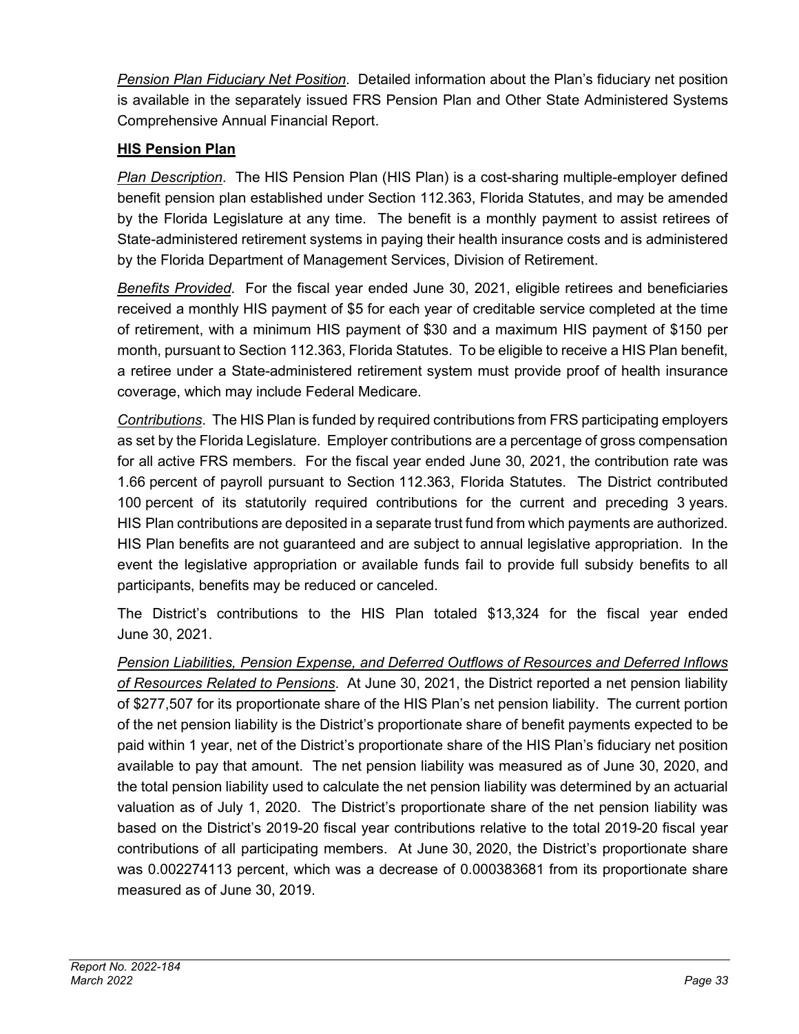*Pension Plan Fiduciary Net Position*. Detailed information about the Plan's fiduciary net position is available in the separately issued FRS Pension Plan and Other State Administered Systems Comprehensive Annual Financial Report.

**HIS Pension Plan**

*Plan Description*. The HIS Pension Plan (HIS Plan) is a cost-sharing multiple-employer defined benefit pension plan established under Section 112.363, Florida Statutes, and may be amended by the Florida Legislature at any time. The benefit is a monthly payment to assist retirees of State-administered retirement systems in paying their health insurance costs and is administered by the Florida Department of Management Services, Division of Retirement.

*Benefits Provided*. For the fiscal year ended June 30, 2021, eligible retirees and beneficiaries received a monthly HIS payment of $5 for each year of creditable service completed at the time of retirement, with a minimum HIS payment of $30 and a maximum HIS payment of $150 per month, pursuant to Section 112.363, Florida Statutes. To be eligible to receive a HIS Plan benefit, a retiree under a State-administered retirement system must provide proof of health insurance coverage, which may include Federal Medicare.

*Contributions*. The HIS Plan is funded by required contributions from FRS participating employers as set by the Florida Legislature. Employer contributions are a percentage of gross compensation for all active FRS members. For the fiscal year ended June 30, 2021, the contribution rate was 1.66 percent of payroll pursuant to Section 112.363, Florida Statutes. The District contributed 100 percent of its statutorily required contributions for the current and preceding 3 years. HIS Plan contributions are deposited in a separate trust fund from which payments are authorized. HIS Plan benefits are not guaranteed and are subject to annual legislative appropriation. In the event the legislative appropriation or available funds fail to provide full subsidy benefits to all participants, benefits may be reduced or canceled.

The District's contributions to the HIS Plan totaled $13,324 for the fiscal year ended June 30, 2021.

*Pension Liabilities, Pension Expense, and Deferred Outflows of Resources and Deferred Inflows of Resources Related to Pensions*. At June 30, 2021, the District reported a net pension liability of $277,507 for its proportionate share of the HIS Plan's net pension liability. The current portion of the net pension liability is the District's proportionate share of benefit payments expected to be paid within 1 year, net of the District's proportionate share of the HIS Plan's fiduciary net position available to pay that amount. The net pension liability was measured as of June 30, 2020, and the total pension liability used to calculate the net pension liability was determined by an actuarial valuation as of July 1, 2020. The District's proportionate share of the net pension liability was based on the District's 2019-20 fiscal year contributions relative to the total 2019-20 fiscal year contributions of all participating members. At June 30, 2020, the District's proportionate share was 0.002274113 percent, which was a decrease of 0.000383681 from its proportionate share measured as of June 30, 2019.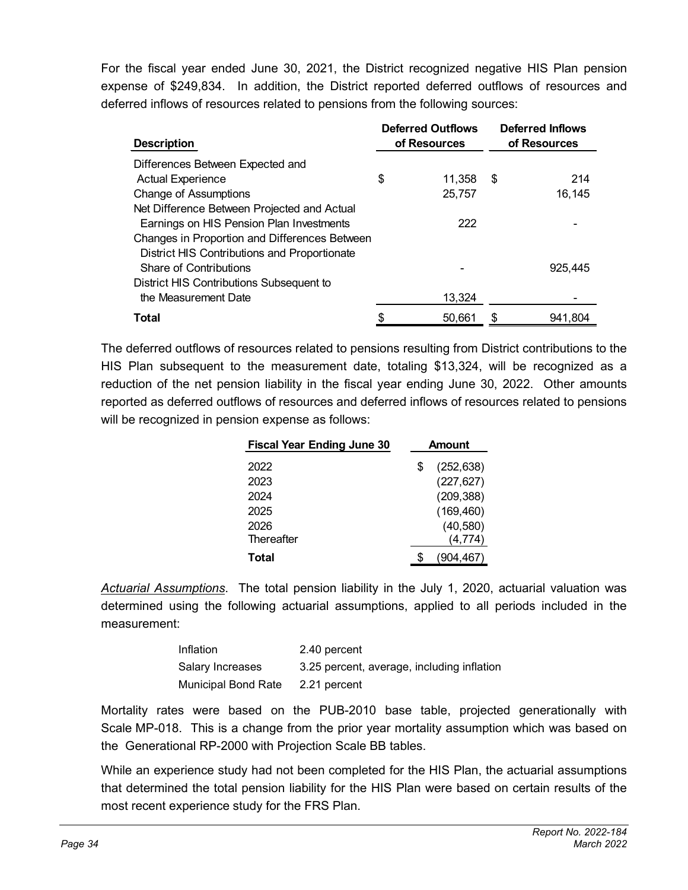For the fiscal year ended June 30, 2021, the District recognized negative HIS Plan pension expense of $249,834. In addition, the District reported deferred outflows of resources and deferred inflows of resources related to pensions from the following sources:

| Description | Deferred Outflows of Resources | Deferred Inflows of Resources |
|---|---|---|
| Differences Between Expected and Actual Experience | $ 11,358 | $ 214 |
| Change of Assumptions | 25,757 | 16,145 |
| Net Difference Between Projected and Actual Earnings on HIS Pension Plan Investments | 222 | - |
| Changes in Proportion and Differences Between District HIS Contributions and Proportionate Share of Contributions | - | 925,445 |
| District HIS Contributions Subsequent to the Measurement Date | 13,324 | - |
| **Total** | $ 50,661 | $ 941,804 |

The deferred outflows of resources related to pensions resulting from District contributions to the HIS Plan subsequent to the measurement date, totaling $13,324, will be recognized as a reduction of the net pension liability in the fiscal year ending June 30, 2022. Other amounts reported as deferred outflows of resources and deferred inflows of resources related to pensions will be recognized in pension expense as follows:

| Fiscal Year Ending June 30 | Amount |
|---|---|
| 2022 | $ (252,638) |
| 2023 | (227,627) |
| 2024 | (209,388) |
| 2025 | (169,460) |
| 2026 | (40,580) |
| Thereafter | (4,774) |
| **Total** | $ (904,467) |

*Actuarial Assumptions*. The total pension liability in the July 1, 2020, actuarial valuation was determined using the following actuarial assumptions, applied to all periods included in the measurement:

| | |
|---|---|
| Inflation | 2.40 percent |
| Salary Increases | 3.25 percent, average, including inflation |
| Municipal Bond Rate | 2.21 percent |

Mortality rates were based on the PUB-2010 base table, projected generationally with Scale MP-018. This is a change from the prior year mortality assumption which was based on the Generational RP-2000 with Projection Scale BB tables.

While an experience study had not been completed for the HIS Plan, the actuarial assumptions that determined the total pension liability for the HIS Plan were based on certain results of the most recent experience study for the FRS Plan.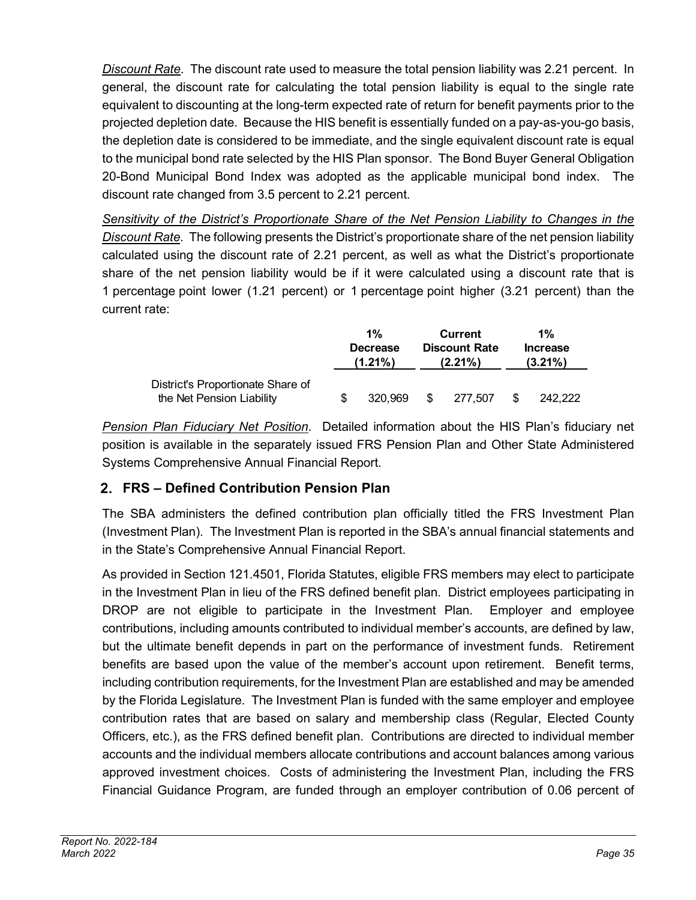*Discount Rate*. The discount rate used to measure the total pension liability was 2.21 percent. In general, the discount rate for calculating the total pension liability is equal to the single rate equivalent to discounting at the long-term expected rate of return for benefit payments prior to the projected depletion date. Because the HIS benefit is essentially funded on a pay-as-you-go basis, the depletion date is considered to be immediate, and the single equivalent discount rate is equal to the municipal bond rate selected by the HIS Plan sponsor. The Bond Buyer General Obligation 20-Bond Municipal Bond Index was adopted as the applicable municipal bond index. The discount rate changed from 3.5 percent to 2.21 percent.

*Sensitivity of the District's Proportionate Share of the Net Pension Liability to Changes in the Discount Rate*. The following presents the District's proportionate share of the net pension liability calculated using the discount rate of 2.21 percent, as well as what the District's proportionate share of the net pension liability would be if it were calculated using a discount rate that is 1 percentage point lower (1.21 percent) or 1 percentage point higher (3.21 percent) than the current rate:

| | 1% Decrease (1.21%) | Current Discount Rate (2.21%) | 1% Increase (3.21%) |
|---|---|---|---|
| District's Proportionate Share of the Net Pension Liability | $ 320,969 | $ 277,507 | $ 242,222 |

*Pension Plan Fiduciary Net Position*. Detailed information about the HIS Plan's fiduciary net position is available in the separately issued FRS Pension Plan and Other State Administered Systems Comprehensive Annual Financial Report.

## 2. FRS – Defined Contribution Pension Plan

The SBA administers the defined contribution plan officially titled the FRS Investment Plan (Investment Plan). The Investment Plan is reported in the SBA's annual financial statements and in the State's Comprehensive Annual Financial Report.

As provided in Section 121.4501, Florida Statutes, eligible FRS members may elect to participate in the Investment Plan in lieu of the FRS defined benefit plan. District employees participating in DROP are not eligible to participate in the Investment Plan. Employer and employee contributions, including amounts contributed to individual member's accounts, are defined by law, but the ultimate benefit depends in part on the performance of investment funds. Retirement benefits are based upon the value of the member's account upon retirement. Benefit terms, including contribution requirements, for the Investment Plan are established and may be amended by the Florida Legislature. The Investment Plan is funded with the same employer and employee contribution rates that are based on salary and membership class (Regular, Elected County Officers, etc.), as the FRS defined benefit plan. Contributions are directed to individual member accounts and the individual members allocate contributions and account balances among various approved investment choices. Costs of administering the Investment Plan, including the FRS Financial Guidance Program, are funded through an employer contribution of 0.06 percent of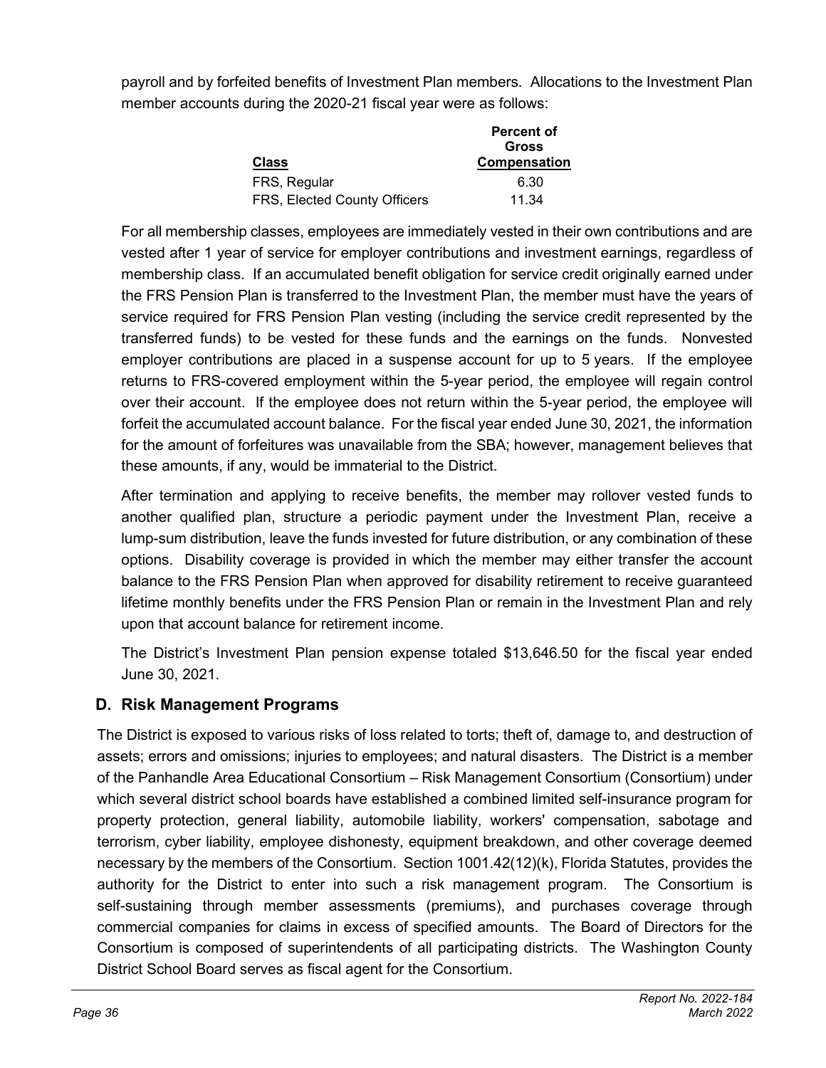payroll and by forfeited benefits of Investment Plan members. Allocations to the Investment Plan member accounts during the 2020-21 fiscal year were as follows:

| Class | Percent of Gross Compensation |
|---|---|
| FRS, Regular | 6.30 |
| FRS, Elected County Officers | 11.34 |

For all membership classes, employees are immediately vested in their own contributions and are vested after 1 year of service for employer contributions and investment earnings, regardless of membership class. If an accumulated benefit obligation for service credit originally earned under the FRS Pension Plan is transferred to the Investment Plan, the member must have the years of service required for FRS Pension Plan vesting (including the service credit represented by the transferred funds) to be vested for these funds and the earnings on the funds. Nonvested employer contributions are placed in a suspense account for up to 5 years. If the employee returns to FRS-covered employment within the 5-year period, the employee will regain control over their account. If the employee does not return within the 5-year period, the employee will forfeit the accumulated account balance. For the fiscal year ended June 30, 2021, the information for the amount of forfeitures was unavailable from the SBA; however, management believes that these amounts, if any, would be immaterial to the District.

After termination and applying to receive benefits, the member may rollover vested funds to another qualified plan, structure a periodic payment under the Investment Plan, receive a lump-sum distribution, leave the funds invested for future distribution, or any combination of these options. Disability coverage is provided in which the member may either transfer the account balance to the FRS Pension Plan when approved for disability retirement to receive guaranteed lifetime monthly benefits under the FRS Pension Plan or remain in the Investment Plan and rely upon that account balance for retirement income.

The District's Investment Plan pension expense totaled $13,646.50 for the fiscal year ended June 30, 2021.

## D. Risk Management Programs

The District is exposed to various risks of loss related to torts; theft of, damage to, and destruction of assets; errors and omissions; injuries to employees; and natural disasters. The District is a member of the Panhandle Area Educational Consortium – Risk Management Consortium (Consortium) under which several district school boards have established a combined limited self-insurance program for property protection, general liability, automobile liability, workers' compensation, sabotage and terrorism, cyber liability, employee dishonesty, equipment breakdown, and other coverage deemed necessary by the members of the Consortium. Section 1001.42(12)(k), Florida Statutes, provides the authority for the District to enter into such a risk management program. The Consortium is self-sustaining through member assessments (premiums), and purchases coverage through commercial companies for claims in excess of specified amounts. The Board of Directors for the Consortium is composed of superintendents of all participating districts. The Washington County District School Board serves as fiscal agent for the Consortium.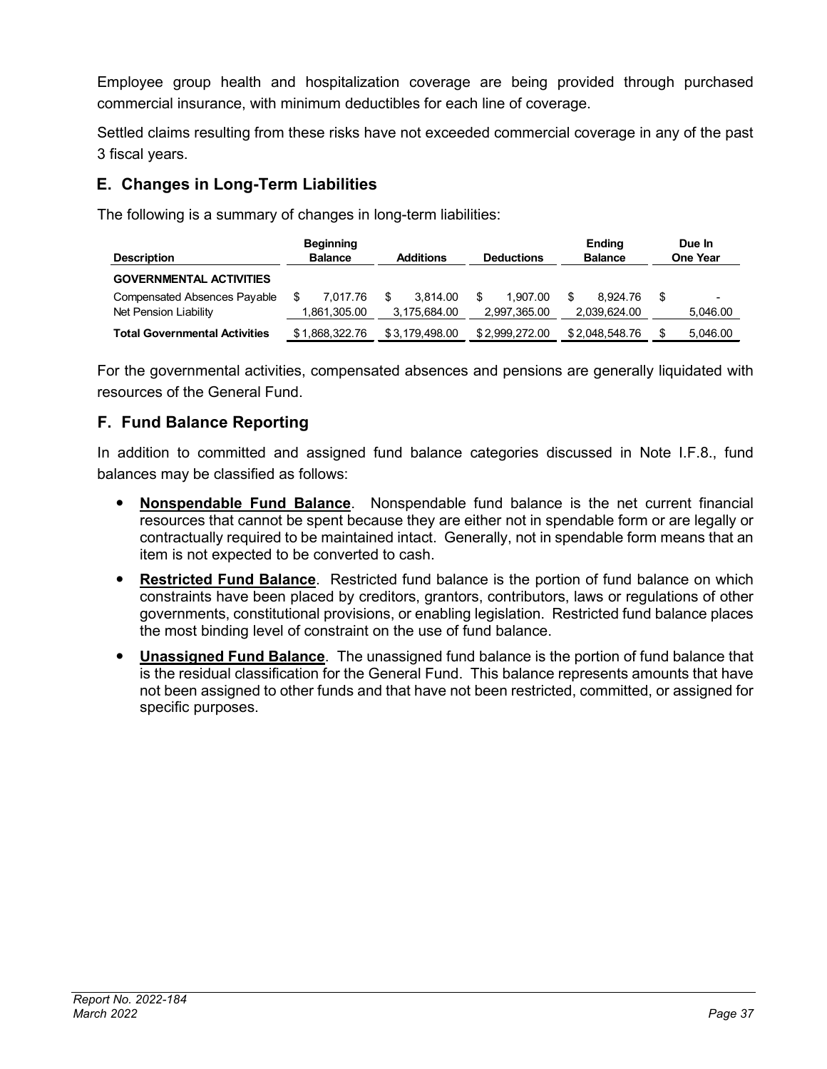Employee group health and hospitalization coverage are being provided through purchased commercial insurance, with minimum deductibles for each line of coverage.

Settled claims resulting from these risks have not exceeded commercial coverage in any of the past 3 fiscal years.

## E. Changes in Long-Term Liabilities

The following is a summary of changes in long-term liabilities:

| Description | Beginning Balance | Additions | Deductions | Ending Balance | Due In One Year |
|---|---|---|---|---|---|
| **GOVERNMENTAL ACTIVITIES** | | | | | |
| Compensated Absences Payable | $ 7,017.76 | $ 3,814.00 | $ 1,907.00 | $ 8,924.76 | $ - |
| Net Pension Liability | 1,861,305.00 | 3,175,684.00 | 2,997,365.00 | 2,039,624.00 | 5,046.00 |
| **Total Governmental Activities** | $ 1,868,322.76 | $ 3,179,498.00 | $ 2,999,272.00 | $ 2,048,548.76 | $ 5,046.00 |

For the governmental activities, compensated absences and pensions are generally liquidated with resources of the General Fund.

## F. Fund Balance Reporting

In addition to committed and assigned fund balance categories discussed in Note I.F.8., fund balances may be classified as follows:

- **Nonspendable Fund Balance**. Nonspendable fund balance is the net current financial resources that cannot be spent because they are either not in spendable form or are legally or contractually required to be maintained intact. Generally, not in spendable form means that an item is not expected to be converted to cash.
- **Restricted Fund Balance**. Restricted fund balance is the portion of fund balance on which constraints have been placed by creditors, grantors, contributors, laws or regulations of other governments, constitutional provisions, or enabling legislation. Restricted fund balance places the most binding level of constraint on the use of fund balance.
- **Unassigned Fund Balance**. The unassigned fund balance is the portion of fund balance that is the residual classification for the General Fund. This balance represents amounts that have not been assigned to other funds and that have not been restricted, committed, or assigned for specific purposes.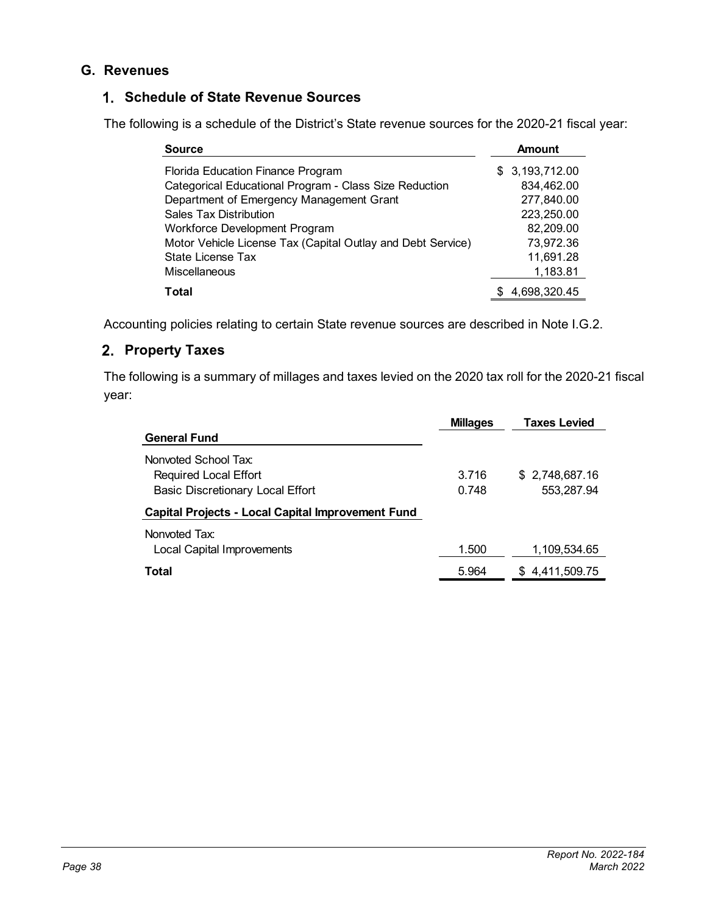## G. Revenues

### 1. Schedule of State Revenue Sources

The following is a schedule of the District's State revenue sources for the 2020-21 fiscal year:

| Source | Amount |
|---|---|
| Florida Education Finance Program | $ 3,193,712.00 |
| Categorical Educational Program - Class Size Reduction | 834,462.00 |
| Department of Emergency Management Grant | 277,840.00 |
| Sales Tax Distribution | 223,250.00 |
| Workforce Development Program | 82,209.00 |
| Motor Vehicle License Tax (Capital Outlay and Debt Service) | 73,972.36 |
| State License Tax | 11,691.28 |
| Miscellaneous | 1,183.81 |
| **Total** | $ 4,698,320.45 |

Accounting policies relating to certain State revenue sources are described in Note I.G.2.

### 2. Property Taxes

The following is a summary of millages and taxes levied on the 2020 tax roll for the 2020-21 fiscal year:

| | Millages | Taxes Levied |
|---|---|---|
| **General Fund** | | |
| Nonvoted School Tax: | | |
| Required Local Effort | 3.716 | $ 2,748,687.16 |
| Basic Discretionary Local Effort | 0.748 | 553,287.94 |
| **Capital Projects - Local Capital Improvement Fund** | | |
| Nonvoted Tax: | | |
| Local Capital Improvements | 1.500 | 1,109,534.65 |
| **Total** | 5.964 | $ 4,411,509.75 |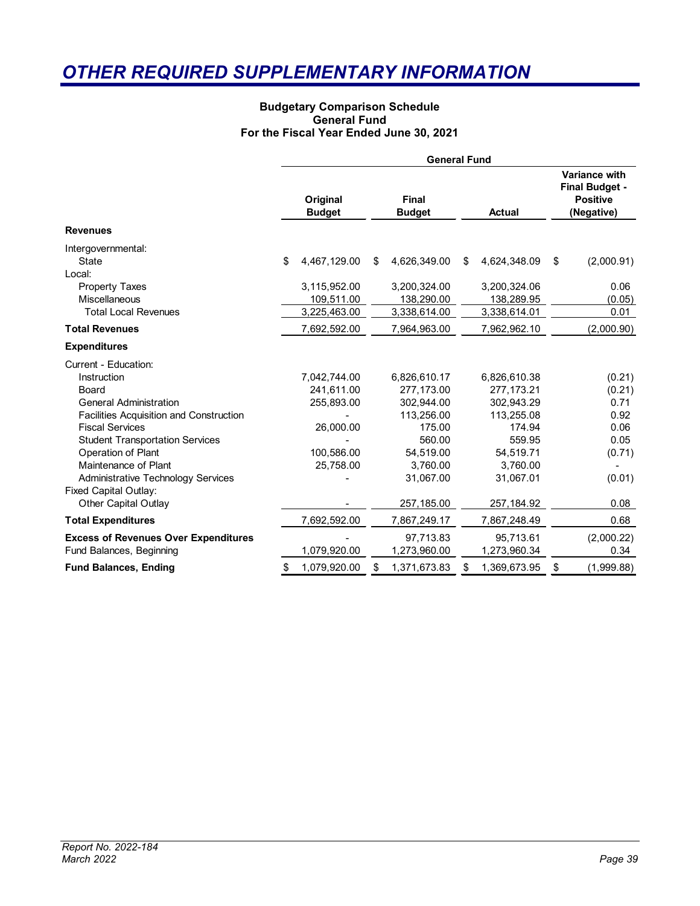# OTHER REQUIRED SUPPLEMENTARY INFORMATION

**Budgetary Comparison Schedule**
**General Fund**
**For the Fiscal Year Ended June 30, 2021**

| | General Fund | | | |
|---|---|---|---|---|
| | **Original Budget** | **Final Budget** | **Actual** | **Variance with Final Budget - Positive (Negative)** |
| **Revenues** | | | | |
| Intergovernmental: | | | | |
| State | $ 4,467,129.00 | $ 4,626,349.00 | $ 4,624,348.09 | $ (2,000.91) |
| Local: | | | | |
| Property Taxes | 3,115,952.00 | 3,200,324.00 | 3,200,324.06 | 0.06 |
| Miscellaneous | 109,511.00 | 138,290.00 | 138,289.95 | (0.05) |
| Total Local Revenues | 3,225,463.00 | 3,338,614.00 | 3,338,614.01 | 0.01 |
| **Total Revenues** | 7,692,592.00 | 7,964,963.00 | 7,962,962.10 | (2,000.90) |
| **Expenditures** | | | | |
| Current - Education: | | | | |
| Instruction | 7,042,744.00 | 6,826,610.17 | 6,826,610.38 | (0.21) |
| Board | 241,611.00 | 277,173.00 | 277,173.21 | (0.21) |
| General Administration | 255,893.00 | 302,944.00 | 302,943.29 | 0.71 |
| Facilities Acquisition and Construction | - | 113,256.00 | 113,255.08 | 0.92 |
| Fiscal Services | 26,000.00 | 175.00 | 174.94 | 0.06 |
| Student Transportation Services | - | 560.00 | 559.95 | 0.05 |
| Operation of Plant | 100,586.00 | 54,519.00 | 54,519.71 | (0.71) |
| Maintenance of Plant | 25,758.00 | 3,760.00 | 3,760.00 | - |
| Administrative Technology Services | - | 31,067.00 | 31,067.01 | (0.01) |
| Fixed Capital Outlay: | | | | |
| Other Capital Outlay | - | 257,185.00 | 257,184.92 | 0.08 |
| **Total Expenditures** | 7,692,592.00 | 7,867,249.17 | 7,867,248.49 | 0.68 |
| **Excess of Revenues Over Expenditures** | - | 97,713.83 | 95,713.61 | (2,000.22) |
| Fund Balances, Beginning | 1,079,920.00 | 1,273,960.00 | 1,273,960.34 | 0.34 |
| **Fund Balances, Ending** | $ 1,079,920.00 | $ 1,371,673.83 | $ 1,369,673.95 | $ (1,999.88) |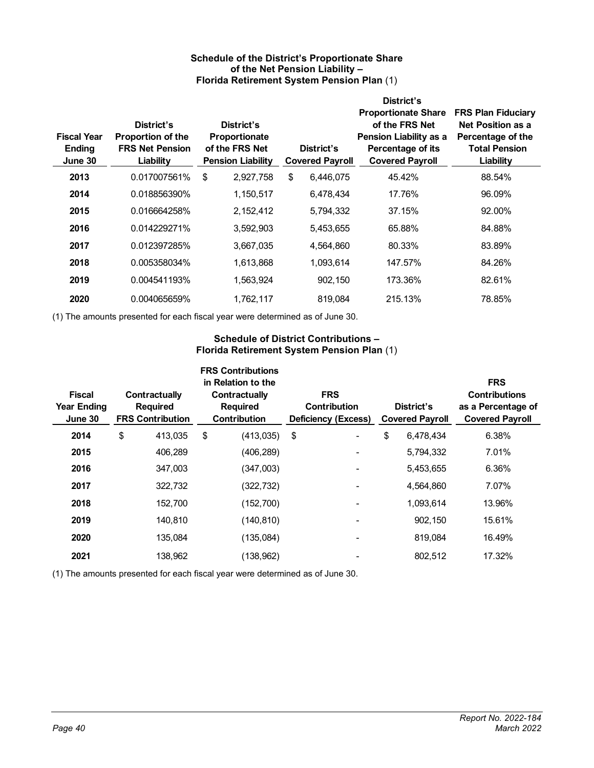### Schedule of the District's Proportionate Share of the Net Pension Liability – Florida Retirement System Pension Plan (1)

| Fiscal Year Ending June 30 | District's Proportion of the FRS Net Pension Liability | District's Proportionate Share of the FRS Net Pension Liability | District's Covered Payroll | District's Proportionate Share of the FRS Net Pension Liability as a Percentage of its Covered Payroll | FRS Plan Fiduciary Net Position as a Percentage of the Total Pension Liability |
|---|---|---|---|---|---|
| 2013 | 0.017007561% | $ 2,927,758 | $ 6,446,075 | 45.42% | 88.54% |
| 2014 | 0.018856390% | 1,150,517 | 6,478,434 | 17.76% | 96.09% |
| 2015 | 0.016664258% | 2,152,412 | 5,794,332 | 37.15% | 92.00% |
| 2016 | 0.014229271% | 3,592,903 | 5,453,655 | 65.88% | 84.88% |
| 2017 | 0.012397285% | 3,667,035 | 4,564,860 | 80.33% | 83.89% |
| 2018 | 0.005358034% | 1,613,868 | 1,093,614 | 147.57% | 84.26% |
| 2019 | 0.004541193% | 1,563,924 | 902,150 | 173.36% | 82.61% |
| 2020 | 0.004065659% | 1,762,117 | 819,084 | 215.13% | 78.85% |

(1) The amounts presented for each fiscal year were determined as of June 30.

### Schedule of District Contributions – Florida Retirement System Pension Plan (1)

| Fiscal Year Ending June 30 | Contractually Required FRS Contribution | FRS Contributions in Relation to the Contractually Required Contribution | FRS Contribution Deficiency (Excess) | District's Covered Payroll | FRS Contributions as a Percentage of Covered Payroll |
|---|---|---|---|---|---|
| 2014 | $ 413,035 | $ (413,035) | $ - | $ 6,478,434 | 6.38% |
| 2015 | 406,289 | (406,289) | - | 5,794,332 | 7.01% |
| 2016 | 347,003 | (347,003) | - | 5,453,655 | 6.36% |
| 2017 | 322,732 | (322,732) | - | 4,564,860 | 7.07% |
| 2018 | 152,700 | (152,700) | - | 1,093,614 | 13.96% |
| 2019 | 140,810 | (140,810) | - | 902,150 | 15.61% |
| 2020 | 135,084 | (135,084) | - | 819,084 | 16.49% |
| 2021 | 138,962 | (138,962) | - | 802,512 | 17.32% |

(1) The amounts presented for each fiscal year were determined as of June 30.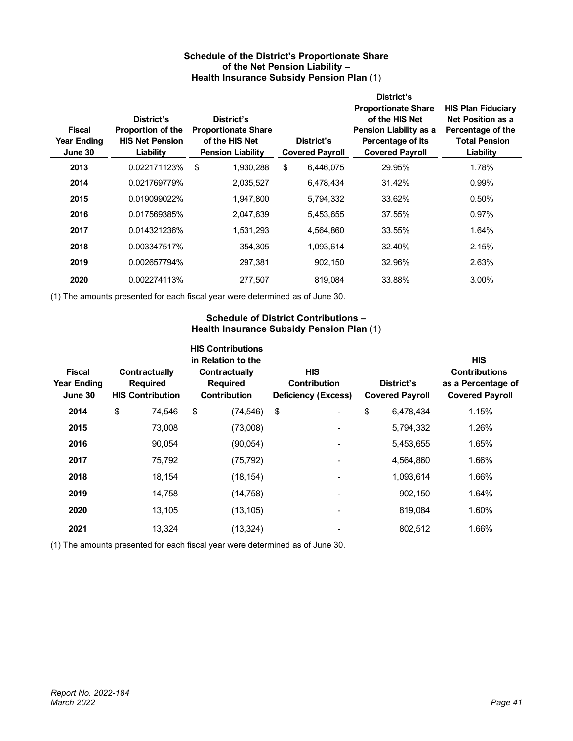### Schedule of the District's Proportionate Share of the Net Pension Liability – Health Insurance Subsidy Pension Plan (1)

| Fiscal Year Ending June 30 | District's Proportion of the HIS Net Pension Liability | District's Proportionate Share of the HIS Net Pension Liability | District's Covered Payroll | District's Proportionate Share of the HIS Net Pension Liability as a Percentage of its Covered Payroll | HIS Plan Fiduciary Net Position as a Percentage of the Total Pension Liability |
|---|---|---|---|---|---|
| 2013 | 0.022171123% | $ 1,930,288 | $ 6,446,075 | 29.95% | 1.78% |
| 2014 | 0.021769779% | 2,035,527 | 6,478,434 | 31.42% | 0.99% |
| 2015 | 0.019099022% | 1,947,800 | 5,794,332 | 33.62% | 0.50% |
| 2016 | 0.017569385% | 2,047,639 | 5,453,655 | 37.55% | 0.97% |
| 2017 | 0.014321236% | 1,531,293 | 4,564,860 | 33.55% | 1.64% |
| 2018 | 0.003347517% | 354,305 | 1,093,614 | 32.40% | 2.15% |
| 2019 | 0.002657794% | 297,381 | 902,150 | 32.96% | 2.63% |
| 2020 | 0.002274113% | 277,507 | 819,084 | 33.88% | 3.00% |

(1) The amounts presented for each fiscal year were determined as of June 30.

### Schedule of District Contributions – Health Insurance Subsidy Pension Plan (1)

| Fiscal Year Ending June 30 | Contractually Required HIS Contribution | HIS Contributions in Relation to the Contractually Required Contribution | HIS Contribution Deficiency (Excess) | District's Covered Payroll | HIS Contributions as a Percentage of Covered Payroll |
|---|---|---|---|---|---|
| 2014 | $ 74,546 | $ (74,546) | $ - | $ 6,478,434 | 1.15% |
| 2015 | 73,008 | (73,008) | - | 5,794,332 | 1.26% |
| 2016 | 90,054 | (90,054) | - | 5,453,655 | 1.65% |
| 2017 | 75,792 | (75,792) | - | 4,564,860 | 1.66% |
| 2018 | 18,154 | (18,154) | - | 1,093,614 | 1.66% |
| 2019 | 14,758 | (14,758) | - | 902,150 | 1.64% |
| 2020 | 13,105 | (13,105) | - | 819,084 | 1.60% |
| 2021 | 13,324 | (13,324) | - | 802,512 | 1.66% |

(1) The amounts presented for each fiscal year were determined as of June 30.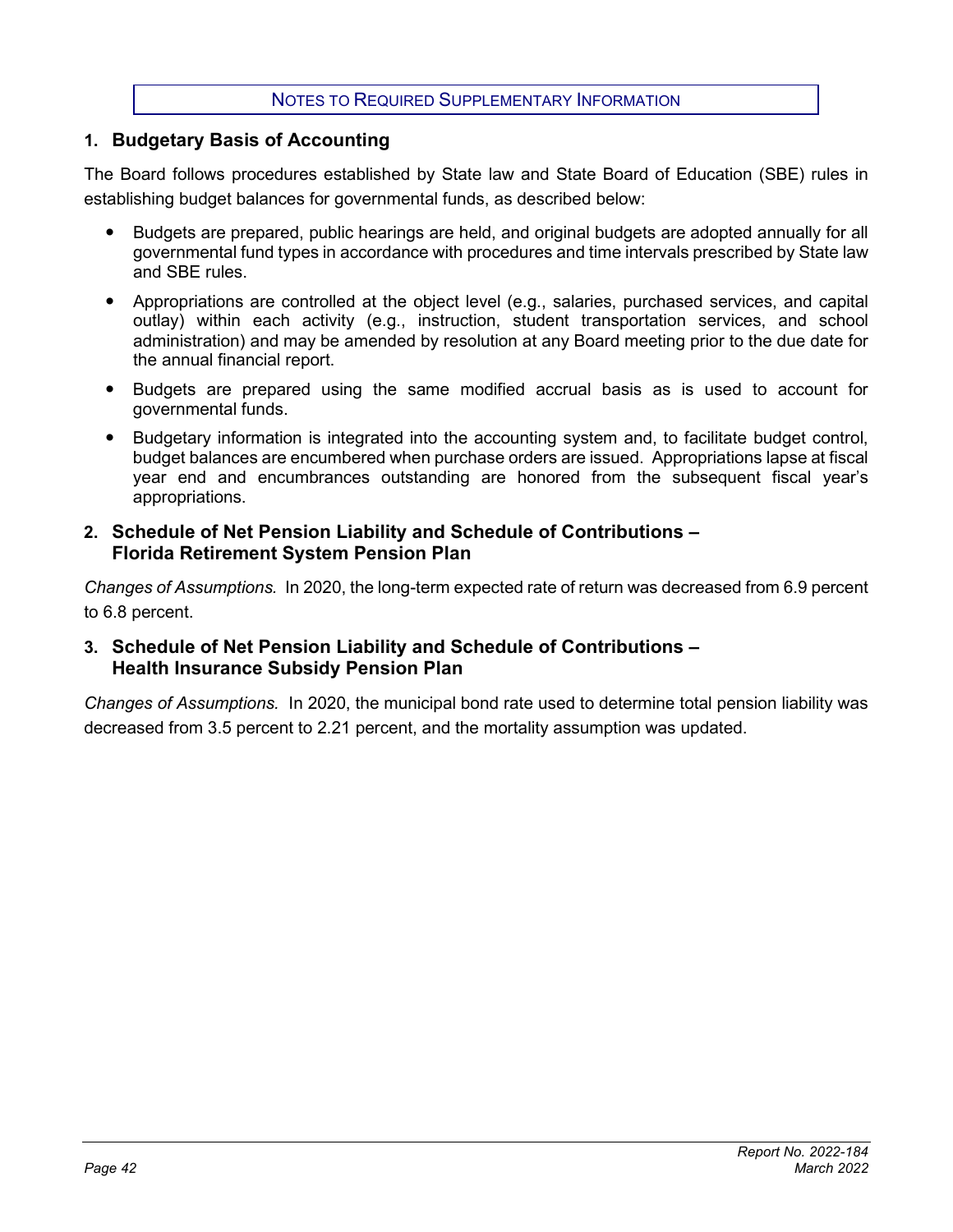# NOTES TO REQUIRED SUPPLEMENTARY INFORMATION

## 1. Budgetary Basis of Accounting

The Board follows procedures established by State law and State Board of Education (SBE) rules in establishing budget balances for governmental funds, as described below:

- Budgets are prepared, public hearings are held, and original budgets are adopted annually for all governmental fund types in accordance with procedures and time intervals prescribed by State law and SBE rules.
- Appropriations are controlled at the object level (e.g., salaries, purchased services, and capital outlay) within each activity (e.g., instruction, student transportation services, and school administration) and may be amended by resolution at any Board meeting prior to the due date for the annual financial report.
- Budgets are prepared using the same modified accrual basis as is used to account for governmental funds.
- Budgetary information is integrated into the accounting system and, to facilitate budget control, budget balances are encumbered when purchase orders are issued. Appropriations lapse at fiscal year end and encumbrances outstanding are honored from the subsequent fiscal year's appropriations.

## 2. Schedule of Net Pension Liability and Schedule of Contributions – Florida Retirement System Pension Plan

*Changes of Assumptions.* In 2020, the long-term expected rate of return was decreased from 6.9 percent to 6.8 percent.

## 3. Schedule of Net Pension Liability and Schedule of Contributions – Health Insurance Subsidy Pension Plan

*Changes of Assumptions.* In 2020, the municipal bond rate used to determine total pension liability was decreased from 3.5 percent to 2.21 percent, and the mortality assumption was updated.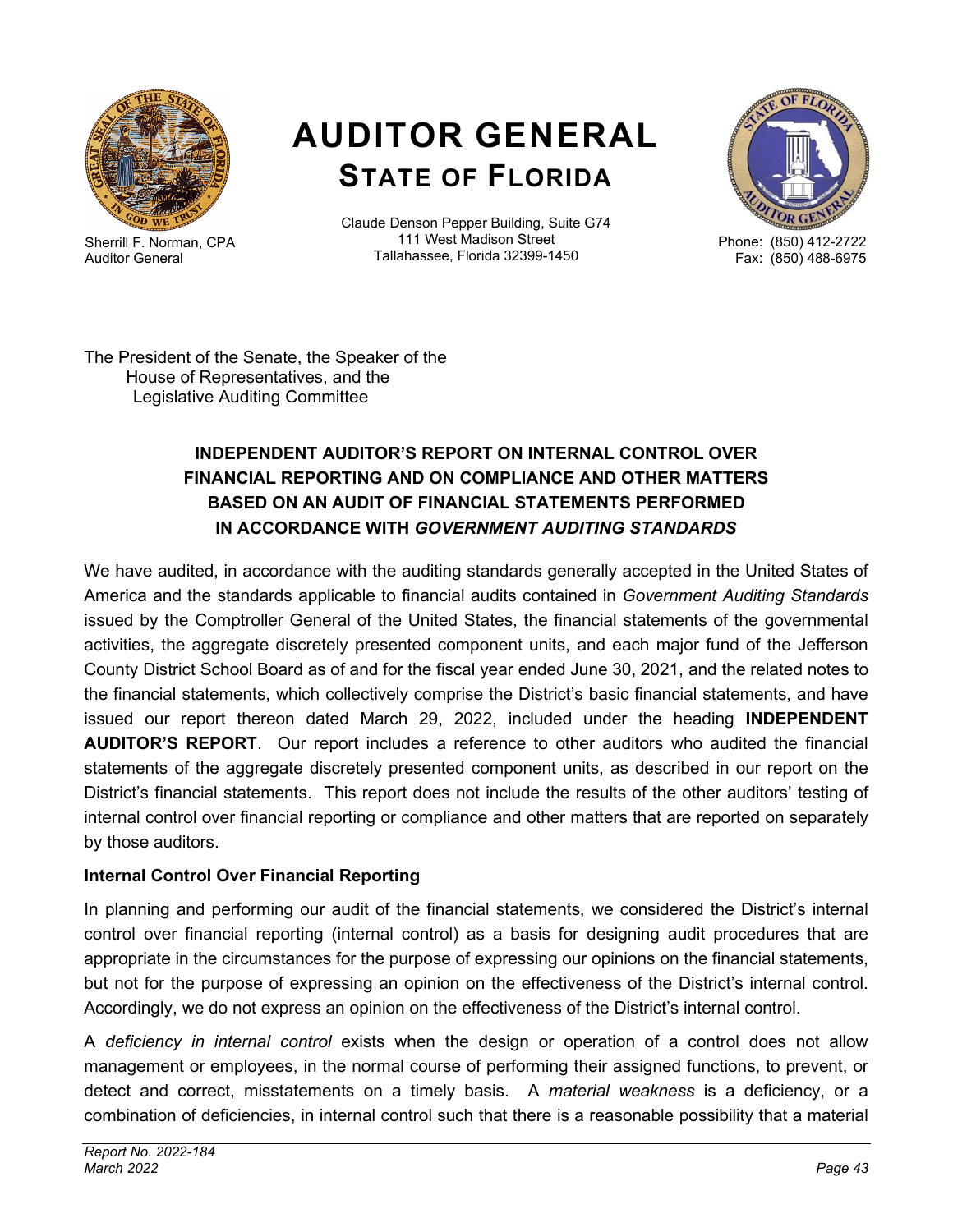# AUDITOR GENERAL
## STATE OF FLORIDA

Sherrill F. Norman, CPA
Auditor General

Claude Denson Pepper Building, Suite G74
111 West Madison Street
Tallahassee, Florida 32399-1450

Phone: (850) 412-2722
Fax: (850) 488-6975

The President of the Senate, the Speaker of the
House of Representatives, and the
Legislative Auditing Committee

### INDEPENDENT AUDITOR'S REPORT ON INTERNAL CONTROL OVER FINANCIAL REPORTING AND ON COMPLIANCE AND OTHER MATTERS BASED ON AN AUDIT OF FINANCIAL STATEMENTS PERFORMED IN ACCORDANCE WITH *GOVERNMENT AUDITING STANDARDS*

We have audited, in accordance with the auditing standards generally accepted in the United States of America and the standards applicable to financial audits contained in *Government Auditing Standards* issued by the Comptroller General of the United States, the financial statements of the governmental activities, the aggregate discretely presented component units, and each major fund of the Jefferson County District School Board as of and for the fiscal year ended June 30, 2021, and the related notes to the financial statements, which collectively comprise the District's basic financial statements, and have issued our report thereon dated March 29, 2022, included under the heading **INDEPENDENT AUDITOR'S REPORT**. Our report includes a reference to other auditors who audited the financial statements of the aggregate discretely presented component units, as described in our report on the District's financial statements. This report does not include the results of the other auditors' testing of internal control over financial reporting or compliance and other matters that are reported on separately by those auditors.

**Internal Control Over Financial Reporting**

In planning and performing our audit of the financial statements, we considered the District's internal control over financial reporting (internal control) as a basis for designing audit procedures that are appropriate in the circumstances for the purpose of expressing our opinions on the financial statements, but not for the purpose of expressing an opinion on the effectiveness of the District's internal control. Accordingly, we do not express an opinion on the effectiveness of the District's internal control.

A *deficiency in internal control* exists when the design or operation of a control does not allow management or employees, in the normal course of performing their assigned functions, to prevent, or detect and correct, misstatements on a timely basis. A *material weakness* is a deficiency, or a combination of deficiencies, in internal control such that there is a reasonable possibility that a material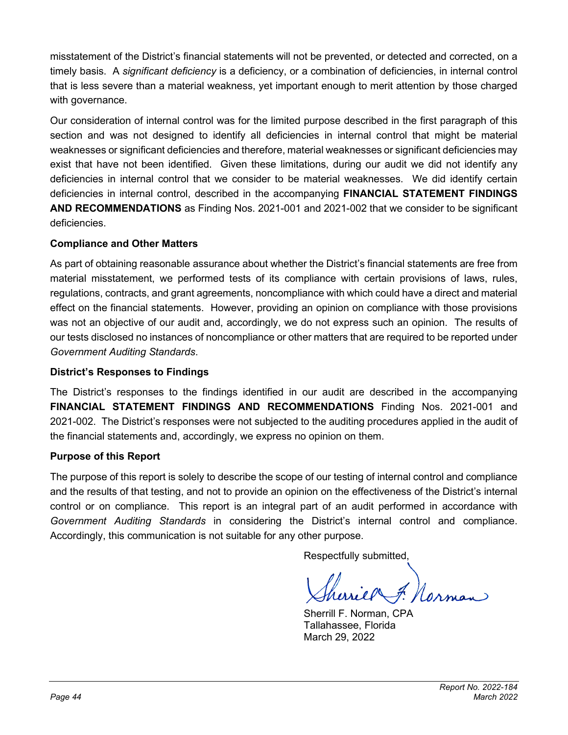misstatement of the District's financial statements will not be prevented, or detected and corrected, on a timely basis. A *significant deficiency* is a deficiency, or a combination of deficiencies, in internal control that is less severe than a material weakness, yet important enough to merit attention by those charged with governance.

Our consideration of internal control was for the limited purpose described in the first paragraph of this section and was not designed to identify all deficiencies in internal control that might be material weaknesses or significant deficiencies and therefore, material weaknesses or significant deficiencies may exist that have not been identified. Given these limitations, during our audit we did not identify any deficiencies in internal control that we consider to be material weaknesses. We did identify certain deficiencies in internal control, described in the accompanying **FINANCIAL STATEMENT FINDINGS AND RECOMMENDATIONS** as Finding Nos. 2021-001 and 2021-002 that we consider to be significant deficiencies.

**Compliance and Other Matters**

As part of obtaining reasonable assurance about whether the District's financial statements are free from material misstatement, we performed tests of its compliance with certain provisions of laws, rules, regulations, contracts, and grant agreements, noncompliance with which could have a direct and material effect on the financial statements. However, providing an opinion on compliance with those provisions was not an objective of our audit and, accordingly, we do not express such an opinion. The results of our tests disclosed no instances of noncompliance or other matters that are required to be reported under *Government Auditing Standards*.

**District's Responses to Findings**

The District's responses to the findings identified in our audit are described in the accompanying **FINANCIAL STATEMENT FINDINGS AND RECOMMENDATIONS** Finding Nos. 2021-001 and 2021-002. The District's responses were not subjected to the auditing procedures applied in the audit of the financial statements and, accordingly, we express no opinion on them.

**Purpose of this Report**

The purpose of this report is solely to describe the scope of our testing of internal control and compliance and the results of that testing, and not to provide an opinion on the effectiveness of the District's internal control or on compliance. This report is an integral part of an audit performed in accordance with *Government Auditing Standards* in considering the District's internal control and compliance. Accordingly, this communication is not suitable for any other purpose.

Respectfully submitted,

Sherrill F. Norman, CPA
Tallahassee, Florida
March 29, 2022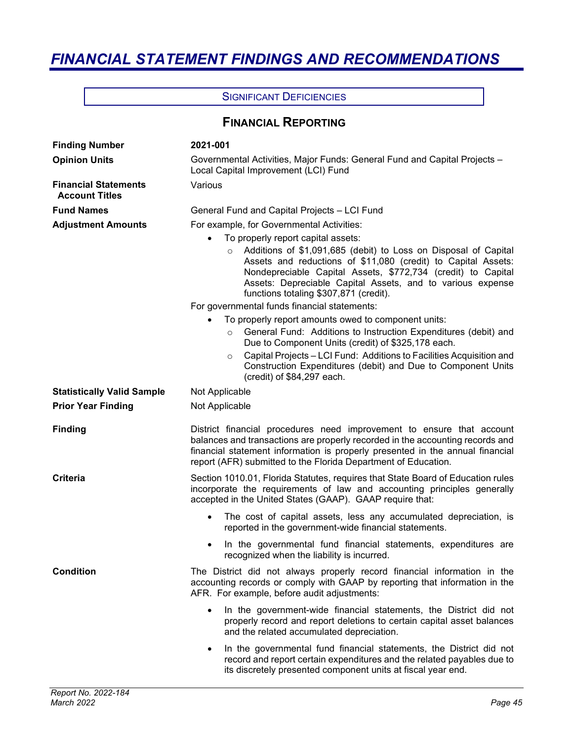# *FINANCIAL STATEMENT FINDINGS AND RECOMMENDATIONS*

SIGNIFICANT DEFICIENCIES

## FINANCIAL REPORTING

**Finding Number** **2021-001**

**Opinion Units** Governmental Activities, Major Funds: General Fund and Capital Projects – Local Capital Improvement (LCI) Fund

**Financial Statements Account Titles** Various

**Fund Names** General Fund and Capital Projects – LCI Fund

**Adjustment Amounts** For example, for Governmental Activities:

- To properly report capital assets:
  - Additions of $1,091,685 (debit) to Loss on Disposal of Capital Assets and reductions of $11,080 (credit) to Capital Assets: Nondepreciable Capital Assets, $772,734 (credit) to Capital Assets: Depreciable Capital Assets, and to various expense functions totaling $307,871 (credit).

For governmental funds financial statements:

- To properly report amounts owed to component units:
  - General Fund: Additions to Instruction Expenditures (debit) and Due to Component Units (credit) of $325,178 each.
  - Capital Projects – LCI Fund: Additions to Facilities Acquisition and Construction Expenditures (debit) and Due to Component Units (credit) of $84,297 each.

**Statistically Valid Sample** Not Applicable

**Prior Year Finding** Not Applicable

**Finding** District financial procedures need improvement to ensure that account balances and transactions are properly recorded in the accounting records and financial statement information is properly presented in the annual financial report (AFR) submitted to the Florida Department of Education.

**Criteria** Section 1010.01, Florida Statutes, requires that State Board of Education rules incorporate the requirements of law and accounting principles generally accepted in the United States (GAAP). GAAP require that:

- The cost of capital assets, less any accumulated depreciation, is reported in the government-wide financial statements.
- In the governmental fund financial statements, expenditures are recognized when the liability is incurred.

**Condition** The District did not always properly record financial information in the accounting records or comply with GAAP by reporting that information in the AFR. For example, before audit adjustments:

- In the government-wide financial statements, the District did not properly record and report deletions to certain capital asset balances and the related accumulated depreciation.
- In the governmental fund financial statements, the District did not record and report certain expenditures and the related payables due to its discretely presented component units at fiscal year end.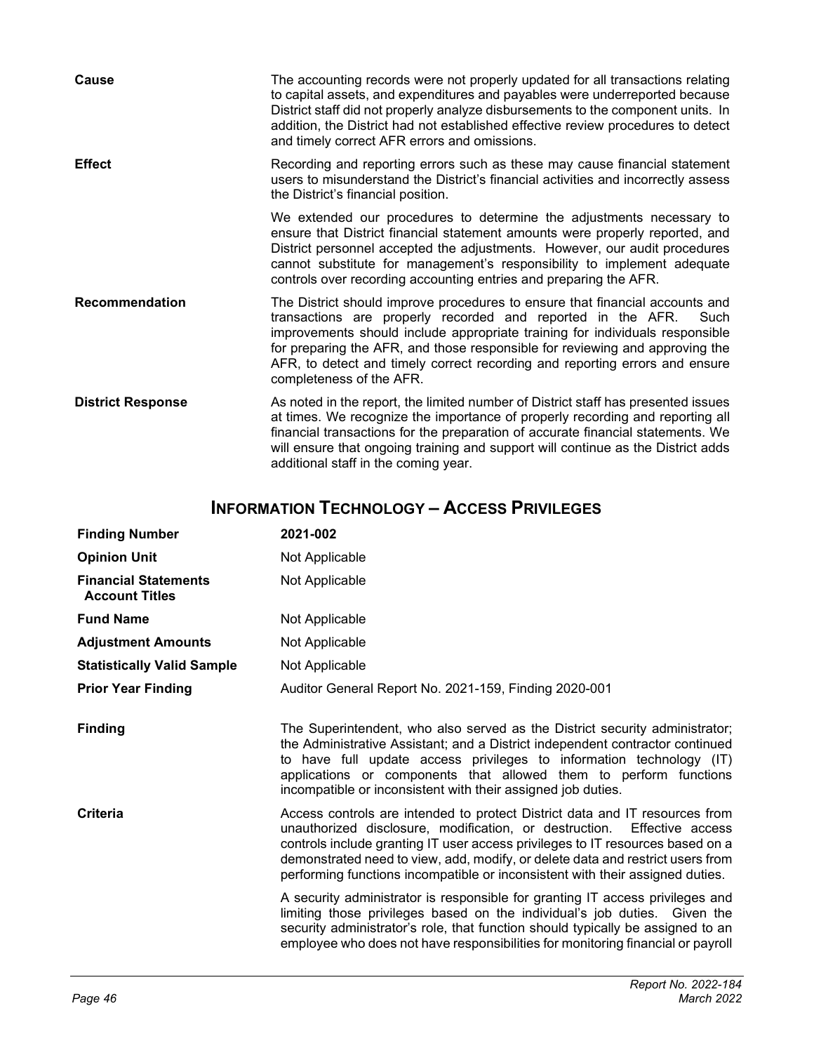| | |
|---|---|
| **Cause** | The accounting records were not properly updated for all transactions relating to capital assets, and expenditures and payables were underreported because District staff did not properly analyze disbursements to the component units. In addition, the District had not established effective review procedures to detect and timely correct AFR errors and omissions. |
| **Effect** | Recording and reporting errors such as these may cause financial statement users to misunderstand the District's financial activities and incorrectly assess the District's financial position.<br><br>We extended our procedures to determine the adjustments necessary to ensure that District financial statement amounts were properly reported, and District personnel accepted the adjustments. However, our audit procedures cannot substitute for management's responsibility to implement adequate controls over recording accounting entries and preparing the AFR. |
| **Recommendation** | The District should improve procedures to ensure that financial accounts and transactions are properly recorded and reported in the AFR. Such improvements should include appropriate training for individuals responsible for preparing the AFR, and those responsible for reviewing and approving the AFR, to detect and timely correct recording and reporting errors and ensure completeness of the AFR. |
| **District Response** | As noted in the report, the limited number of District staff has presented issues at times. We recognize the importance of properly recording and reporting all financial transactions for the preparation of accurate financial statements. We will ensure that ongoing training and support will continue as the District adds additional staff in the coming year. |

## INFORMATION TECHNOLOGY – ACCESS PRIVILEGES

| | |
|---|---|
| **Finding Number** | **2021-002** |
| **Opinion Unit** | Not Applicable |
| **Financial Statements Account Titles** | Not Applicable |
| **Fund Name** | Not Applicable |
| **Adjustment Amounts** | Not Applicable |
| **Statistically Valid Sample** | Not Applicable |
| **Prior Year Finding** | Auditor General Report No. 2021-159, Finding 2020-001 |
| **Finding** | The Superintendent, who also served as the District security administrator; the Administrative Assistant; and a District independent contractor continued to have full update access privileges to information technology (IT) applications or components that allowed them to perform functions incompatible or inconsistent with their assigned job duties. |
| **Criteria** | Access controls are intended to protect District data and IT resources from unauthorized disclosure, modification, or destruction. Effective access controls include granting IT user access privileges to IT resources based on a demonstrated need to view, add, modify, or delete data and restrict users from performing functions incompatible or inconsistent with their assigned duties.<br><br>A security administrator is responsible for granting IT access privileges and limiting those privileges based on the individual's job duties. Given the security administrator's role, that function should typically be assigned to an employee who does not have responsibilities for monitoring financial or payroll |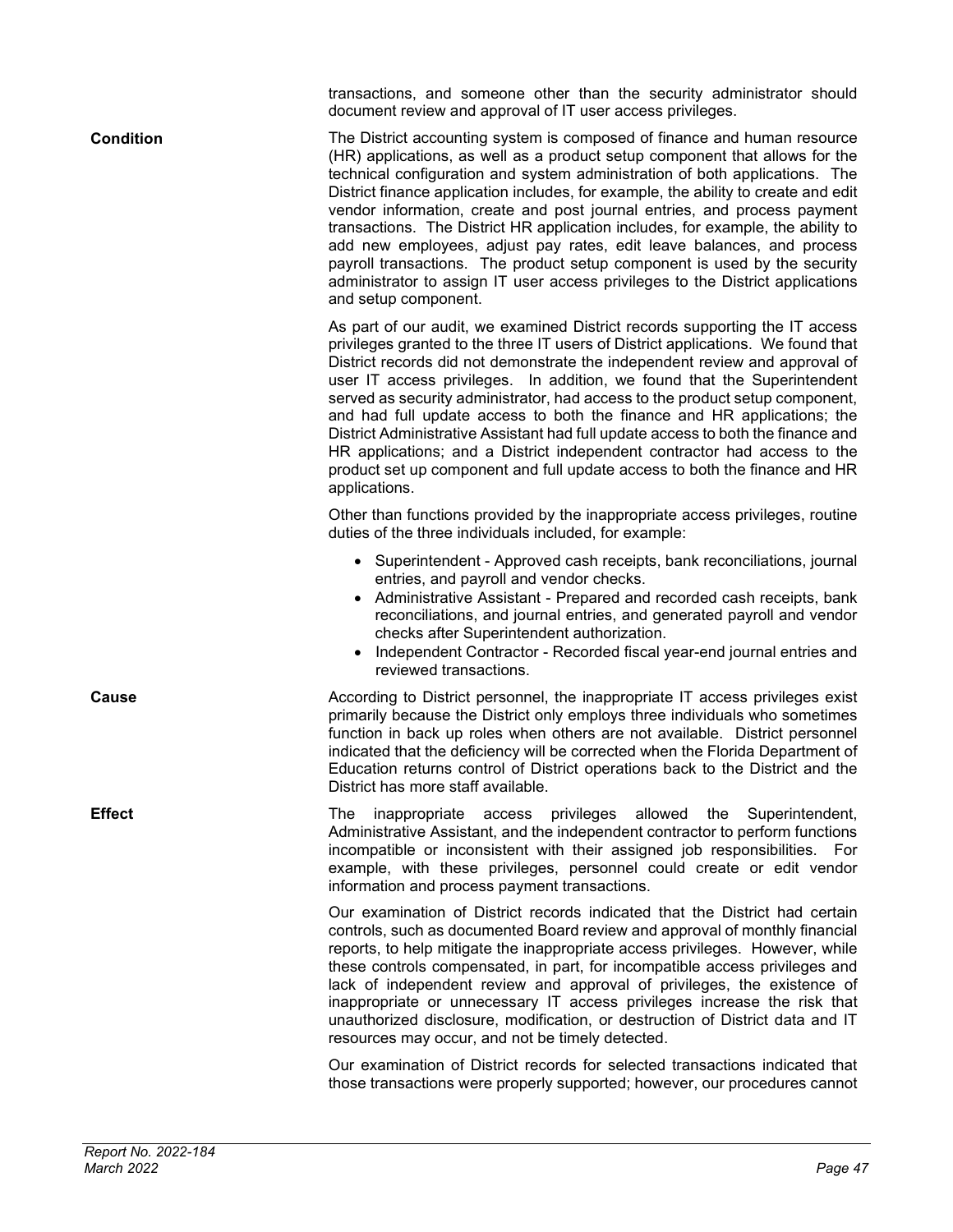transactions, and someone other than the security administrator should document review and approval of IT user access privileges.

**Condition**

The District accounting system is composed of finance and human resource (HR) applications, as well as a product setup component that allows for the technical configuration and system administration of both applications. The District finance application includes, for example, the ability to create and edit vendor information, create and post journal entries, and process payment transactions. The District HR application includes, for example, the ability to add new employees, adjust pay rates, edit leave balances, and process payroll transactions. The product setup component is used by the security administrator to assign IT user access privileges to the District applications and setup component.

As part of our audit, we examined District records supporting the IT access privileges granted to the three IT users of District applications. We found that District records did not demonstrate the independent review and approval of user IT access privileges. In addition, we found that the Superintendent served as security administrator, had access to the product setup component, and had full update access to both the finance and HR applications; the District Administrative Assistant had full update access to both the finance and HR applications; and a District independent contractor had access to the product set up component and full update access to both the finance and HR applications.

Other than functions provided by the inappropriate access privileges, routine duties of the three individuals included, for example:

- Superintendent - Approved cash receipts, bank reconciliations, journal entries, and payroll and vendor checks.
- Administrative Assistant - Prepared and recorded cash receipts, bank reconciliations, and journal entries, and generated payroll and vendor checks after Superintendent authorization.
- Independent Contractor - Recorded fiscal year-end journal entries and reviewed transactions.

**Cause**

According to District personnel, the inappropriate IT access privileges exist primarily because the District only employs three individuals who sometimes function in back up roles when others are not available. District personnel indicated that the deficiency will be corrected when the Florida Department of Education returns control of District operations back to the District and the District has more staff available.

**Effect**

The inappropriate access privileges allowed the Superintendent, Administrative Assistant, and the independent contractor to perform functions incompatible or inconsistent with their assigned job responsibilities. For example, with these privileges, personnel could create or edit vendor information and process payment transactions.

Our examination of District records indicated that the District had certain controls, such as documented Board review and approval of monthly financial reports, to help mitigate the inappropriate access privileges. However, while these controls compensated, in part, for incompatible access privileges and lack of independent review and approval of privileges, the existence of inappropriate or unnecessary IT access privileges increase the risk that unauthorized disclosure, modification, or destruction of District data and IT resources may occur, and not be timely detected.

Our examination of District records for selected transactions indicated that those transactions were properly supported; however, our procedures cannot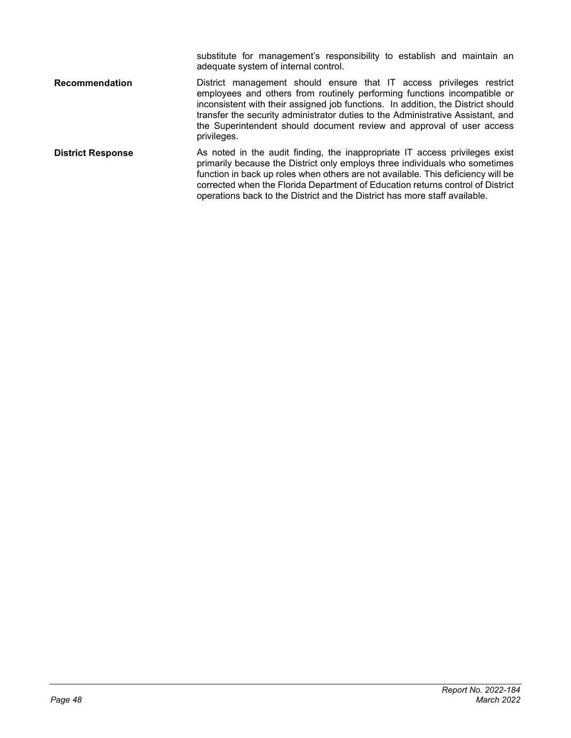substitute for management's responsibility to establish and maintain an adequate system of internal control.

**Recommendation**

District management should ensure that IT access privileges restrict employees and others from routinely performing functions incompatible or inconsistent with their assigned job functions. In addition, the District should transfer the security administrator duties to the Administrative Assistant, and the Superintendent should document review and approval of user access privileges.

**District Response**

As noted in the audit finding, the inappropriate IT access privileges exist primarily because the District only employs three individuals who sometimes function in back up roles when others are not available. This deficiency will be corrected when the Florida Department of Education returns control of District operations back to the District and the District has more staff available.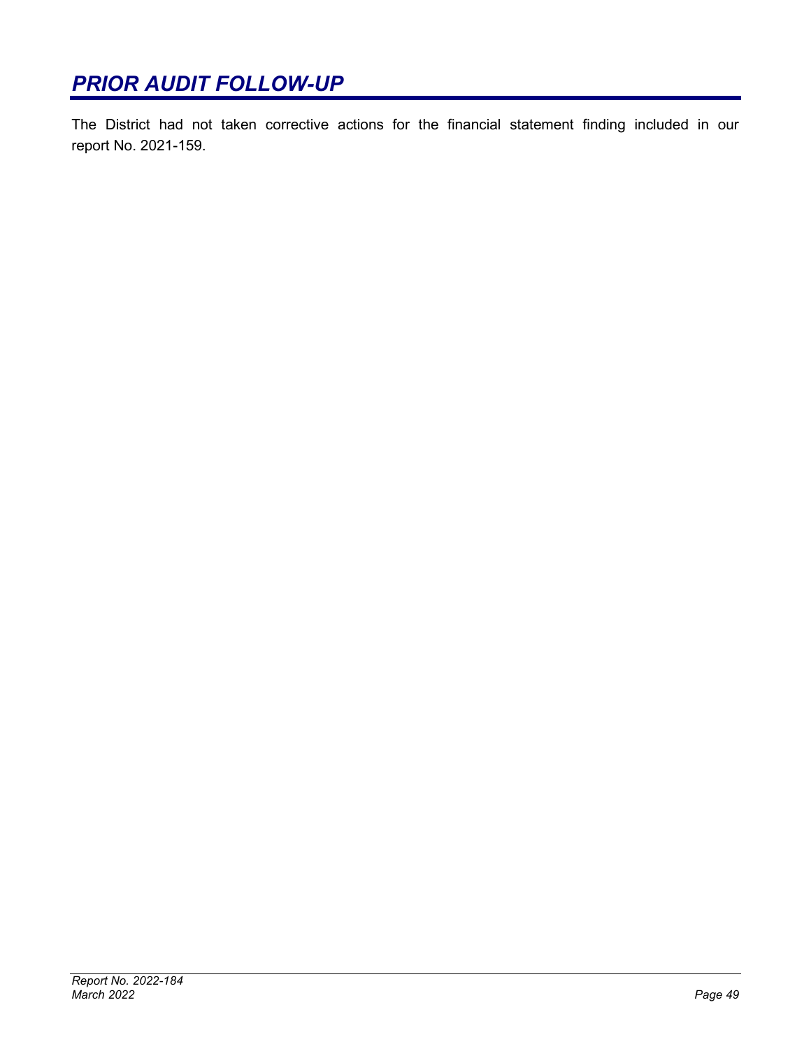# *PRIOR AUDIT FOLLOW-UP*

The District had not taken corrective actions for the financial statement finding included in our report No. 2021-159.